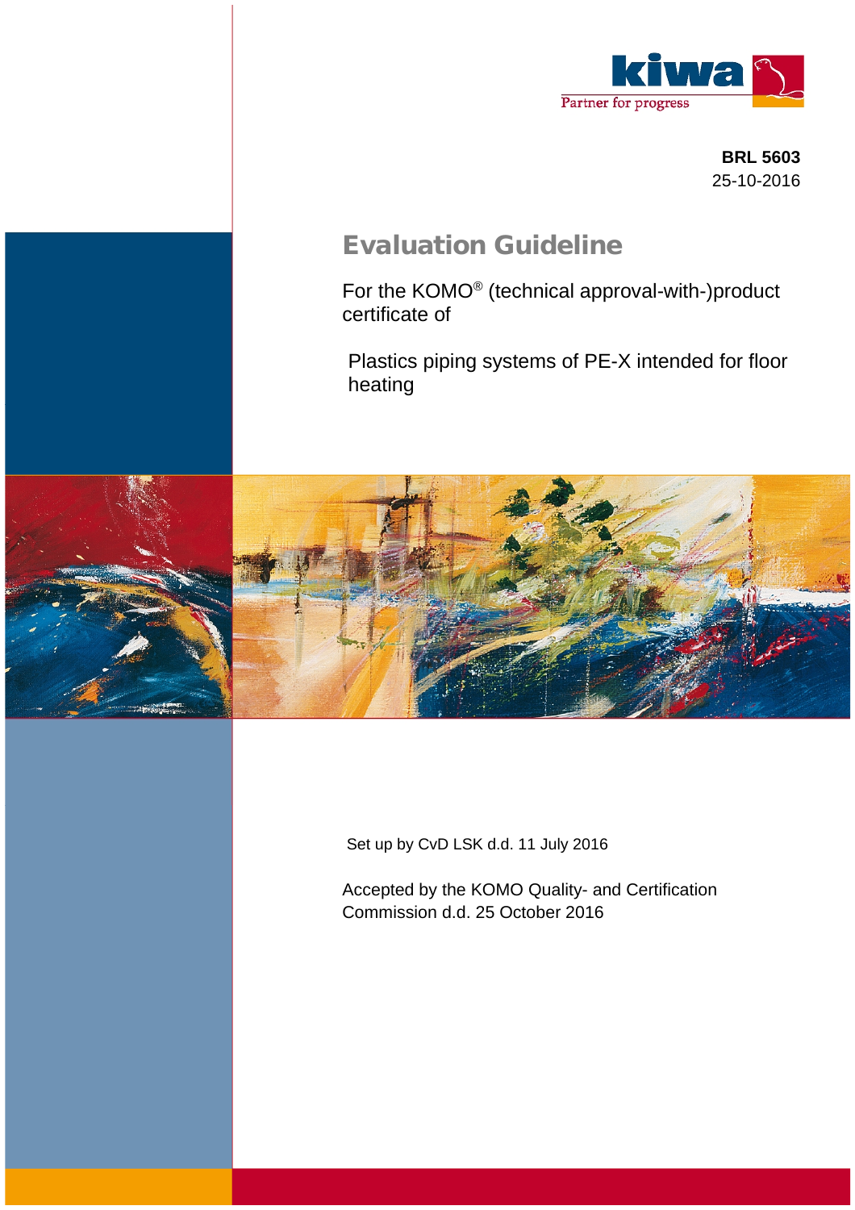kiwa
Partner for progress

**BRL 5603**
25-10-2016

# Evaluation Guideline

For the KOMO® (technical approval-with-)product certificate of

Plastics piping systems of PE-X intended for floor heating

Set up by CvD LSK d.d. 11 July 2016

Accepted by the KOMO Quality- and Certification Commission d.d. 25 October 2016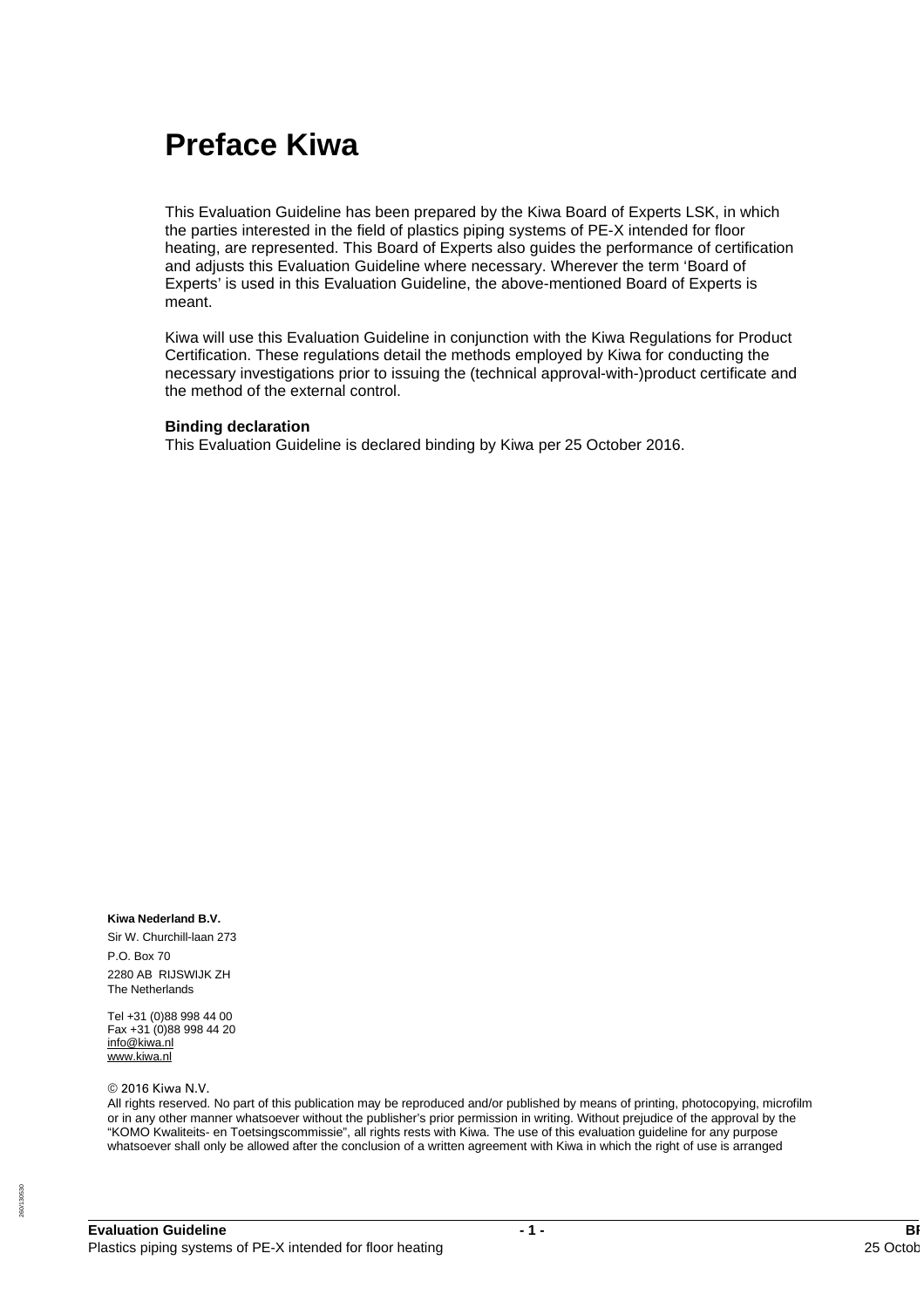# Preface Kiwa

This Evaluation Guideline has been prepared by the Kiwa Board of Experts LSK, in which the parties interested in the field of plastics piping systems of PE-X intended for floor heating, are represented. This Board of Experts also guides the performance of certification and adjusts this Evaluation Guideline where necessary. Wherever the term 'Board of Experts' is used in this Evaluation Guideline, the above-mentioned Board of Experts is meant.

Kiwa will use this Evaluation Guideline in conjunction with the Kiwa Regulations for Product Certification. These regulations detail the methods employed by Kiwa for conducting the necessary investigations prior to issuing the (technical approval-with-)product certificate and the method of the external control.

**Binding declaration**
This Evaluation Guideline is declared binding by Kiwa per 25 October 2016.

**Kiwa Nederland B.V.**
Sir W. Churchill-laan 273
P.O. Box 70
2280 AB RIJSWIJK ZH
The Netherlands

Tel +31 (0)88 998 44 00
Fax +31 (0)88 998 44 20
info@kiwa.nl
www.kiwa.nl

© 2016 Kiwa N.V.
All rights reserved. No part of this publication may be reproduced and/or published by means of printing, photocopying, microfilm or in any other manner whatsoever without the publisher's prior permission in writing. Without prejudice of the approval by the "KOMO Kwaliteits- en Toetsingscommissie", all rights rests with Kiwa. The use of this evaluation guideline for any purpose whatsoever shall only be allowed after the conclusion of a written agreement with Kiwa in which the right of use is arranged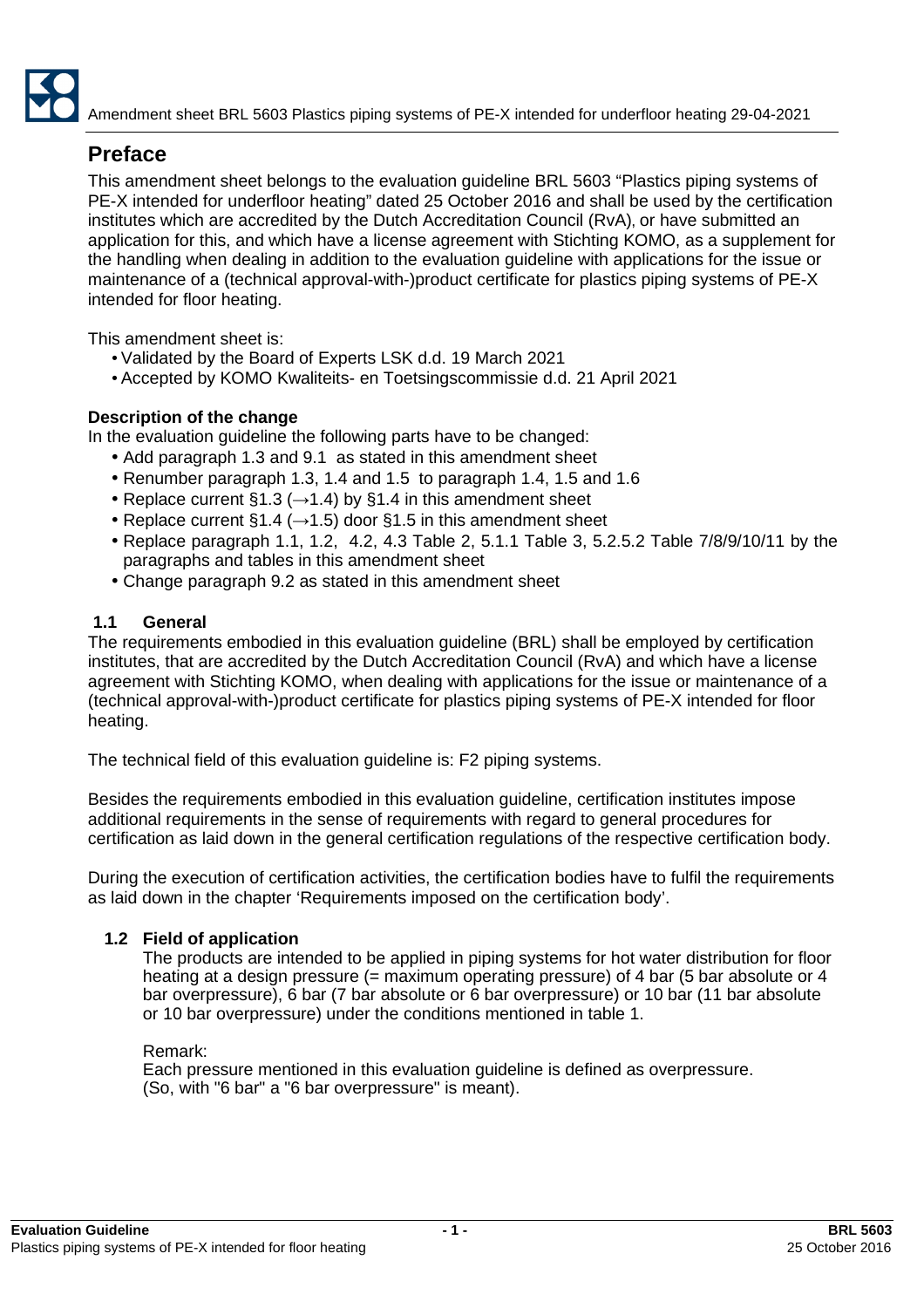## Preface

This amendment sheet belongs to the evaluation guideline BRL 5603 “Plastics piping systems of PE-X intended for underfloor heating” dated 25 October 2016 and shall be used by the certification institutes which are accredited by the Dutch Accreditation Council (RvA), or have submitted an application for this, and which have a license agreement with Stichting KOMO, as a supplement for the handling when dealing in addition to the evaluation guideline with applications for the issue or maintenance of a (technical approval-with-)product certificate for plastics piping systems of PE-X intended for floor heating.

This amendment sheet is:

- Validated by the Board of Experts LSK d.d. 19 March 2021
- Accepted by KOMO Kwaliteits- en Toetsingscommissie d.d. 21 April 2021

**Description of the change**

In the evaluation guideline the following parts have to be changed:

- Add paragraph 1.3 and 9.1 as stated in this amendment sheet
- Renumber paragraph 1.3, 1.4 and 1.5 to paragraph 1.4, 1.5 and 1.6
- Replace current §1.3 (→1.4) by §1.4 in this amendment sheet
- Replace current §1.4 (→1.5) door §1.5 in this amendment sheet
- Replace paragraph 1.1, 1.2, 4.2, 4.3 Table 2, 5.1.1 Table 3, 5.2.5.2 Table 7/8/9/10/11 by the paragraphs and tables in this amendment sheet
- Change paragraph 9.2 as stated in this amendment sheet

### 1.1 General

The requirements embodied in this evaluation guideline (BRL) shall be employed by certification institutes, that are accredited by the Dutch Accreditation Council (RvA) and which have a license agreement with Stichting KOMO, when dealing with applications for the issue or maintenance of a (technical approval-with-)product certificate for plastics piping systems of PE-X intended for floor heating.

The technical field of this evaluation guideline is: F2 piping systems.

Besides the requirements embodied in this evaluation guideline, certification institutes impose additional requirements in the sense of requirements with regard to general procedures for certification as laid down in the general certification regulations of the respective certification body.

During the execution of certification activities, the certification bodies have to fulfil the requirements as laid down in the chapter ‘Requirements imposed on the certification body’.

### 1.2 Field of application

The products are intended to be applied in piping systems for hot water distribution for floor heating at a design pressure (= maximum operating pressure) of 4 bar (5 bar absolute or 4 bar overpressure), 6 bar (7 bar absolute or 6 bar overpressure) or 10 bar (11 bar absolute or 10 bar overpressure) under the conditions mentioned in table 1.

Remark:
Each pressure mentioned in this evaluation guideline is defined as overpressure.
(So, with "6 bar" a "6 bar overpressure" is meant).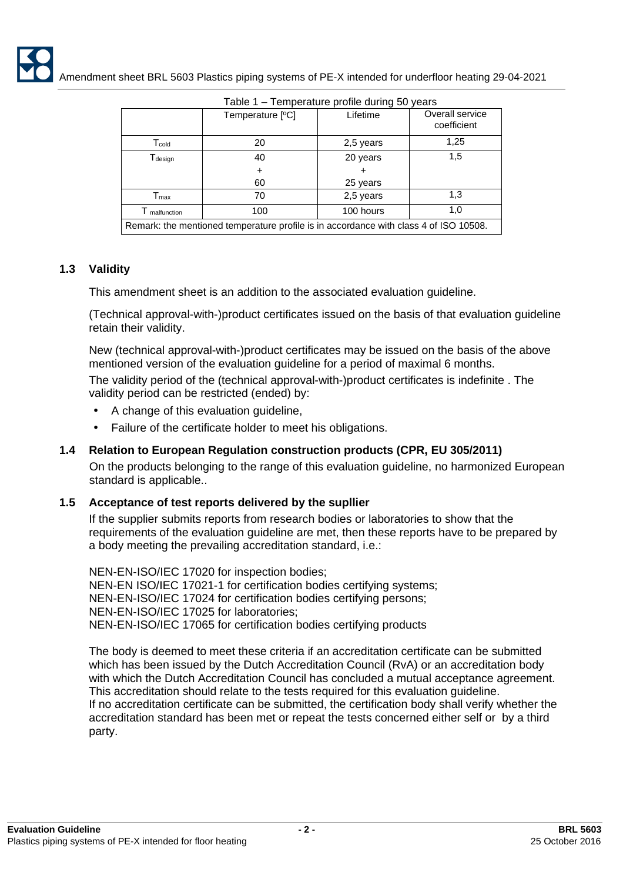Table 1 – Temperature profile during 50 years

| | Temperature [ºC] | Lifetime | Overall service coefficient |
|---|---|---|---|
| $T_{cold}$ | 20 | 2,5 years | 1,25 |
| $T_{design}$ | 40<br>+<br>60 | 20 years<br>+<br>25 years | 1,5 |
| $T_{max}$ | 70 | 2,5 years | 1,3 |
| $T_{malfunction}$ | 100 | 100 hours | 1,0 |
| Remark: the mentioned temperature profile is in accordance with class 4 of ISO 10508. | | | |

### 1.3 Validity

This amendment sheet is an addition to the associated evaluation guideline.

(Technical approval-with-)product certificates issued on the basis of that evaluation guideline retain their validity.

New (technical approval-with-)product certificates may be issued on the basis of the above mentioned version of the evaluation guideline for a period of maximal 6 months.

The validity period of the (technical approval-with-)product certificates is indefinite . The validity period can be restricted (ended) by:

- A change of this evaluation guideline,
- Failure of the certificate holder to meet his obligations.

### 1.4 Relation to European Regulation construction products (CPR, EU 305/2011)

On the products belonging to the range of this evaluation guideline, no harmonized European standard is applicable..

### 1.5 Acceptance of test reports delivered by the supllier

If the supplier submits reports from research bodies or laboratories to show that the requirements of the evaluation guideline are met, then these reports have to be prepared by a body meeting the prevailing accreditation standard, i.e.:

NEN-EN-ISO/IEC 17020 for inspection bodies;
NEN-EN ISO/IEC 17021-1 for certification bodies certifying systems;
NEN-EN-ISO/IEC 17024 for certification bodies certifying persons;
NEN-EN-ISO/IEC 17025 for laboratories;
NEN-EN-ISO/IEC 17065 for certification bodies certifying products

The body is deemed to meet these criteria if an accreditation certificate can be submitted which has been issued by the Dutch Accreditation Council (RvA) or an accreditation body with which the Dutch Accreditation Council has concluded a mutual acceptance agreement. This accreditation should relate to the tests required for this evaluation guideline.
If no accreditation certificate can be submitted, the certification body shall verify whether the accreditation standard has been met or repeat the tests concerned either self or by a third party.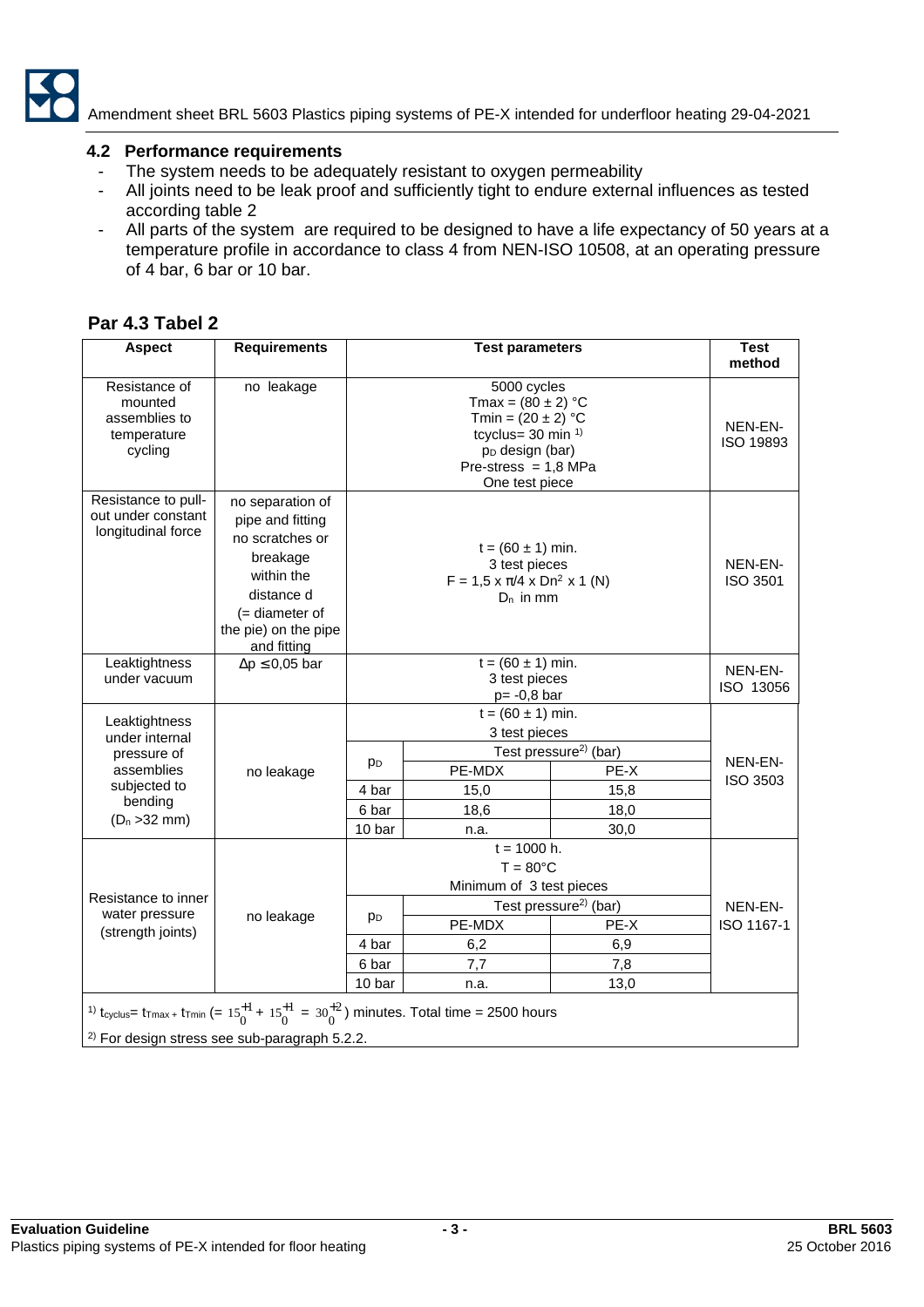Amendment sheet BRL 5603 Plastics piping systems of PE-X intended for underfloor heating 29-04-2021

### 4.2 Performance requirements

- The system needs to be adequately resistant to oxygen permeability
- All joints need to be leak proof and sufficiently tight to endure external influences as tested according table 2
- All parts of the system are required to be designed to have a life expectancy of 50 years at a temperature profile in accordance to class 4 from NEN-ISO 10508, at an operating pressure of 4 bar, 6 bar or 10 bar.

## Par 4.3 Tabel 2

| Aspect | Requirements | Test parameters | | | Test method |
|---|---|---|---|---|---|
| Resistance of mounted assemblies to temperature cycling | no leakage | 5000 cycles<br>$T_{max} = (80 \pm 2)$ °C<br>$T_{min} = (20 \pm 2)$ °C<br>$t_{cyclus}$= 30 min [1]<br>$p_D$ design (bar)<br>Pre-stress = 1,8 MPa<br>One test piece | | | NEN-EN-ISO 19893 |
| Resistance to pull-out under constant longitudinal force | no separation of pipe and fitting no scratches or breakage within the distance d (= diameter of the pie) on the pipe and fitting | $t = (60 \pm 1)$ min.<br>3 test pieces<br>$F = 1{,}5 \times \pi/4 \times D_n^2 \times 1$ (N)<br>$D_n$ in mm | | | NEN-EN-ISO 3501 |
| Leaktightness under vacuum | $\Delta p \leq 0{,}05$ bar | $t = (60 \pm 1)$ min.<br>3 test pieces<br>p= -0,8 bar | | | NEN-EN-ISO 13056 |
| Leaktightness under internal pressure of assemblies subjected to bending ($D_n$ >32 mm) | no leakage | $t = (60 \pm 1)$ min.<br>3 test pieces | | | NEN-EN-ISO 3503 |
| | | $p_D$ | Test pressure[2] (bar) | | |
| | | | PE-MDX | PE-X | |
| | | 4 bar | 15,0 | 15,8 | |
| | | 6 bar | 18,6 | 18,0 | |
| | | 10 bar | n.a. | 30,0 | |
| Resistance to inner water pressure (strength joints) | no leakage | t = 1000 h.<br>T = 80°C<br>Minimum of 3 test pieces | | | NEN-EN-ISO 1167-1 |
| | | $p_D$ | Test pressure[2] (bar) | | |
| | | | PE-MDX | PE-X | |
| | | 4 bar | 6,2 | 6,9 | |
| | | 6 bar | 7,7 | 7,8 | |
| | | 10 bar | n.a. | 13,0 | |

[1] $t_{cyclus} = t_{Tmax} + t_{Tmin}$ (= $15^{+1}_{0} + 15^{+1}_{0} = 30^{+2}_{0}$) minutes. Total time = 2500 hours

[2] For design stress see sub-paragraph 5.2.2.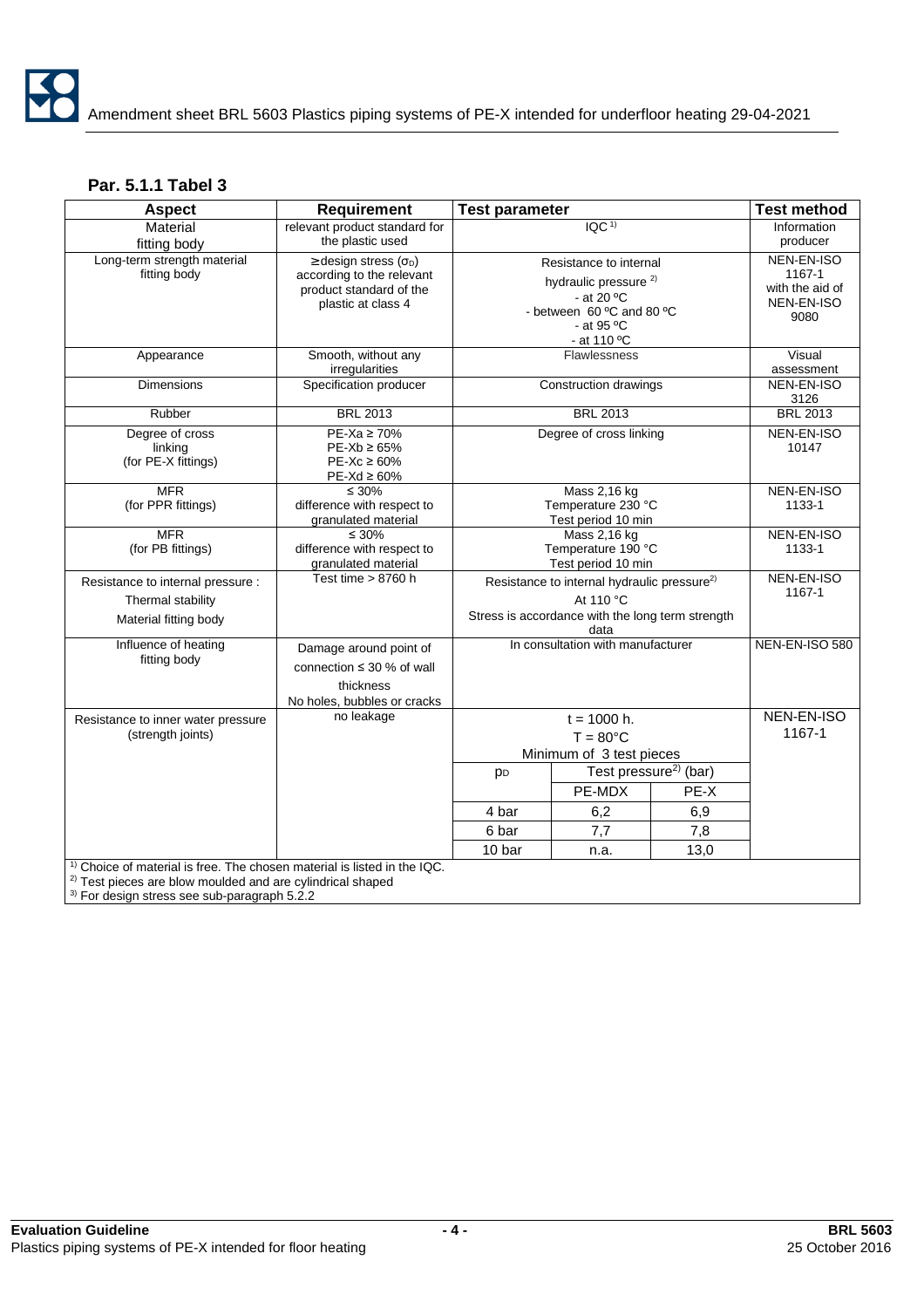## Par. 5.1.1 Tabel 3

| Aspect | Requirement | Test parameter | | | Test method |
|---|---|---|---|---|---|
| Material fitting body | relevant product standard for the plastic used | IQC [1] | | | Information producer |
| Long-term strength material fitting body | ≥ design stress ($\sigma_D$) according to the relevant product standard of the plastic at class 4 | Resistance to internal hydraulic pressure [2]<br>- at 20 ºC<br>- between 60 ºC and 80 ºC<br>- at 95 ºC<br>- at 110 ºC | | | NEN-EN-ISO 1167-1 with the aid of NEN-EN-ISO 9080 |
| Appearance | Smooth, without any irregularities | Flawlessness | | | Visual assessment |
| Dimensions | Specification producer | Construction drawings | | | NEN-EN-ISO 3126 |
| Rubber | BRL 2013 | BRL 2013 | | | BRL 2013 |
| Degree of cross linking (for PE-X fittings) | PE-Xa ≥ 70%<br>PE-Xb ≥ 65%<br>PE-Xc ≥ 60%<br>PE-Xd ≥ 60% | Degree of cross linking | | | NEN-EN-ISO 10147 |
| MFR (for PPR fittings) | ≤ 30% difference with respect to granulated material | Mass 2,16 kg<br>Temperature 230 °C<br>Test period 10 min | | | NEN-EN-ISO 1133-1 |
| MFR (for PB fittings) | ≤ 30% difference with respect to granulated material | Mass 2,16 kg<br>Temperature 190 °C<br>Test period 10 min | | | NEN-EN-ISO 1133-1 |
| Resistance to internal pressure :<br>Thermal stability<br>Material fitting body | Test time > 8760 h | Resistance to internal hydraulic pressure[2]<br>At 110 °C<br>Stress is accordance with the long term strength data | | | NEN-EN-ISO 1167-1 |
| Influence of heating fitting body | Damage around point of connection ≤ 30 % of wall thickness<br>No holes, bubbles or cracks | In consultation with manufacturer | | | NEN-EN-ISO 580 |
| Resistance to inner water pressure (strength joints) | no leakage | t = 1000 h.<br>T = 80°C<br>Minimum of 3 test pieces | | | NEN-EN-ISO 1167-1 |
| | | $p_D$ | Test pressure[2] (bar) | | |
| | | | PE-MDX | PE-X | |
| | | 4 bar | 6,2 | 6,9 | |
| | | 6 bar | 7,7 | 7,8 | |
| | | 10 bar | n.a. | 13,0 | |

[1] Choice of material is free. The chosen material is listed in the IQC.
[2] Test pieces are blow moulded and are cylindrical shaped
[3] For design stress see sub-paragraph 5.2.2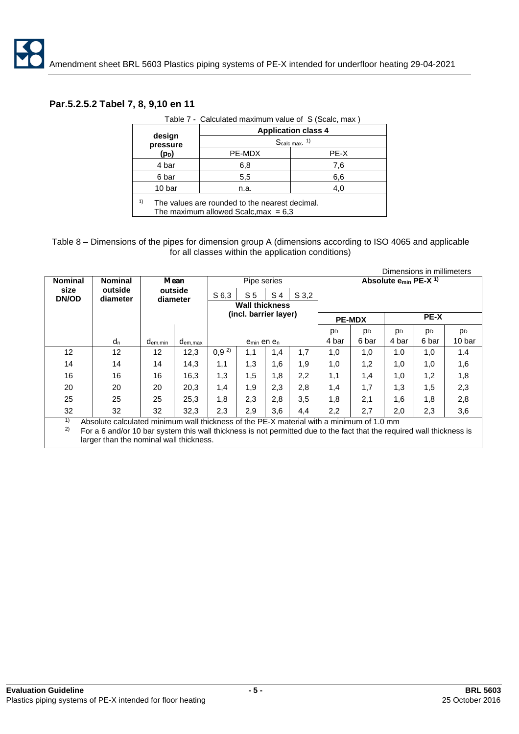## Par.5.2.5.2 Tabel 7, 8, 9,10 en 11

Table 7 - Calculated maximum value of S (Scalc, max )

| design pressure ($p_D$) | Application class 4 | |
|---|---|---|
| | $S_{calc\ max.}$ [1)] | |
| | PE-MDX | PE-X |
| 4 bar | 6,8 | 7,6 |
| 6 bar | 5,5 | 6,6 |
| 10 bar | n.a. | 4,0 |

[1)] The values are rounded to the nearest decimal. The maximum allowed Scalc,max = 6,3

Table 8 – Dimensions of the pipes for dimension group A (dimensions according to ISO 4065 and applicable for all classes within the application conditions)

Dimensions in millimeters

| Nominal size DN/OD | Nominal outside diameter | Mean outside diameter | | Pipe series S 6,3 | S 5 | S 4 | S 3,2 | Absolute $e_{min}$ PE-X [1)] | | | | |
|---|---|---|---|---|---|---|---|---|---|---|---|---|
| | | | | Wall thickness (incl. barrier layer) | | | | PE-MDX | | PE-X | | |
| | $d_n$ | $d_{em,min}$ | $d_{em,max}$ | $e_{min}$ en $e_n$ | | | | $p_D$ 4 bar | $p_D$ 6 bar | $p_D$ 4 bar | $p_D$ 6 bar | $p_D$ 10 bar |
| 12 | 12 | 12 | 12,3 | 0,9 [2)] | 1,1 | 1,4 | 1,7 | 1,0 | 1,0 | 1.0 | 1,0 | 1.4 |
| 14 | 14 | 14 | 14,3 | 1,1 | 1,3 | 1,6 | 1,9 | 1,0 | 1,2 | 1,0 | 1,0 | 1,6 |
| 16 | 16 | 16 | 16,3 | 1,3 | 1,5 | 1,8 | 2,2 | 1,1 | 1,4 | 1,0 | 1,2 | 1,8 |
| 20 | 20 | 20 | 20,3 | 1,4 | 1,9 | 2,3 | 2,8 | 1,4 | 1,7 | 1,3 | 1,5 | 2,3 |
| 25 | 25 | 25 | 25,3 | 1,8 | 2,3 | 2,8 | 3,5 | 1,8 | 2,1 | 1,6 | 1,8 | 2,8 |
| 32 | 32 | 32 | 32,3 | 2,3 | 2,9 | 3,6 | 4,4 | 2,2 | 2,7 | 2,0 | 2,3 | 3,6 |

[1)] Absolute calculated minimum wall thickness of the PE-X material with a minimum of 1.0 mm

[2)] For a 6 and/or 10 bar system this wall thickness is not permitted due to the fact that the required wall thickness is larger than the nominal wall thickness.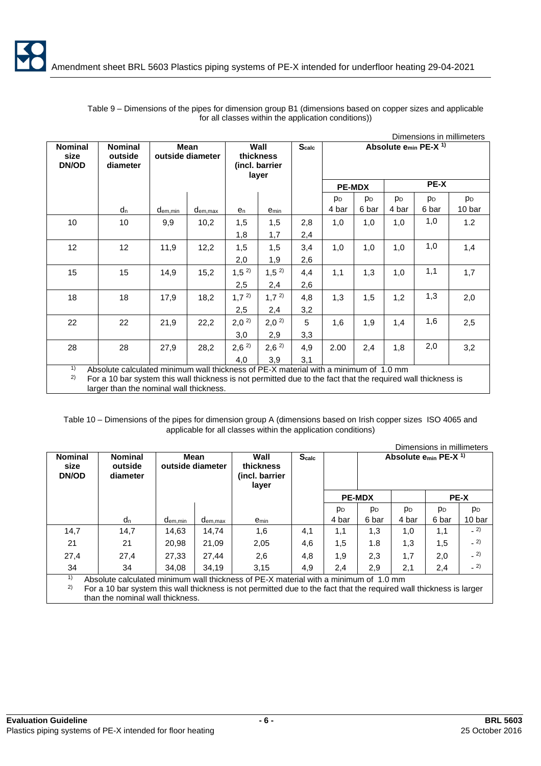Table 9 – Dimensions of the pipes for dimension group B1 (dimensions based on copper sizes and applicable for all classes within the application conditions))

Dimensions in millimeters

| Nominal size DN/OD | Nominal outside diameter | Mean outside diameter | | Wall thickness (incl. barrier layer | | $S_{calc}$ | Absolute $e_{min}$ PE-X [1] | | | | |
|---|---|---|---|---|---|---|---|---|---|---|---|
| | | | | | | | PE-MDX | | PE-X | | |
| | $d_n$ | $d_{em,min}$ | $d_{em,max}$ | $e_n$ | $e_{min}$ | | $p_D$ 4 bar | $p_D$ 6 bar | $p_D$ 4 bar | $p_D$ 6 bar | $p_D$ 10 bar |
| 10 | 10 | 9,9 | 10,2 | 1,5<br>1,8 | 1,5<br>1,7 | 2,8<br>2,4 | 1,0 | 1,0 | 1,0 | 1,0 | 1.2 |
| 12 | 12 | 11,9 | 12,2 | 1,5<br>2,0 | 1,5<br>1,9 | 3,4<br>2,6 | 1,0 | 1,0 | 1,0 | 1,0 | 1,4 |
| 15 | 15 | 14,9 | 15,2 | 1,5 [2]<br>2,5 | 1,5 [2]<br>2,4 | 4,4<br>2,6 | 1,1 | 1,3 | 1,0 | 1,1 | 1,7 |
| 18 | 18 | 17,9 | 18,2 | 1,7 [2]<br>2,5 | 1,7 [2]<br>2,4 | 4,8<br>3,2 | 1,3 | 1,5 | 1,2 | 1,3 | 2,0 |
| 22 | 22 | 21,9 | 22,2 | 2,0 [2]<br>3,0 | 2,0 [2]<br>2,9 | 5<br>3,3 | 1,6 | 1,9 | 1,4 | 1,6 | 2,5 |
| 28 | 28 | 27,9 | 28,2 | 2,6 [2]<br>4,0 | 2,6 [2]<br>3,9 | 4,9<br>3,1 | 2.00 | 2,4 | 1,8 | 2,0 | 3,2 |

[1] Absolute calculated minimum wall thickness of PE-X material with a minimum of 1.0 mm
[2] For a 10 bar system this wall thickness is not permitted due to the fact that the required wall thickness is larger than the nominal wall thickness.

Table 10 – Dimensions of the pipes for dimension group A (dimensions based on Irish copper sizes ISO 4065 and applicable for all classes within the application conditions)

Dimensions in millimeters

| Nominal size DN/OD | Nominal outside diameter | Mean outside diameter | | Wall thickness (incl. barrier layer | $S_{calc}$ | Absolute $e_{min}$ PE-X [1] | | | | |
|---|---|---|---|---|---|---|---|---|---|---|
| | | | | | | PE-MDX | | | PE-X | |
| | $d_n$ | $d_{em,min}$ | $d_{em,max}$ | $e_{min}$ | | $p_D$ 4 bar | $p_D$ 6 bar | $p_D$ 4 bar | $p_D$ 6 bar | $p_D$ 10 bar |
| 14,7 | 14,7 | 14,63 | 14,74 | 1,6 | 4,1 | 1,1 | 1,3 | 1,0 | 1,1 | - [2] |
| 21 | 21 | 20,98 | 21,09 | 2,05 | 4,6 | 1,5 | 1.8 | 1,3 | 1,5 | - [2] |
| 27,4 | 27,4 | 27,33 | 27,44 | 2,6 | 4,8 | 1,9 | 2,3 | 1,7 | 2,0 | - [2] |
| 34 | 34 | 34,08 | 34,19 | 3,15 | 4,9 | 2,4 | 2,9 | 2,1 | 2,4 | - [2] |

[1] Absolute calculated minimum wall thickness of PE-X material with a minimum of 1.0 mm
[2] For a 10 bar system this wall thickness is not permitted due to the fact that the required wall thickness is larger than the nominal wall thickness.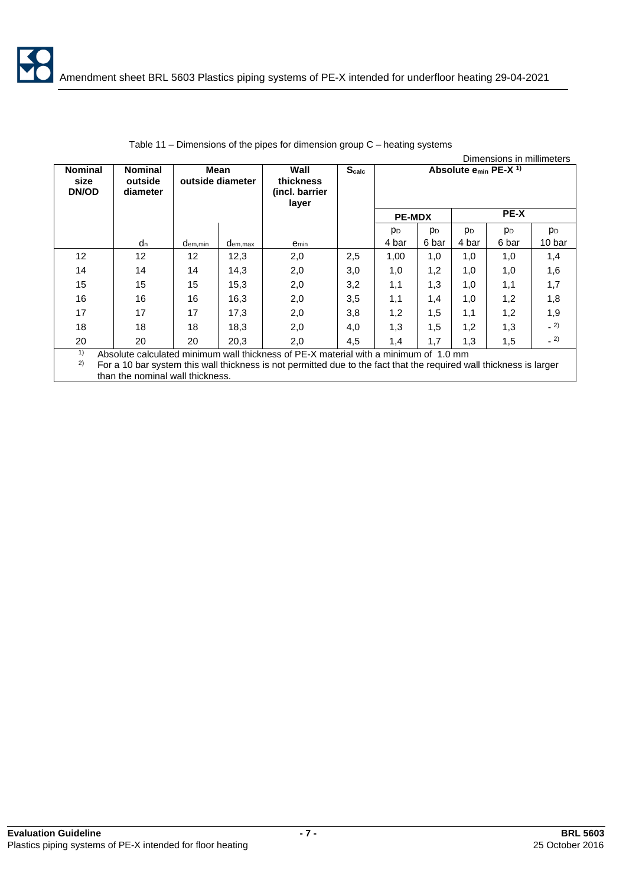Table 11 – Dimensions of the pipes for dimension group C – heating systems

Dimensions in millimeters

| Nominal size DN/OD | Nominal outside diameter | Mean outside diameter | | Wall thickness (incl. barrier layer | $S_{calc}$ | Absolute $e_{min}$ PE-X [1)] | | | | |
|---|---|---|---|---|---|---|---|---|---|---|
| | | | | | | PE-MDX | | PE-X | | |
| | $d_n$ | $d_{em,min}$ | $d_{em,max}$ | $e_{min}$ | | $p_D$ 4 bar | $p_D$ 6 bar | $p_D$ 4 bar | $p_D$ 6 bar | $p_D$ 10 bar |
| 12 | 12 | 12 | 12,3 | 2,0 | 2,5 | 1,00 | 1,0 | 1,0 | 1,0 | 1,4 |
| 14 | 14 | 14 | 14,3 | 2,0 | 3,0 | 1,0 | 1,2 | 1,0 | 1,0 | 1,6 |
| 15 | 15 | 15 | 15,3 | 2,0 | 3,2 | 1,1 | 1,3 | 1,0 | 1,1 | 1,7 |
| 16 | 16 | 16 | 16,3 | 2,0 | 3,5 | 1,1 | 1,4 | 1,0 | 1,2 | 1,8 |
| 17 | 17 | 17 | 17,3 | 2,0 | 3,8 | 1,2 | 1,5 | 1,1 | 1,2 | 1,9 |
| 18 | 18 | 18 | 18,3 | 2,0 | 4,0 | 1,3 | 1,5 | 1,2 | 1,3 | - [2)] |
| 20 | 20 | 20 | 20,3 | 2,0 | 4,5 | 1,4 | 1,7 | 1,3 | 1,5 | - [2)] |

[1)] Absolute calculated minimum wall thickness of PE-X material with a minimum of 1.0 mm

[2)] For a 10 bar system this wall thickness is not permitted due to the fact that the required wall thickness is larger than the nominal wall thickness.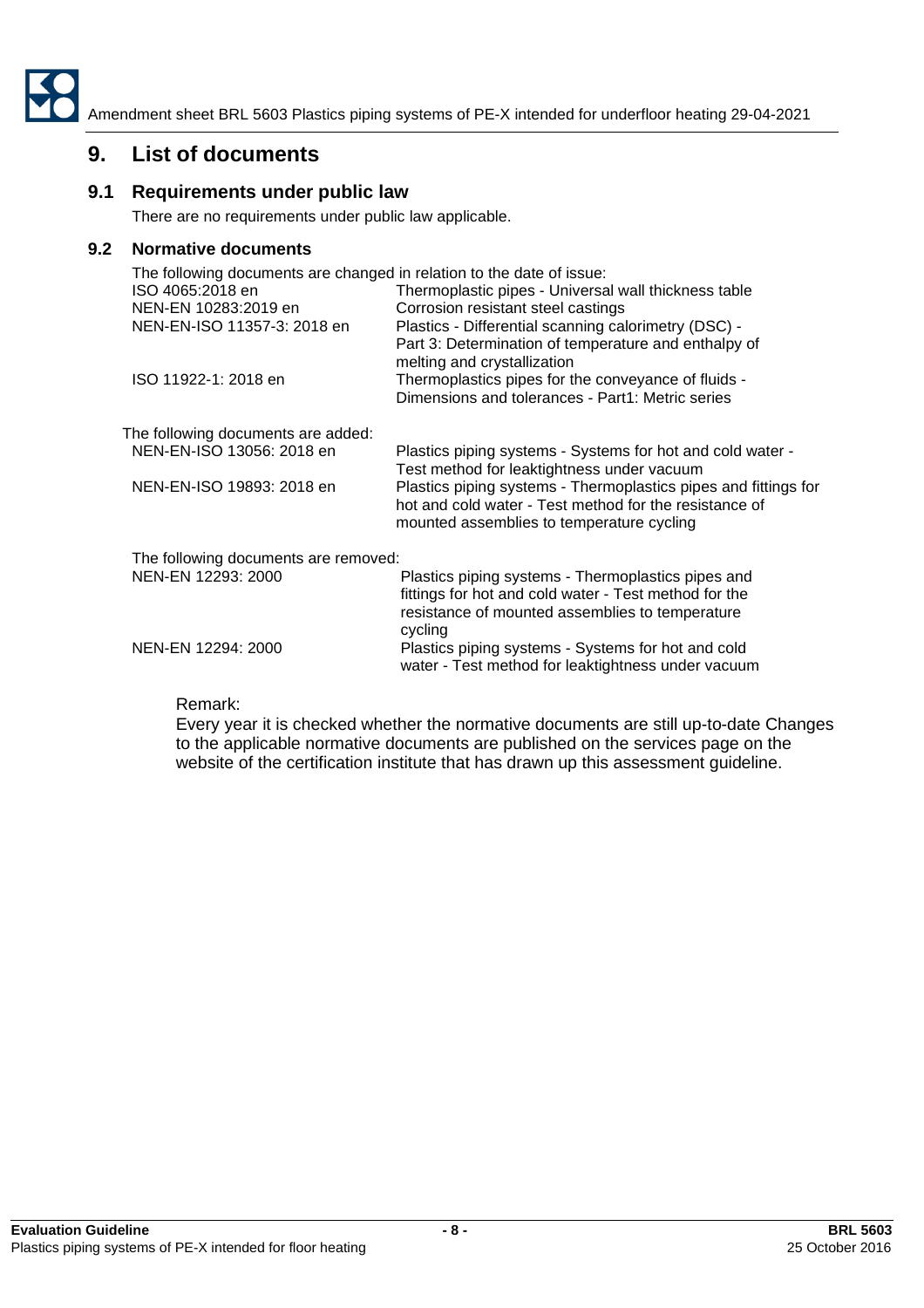# 9. List of documents

## 9.1 Requirements under public law

There are no requirements under public law applicable.

## 9.2 Normative documents

The following documents are changed in relation to the date of issue:

| | |
|---|---|
| ISO 4065:2018 en | Thermoplastic pipes - Universal wall thickness table |
| NEN-EN 10283:2019 en | Corrosion resistant steel castings |
| NEN-EN-ISO 11357-3: 2018 en | Plastics - Differential scanning calorimetry (DSC) - Part 3: Determination of temperature and enthalpy of melting and crystallization |
| ISO 11922-1: 2018 en | Thermoplastics pipes for the conveyance of fluids - Dimensions and tolerances - Part1: Metric series |

The following documents are added:

| | |
|---|---|
| NEN-EN-ISO 13056: 2018 en | Plastics piping systems - Systems for hot and cold water - Test method for leaktightness under vacuum |
| NEN-EN-ISO 19893: 2018 en | Plastics piping systems - Thermoplastics pipes and fittings for hot and cold water - Test method for the resistance of mounted assemblies to temperature cycling |

The following documents are removed:

| | |
|---|---|
| NEN-EN 12293: 2000 | Plastics piping systems - Thermoplastics pipes and fittings for hot and cold water - Test method for the resistance of mounted assemblies to temperature cycling |
| NEN-EN 12294: 2000 | Plastics piping systems - Systems for hot and cold water - Test method for leaktightness under vacuum |

Remark:

Every year it is checked whether the normative documents are still up-to-date Changes to the applicable normative documents are published on the services page on the website of the certification institute that has drawn up this assessment guideline.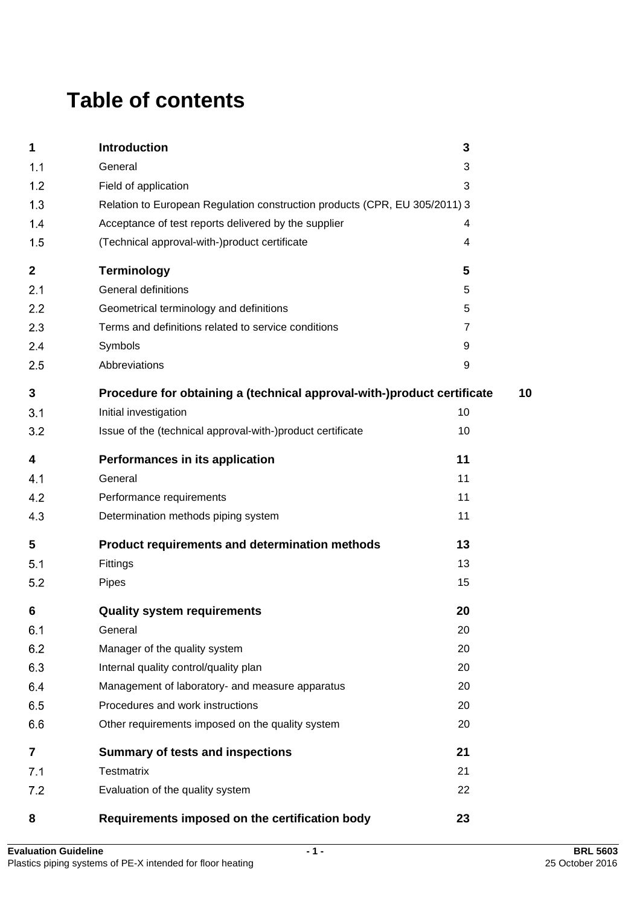# Table of contents

| | | |
|---|---|---|
| **1** | **Introduction** | **3** |
| 1.1 | General | 3 |
| 1.2 | Field of application | 3 |
| 1.3 | Relation to European Regulation construction products (CPR, EU 305/2011) | 3 |
| 1.4 | Acceptance of test reports delivered by the supplier | 4 |
| 1.5 | (Technical approval-with-)product certificate | 4 |
| **2** | **Terminology** | **5** |
| 2.1 | General definitions | 5 |
| 2.2 | Geometrical terminology and definitions | 5 |
| 2.3 | Terms and definitions related to service conditions | 7 |
| 2.4 | Symbols | 9 |
| 2.5 | Abbreviations | 9 |
| **3** | **Procedure for obtaining a (technical approval-with-)product certificate** | **10** |
| 3.1 | Initial investigation | 10 |
| 3.2 | Issue of the (technical approval-with-)product certificate | 10 |
| **4** | **Performances in its application** | **11** |
| 4.1 | General | 11 |
| 4.2 | Performance requirements | 11 |
| 4.3 | Determination methods piping system | 11 |
| **5** | **Product requirements and determination methods** | **13** |
| 5.1 | Fittings | 13 |
| 5.2 | Pipes | 15 |
| **6** | **Quality system requirements** | **20** |
| 6.1 | General | 20 |
| 6.2 | Manager of the quality system | 20 |
| 6.3 | Internal quality control/quality plan | 20 |
| 6.4 | Management of laboratory- and measure apparatus | 20 |
| 6.5 | Procedures and work instructions | 20 |
| 6.6 | Other requirements imposed on the quality system | 20 |
| **7** | **Summary of tests and inspections** | **21** |
| 7.1 | Testmatrix | 21 |
| 7.2 | Evaluation of the quality system | 22 |
| **8** | **Requirements imposed on the certification body** | **23** |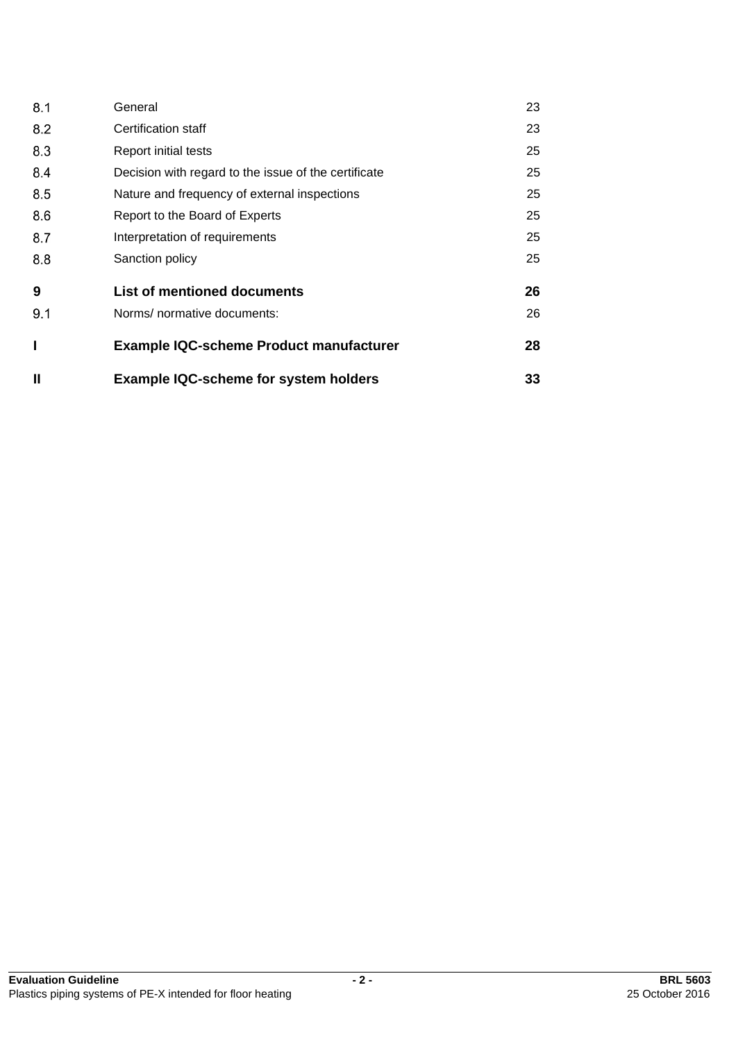| | | |
|---|---|---|
| 8.1 | General | 23 |
| 8.2 | Certification staff | 23 |
| 8.3 | Report initial tests | 25 |
| 8.4 | Decision with regard to the issue of the certificate | 25 |
| 8.5 | Nature and frequency of external inspections | 25 |
| 8.6 | Report to the Board of Experts | 25 |
| 8.7 | Interpretation of requirements | 25 |
| 8.8 | Sanction policy | 25 |
| **9** | **List of mentioned documents** | **26** |
| 9.1 | Norms/ normative documents: | 26 |
| **I** | **Example IQC-scheme Product manufacturer** | **28** |
| **II** | **Example IQC-scheme for system holders** | **33** |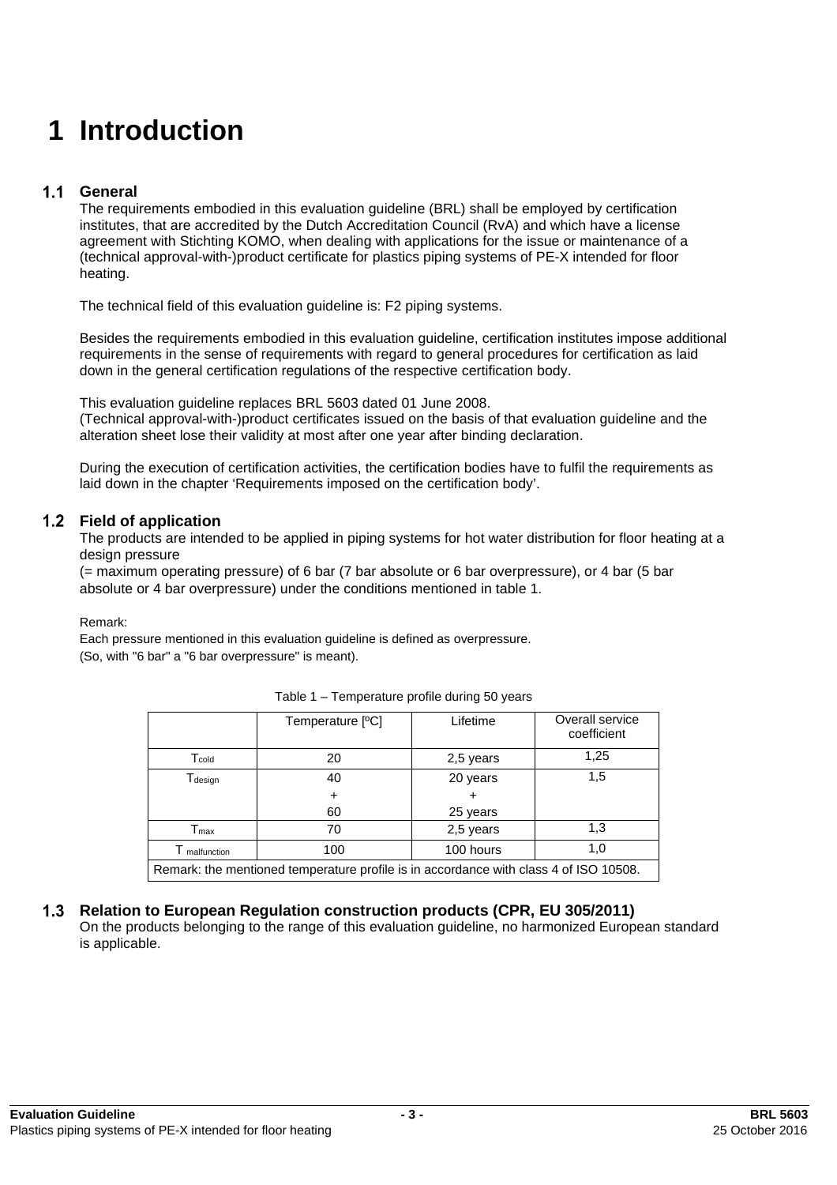# 1 Introduction

## 1.1 General

The requirements embodied in this evaluation guideline (BRL) shall be employed by certification institutes, that are accredited by the Dutch Accreditation Council (RvA) and which have a license agreement with Stichting KOMO, when dealing with applications for the issue or maintenance of a (technical approval-with-)product certificate for plastics piping systems of PE-X intended for floor heating.

The technical field of this evaluation guideline is: F2 piping systems.

Besides the requirements embodied in this evaluation guideline, certification institutes impose additional requirements in the sense of requirements with regard to general procedures for certification as laid down in the general certification regulations of the respective certification body.

This evaluation guideline replaces BRL 5603 dated 01 June 2008.
(Technical approval-with-)product certificates issued on the basis of that evaluation guideline and the alteration sheet lose their validity at most after one year after binding declaration.

During the execution of certification activities, the certification bodies have to fulfil the requirements as laid down in the chapter 'Requirements imposed on the certification body'.

## 1.2 Field of application

The products are intended to be applied in piping systems for hot water distribution for floor heating at a design pressure
(= maximum operating pressure) of 6 bar (7 bar absolute or 6 bar overpressure), or 4 bar (5 bar absolute or 4 bar overpressure) under the conditions mentioned in table 1.

Remark:
Each pressure mentioned in this evaluation guideline is defined as overpressure.
(So, with "6 bar" a "6 bar overpressure" is meant).

Table 1 – Temperature profile during 50 years

| | Temperature [ºC] | Lifetime | Overall service coefficient |
|---|---|---|---|
| $T_{cold}$ | 20 | 2,5 years | 1,25 |
| $T_{design}$ | 40 + 60 | 20 years + 25 years | 1,5 |
| $T_{max}$ | 70 | 2,5 years | 1,3 |
| $T_{malfunction}$ | 100 | 100 hours | 1,0 |
| Remark: the mentioned temperature profile is in accordance with class 4 of ISO 10508. | | | |

## 1.3 Relation to European Regulation construction products (CPR, EU 305/2011)

On the products belonging to the range of this evaluation guideline, no harmonized European standard is applicable.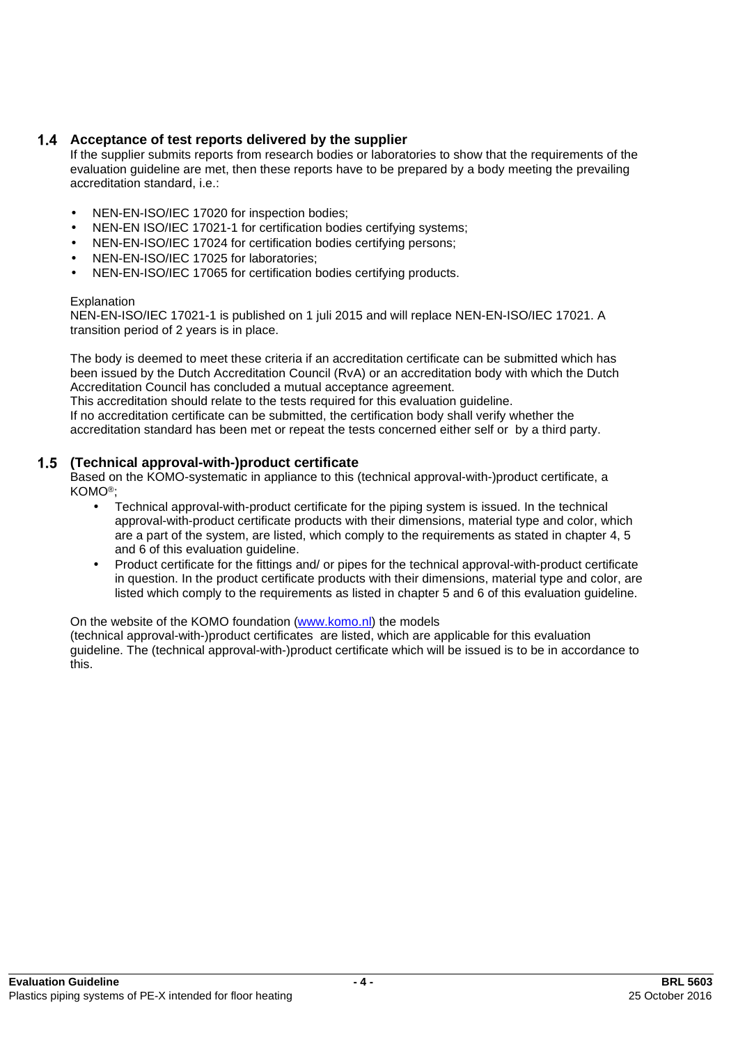## 1.4 Acceptance of test reports delivered by the supplier

If the supplier submits reports from research bodies or laboratories to show that the requirements of the evaluation guideline are met, then these reports have to be prepared by a body meeting the prevailing accreditation standard, i.e.:

- NEN-EN-ISO/IEC 17020 for inspection bodies;
- NEN-EN ISO/IEC 17021-1 for certification bodies certifying systems;
- NEN-EN-ISO/IEC 17024 for certification bodies certifying persons;
- NEN-EN-ISO/IEC 17025 for laboratories;
- NEN-EN-ISO/IEC 17065 for certification bodies certifying products.

Explanation
NEN-EN-ISO/IEC 17021-1 is published on 1 juli 2015 and will replace NEN-EN-ISO/IEC 17021. A transition period of 2 years is in place.

The body is deemed to meet these criteria if an accreditation certificate can be submitted which has been issued by the Dutch Accreditation Council (RvA) or an accreditation body with which the Dutch Accreditation Council has concluded a mutual acceptance agreement.
This accreditation should relate to the tests required for this evaluation guideline.
If no accreditation certificate can be submitted, the certification body shall verify whether the accreditation standard has been met or repeat the tests concerned either self or by a third party.

## 1.5 (Technical approval-with-)product certificate

Based on the KOMO-systematic in appliance to this (technical approval-with-)product certificate, a KOMO®;

- Technical approval-with-product certificate for the piping system is issued. In the technical approval-with-product certificate products with their dimensions, material type and color, which are a part of the system, are listed, which comply to the requirements as stated in chapter 4, 5 and 6 of this evaluation guideline.
- Product certificate for the fittings and/ or pipes for the technical approval-with-product certificate in question. In the product certificate products with their dimensions, material type and color, are listed which comply to the requirements as listed in chapter 5 and 6 of this evaluation guideline.

On the website of the KOMO foundation (www.komo.nl) the models
(technical approval-with-)product certificates are listed, which are applicable for this evaluation guideline. The (technical approval-with-)product certificate which will be issued is to be in accordance to this.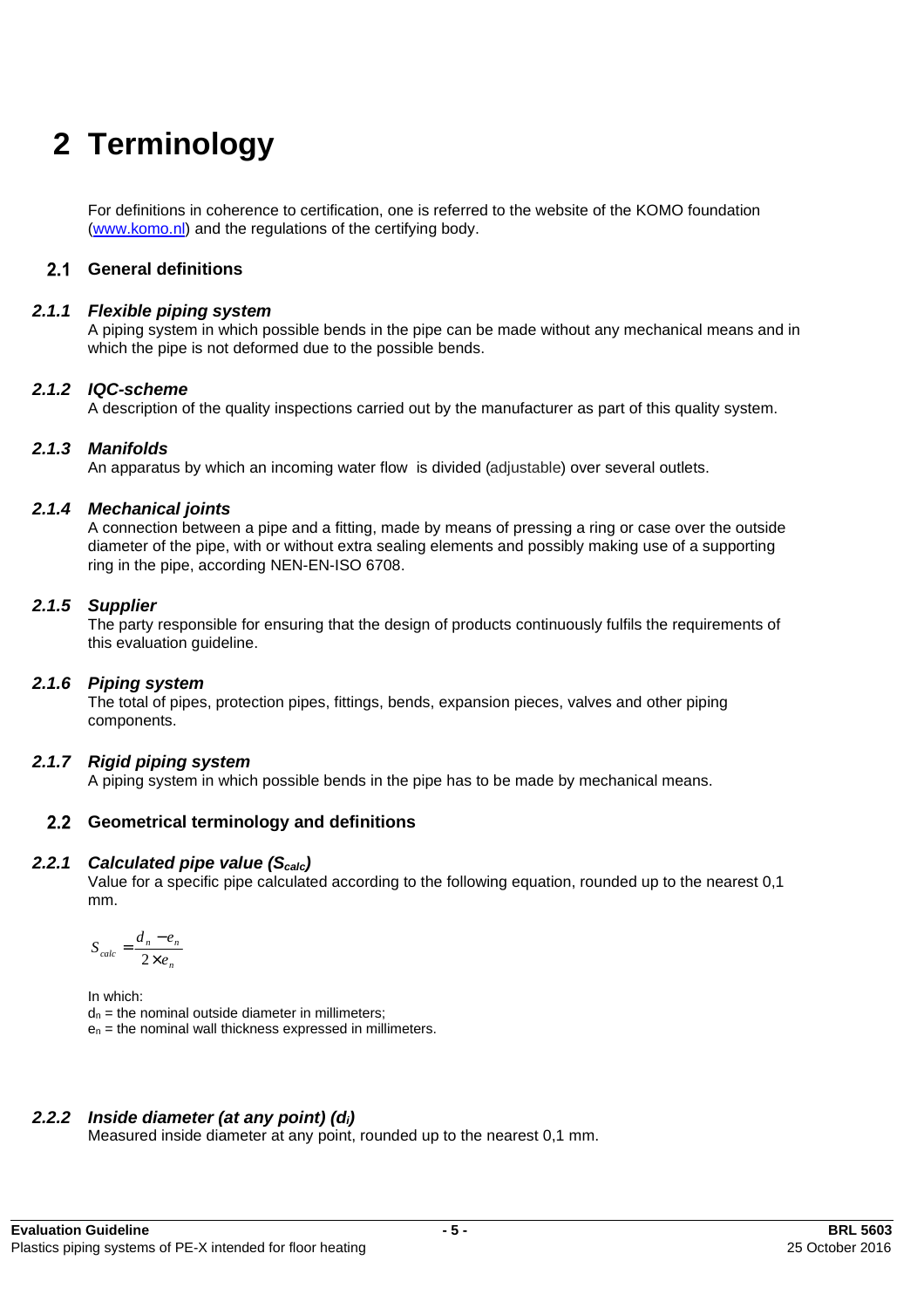# 2 Terminology

For definitions in coherence to certification, one is referred to the website of the KOMO foundation (www.komo.nl) and the regulations of the certifying body.

## 2.1 General definitions

### *2.1.1 Flexible piping system*

A piping system in which possible bends in the pipe can be made without any mechanical means and in which the pipe is not deformed due to the possible bends.

### *2.1.2 IQC-scheme*

A description of the quality inspections carried out by the manufacturer as part of this quality system.

### *2.1.3 Manifolds*

An apparatus by which an incoming water flow is divided (adjustable) over several outlets.

### *2.1.4 Mechanical joints*

A connection between a pipe and a fitting, made by means of pressing a ring or case over the outside diameter of the pipe, with or without extra sealing elements and possibly making use of a supporting ring in the pipe, according NEN-EN-ISO 6708.

### *2.1.5 Supplier*

The party responsible for ensuring that the design of products continuously fulfils the requirements of this evaluation guideline.

### *2.1.6 Piping system*

The total of pipes, protection pipes, fittings, bends, expansion pieces, valves and other piping components.

### *2.1.7 Rigid piping system*

A piping system in which possible bends in the pipe has to be made by mechanical means.

## 2.2 Geometrical terminology and definitions

### *2.2.1 Calculated pipe value ($S_{calc}$)*

Value for a specific pipe calculated according to the following equation, rounded up to the nearest 0,1 mm.

$$S_{calc} = \frac{d_n - e_n}{2 \times e_n}$$

In which:
$d_n$ = the nominal outside diameter in millimeters;
$e_n$ = the nominal wall thickness expressed in millimeters.

### *2.2.2 Inside diameter (at any point) ($d_i$)*

Measured inside diameter at any point, rounded up to the nearest 0,1 mm.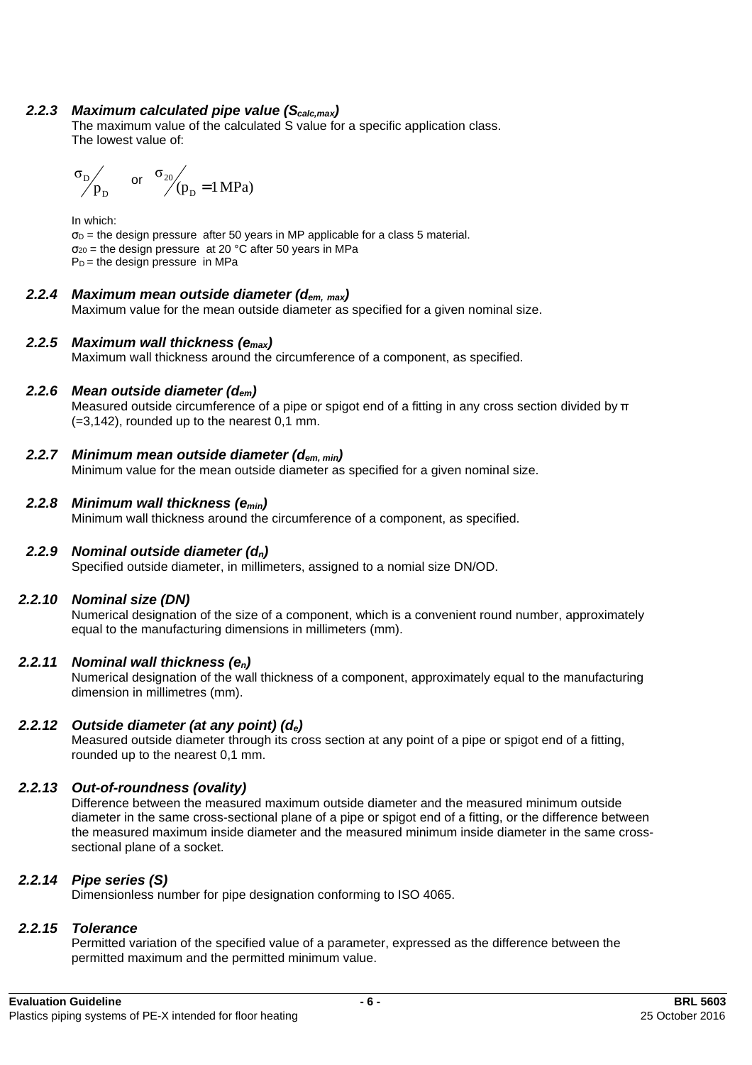#### 2.2.3 *Maximum calculated pipe value ($S_{calc,max}$)*

The maximum value of the calculated S value for a specific application class.
The lowest value of:

$$\sigma_D / p_D \quad \text{or} \quad \sigma_{20} / (p_D = 1\,\text{MPa})$$

In which:
$\sigma_D$ = the design pressure after 50 years in MP applicable for a class 5 material.
$\sigma_{20}$ = the design pressure at 20 °C after 50 years in MPa
$P_D$ = the design pressure in MPa

#### 2.2.4 *Maximum mean outside diameter ($d_{em,\ max}$)*

Maximum value for the mean outside diameter as specified for a given nominal size.

#### 2.2.5 *Maximum wall thickness ($e_{max}$)*

Maximum wall thickness around the circumference of a component, as specified.

#### 2.2.6 *Mean outside diameter ($d_{em}$)*

Measured outside circumference of a pipe or spigot end of a fitting in any cross section divided by π (=3,142), rounded up to the nearest 0,1 mm.

#### 2.2.7 *Minimum mean outside diameter ($d_{em,\ min}$)*

Minimum value for the mean outside diameter as specified for a given nominal size.

#### 2.2.8 *Minimum wall thickness ($e_{min}$)*

Minimum wall thickness around the circumference of a component, as specified.

#### 2.2.9 *Nominal outside diameter ($d_n$)*

Specified outside diameter, in millimeters, assigned to a nomial size DN/OD.

#### 2.2.10 *Nominal size (DN)*

Numerical designation of the size of a component, which is a convenient round number, approximately equal to the manufacturing dimensions in millimeters (mm).

#### 2.2.11 *Nominal wall thickness ($e_n$)*

Numerical designation of the wall thickness of a component, approximately equal to the manufacturing dimension in millimetres (mm).

#### 2.2.12 *Outside diameter (at any point) ($d_e$)*

Measured outside diameter through its cross section at any point of a pipe or spigot end of a fitting, rounded up to the nearest 0,1 mm.

#### 2.2.13 *Out-of-roundness (ovality)*

Difference between the measured maximum outside diameter and the measured minimum outside diameter in the same cross-sectional plane of a pipe or spigot end of a fitting, or the difference between the measured maximum inside diameter and the measured minimum inside diameter in the same cross-sectional plane of a socket.

#### 2.2.14 *Pipe series (S)*

Dimensionless number for pipe designation conforming to ISO 4065.

#### 2.2.15 *Tolerance*

Permitted variation of the specified value of a parameter, expressed as the difference between the permitted maximum and the permitted minimum value.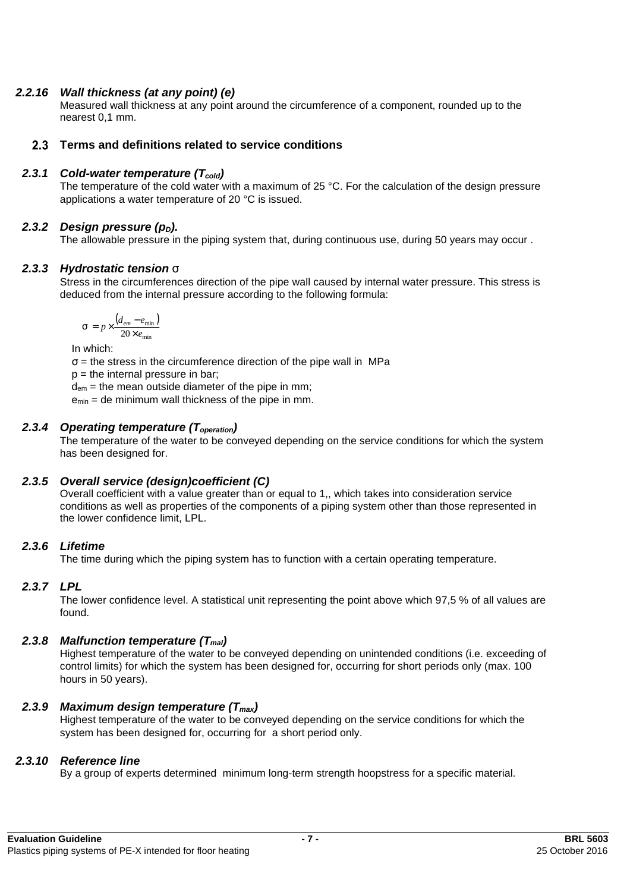#### *2.2.16 Wall thickness (at any point) (e)*

Measured wall thickness at any point around the circumference of a component, rounded up to the nearest 0,1 mm.

### 2.3 Terms and definitions related to service conditions

#### *2.3.1 Cold-water temperature ($T_{cold}$)*

The temperature of the cold water with a maximum of 25 °C. For the calculation of the design pressure applications a water temperature of 20 °C is issued.

#### *2.3.2 Design pressure ($p_D$).*

The allowable pressure in the piping system that, during continuous use, during 50 years may occur .

#### *2.3.3 Hydrostatic tension* σ

Stress in the circumferences direction of the pipe wall caused by internal water pressure. This stress is deduced from the internal pressure according to the following formula:

$$\sigma = p \times \frac{(d_{em} - e_{min})}{20 \times e_{min}}$$

In which:

σ = the stress in the circumference direction of the pipe wall in MPa

p = the internal pressure in bar;

$d_{em}$ = the mean outside diameter of the pipe in mm;

$e_{min}$ = de minimum wall thickness of the pipe in mm.

#### *2.3.4 Operating temperature ($T_{operation}$)*

The temperature of the water to be conveyed depending on the service conditions for which the system has been designed for.

#### *2.3.5 Overall service (design)coefficient (C)*

Overall coefficient with a value greater than or equal to 1,, which takes into consideration service conditions as well as properties of the components of a piping system other than those represented in the lower confidence limit, LPL.

#### *2.3.6 Lifetime*

The time during which the piping system has to function with a certain operating temperature.

#### *2.3.7 LPL*

The lower confidence level. A statistical unit representing the point above which 97,5 % of all values are found.

#### *2.3.8 Malfunction temperature ($T_{mal}$)*

Highest temperature of the water to be conveyed depending on unintended conditions (i.e. exceeding of control limits) for which the system has been designed for, occurring for short periods only (max. 100 hours in 50 years).

#### *2.3.9 Maximum design temperature ($T_{max}$)*

Highest temperature of the water to be conveyed depending on the service conditions for which the system has been designed for, occurring for a short period only.

#### *2.3.10 Reference line*

By a group of experts determined minimum long-term strength hoopstress for a specific material.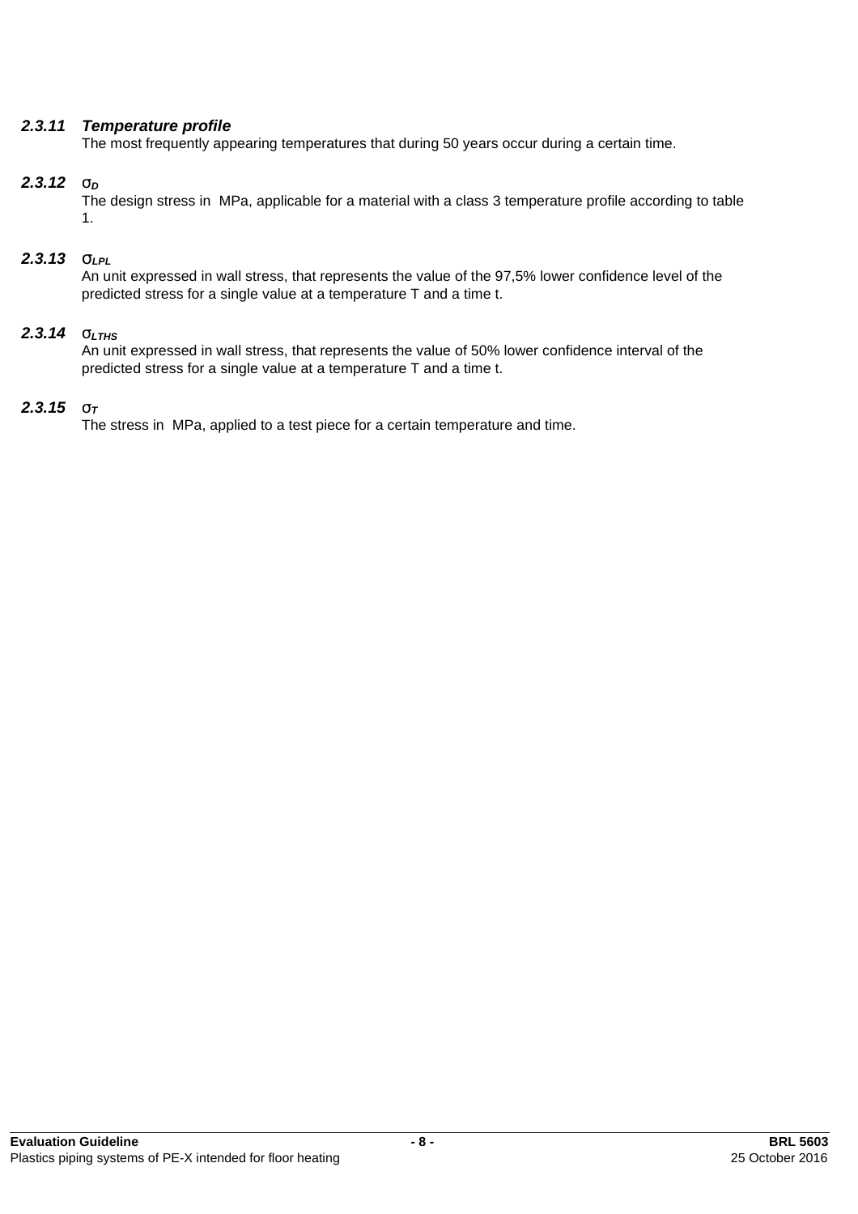#### *2.3.11 Temperature profile*

The most frequently appearing temperatures that during 50 years occur during a certain time.

#### *2.3.12 $\sigma_D$*

The design stress in MPa, applicable for a material with a class 3 temperature profile according to table 1.

#### *2.3.13 $\sigma_{LPL}$*

An unit expressed in wall stress, that represents the value of the 97,5% lower confidence level of the predicted stress for a single value at a temperature T and a time t.

#### *2.3.14 $\sigma_{LTHS}$*

An unit expressed in wall stress, that represents the value of 50% lower confidence interval of the predicted stress for a single value at a temperature T and a time t.

#### *2.3.15 $\sigma_T$*

The stress in MPa, applied to a test piece for a certain temperature and time.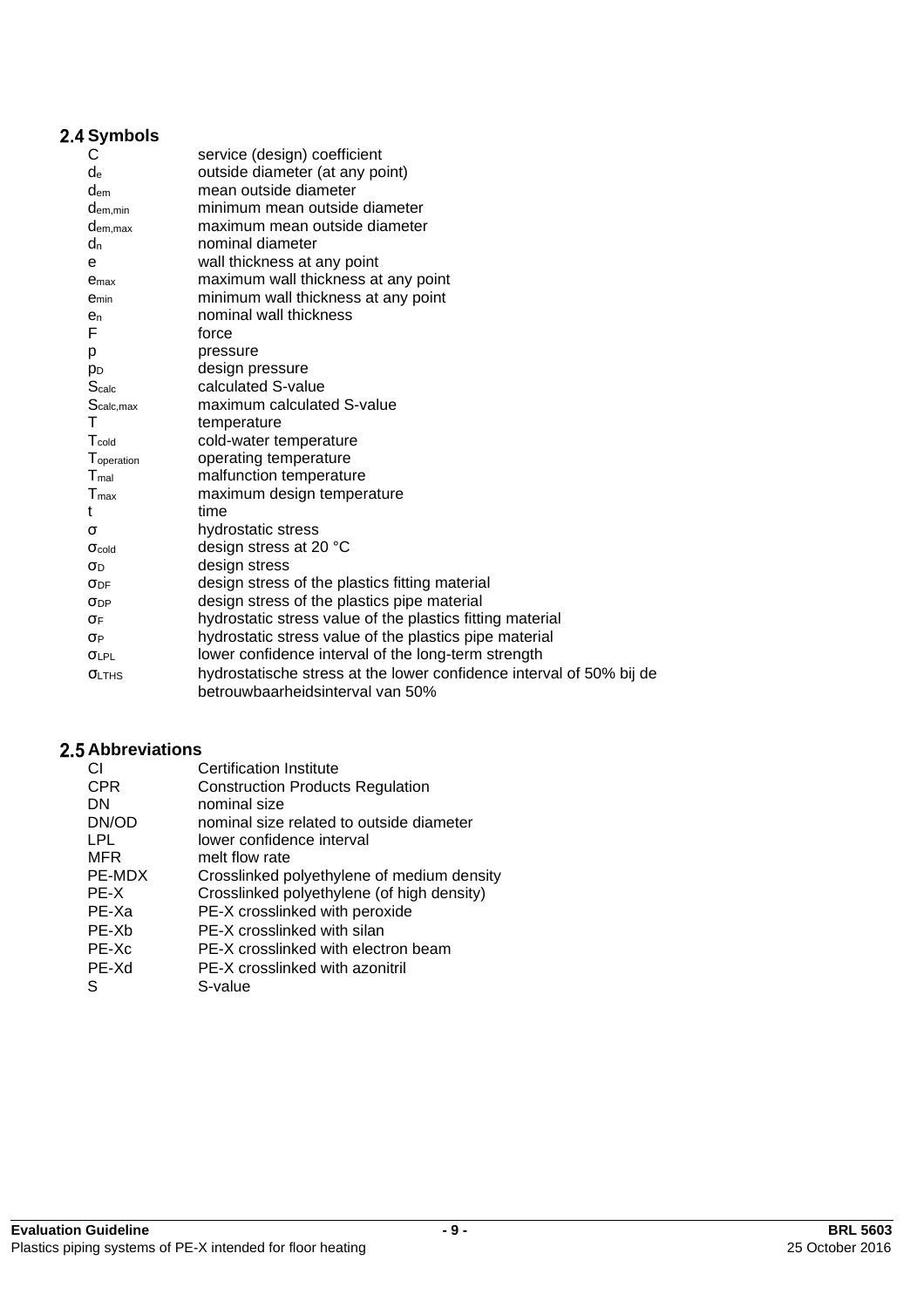## 2.4 Symbols

| | |
|---|---|
| $C$ | service (design) coefficient |
| $d_e$ | outside diameter (at any point) |
| $d_{em}$ | mean outside diameter |
| $d_{em,min}$ | minimum mean outside diameter |
| $d_{em,max}$ | maximum mean outside diameter |
| $d_n$ | nominal diameter |
| $e$ | wall thickness at any point |
| $e_{max}$ | maximum wall thickness at any point |
| $e_{min}$ | minimum wall thickness at any point |
| $e_n$ | nominal wall thickness |
| $F$ | force |
| $p$ | pressure |
| $p_D$ | design pressure |
| $S_{calc}$ | calculated S-value |
| $S_{calc,max}$ | maximum calculated S-value |
| $T$ | temperature |
| $T_{cold}$ | cold-water temperature |
| $T_{operation}$ | operating temperature |
| $T_{mal}$ | malfunction temperature |
| $T_{max}$ | maximum design temperature |
| $t$ | time |
| $\sigma$ | hydrostatic stress |
| $\sigma_{cold}$ | design stress at 20 °C |
| $\sigma_D$ | design stress |
| $\sigma_{DF}$ | design stress of the plastics fitting material |
| $\sigma_{DP}$ | design stress of the plastics pipe material |
| $\sigma_F$ | hydrostatic stress value of the plastics fitting material |
| $\sigma_P$ | hydrostatic stress value of the plastics pipe material |
| $\sigma_{LPL}$ | lower confidence interval of the long-term strength |
| $\sigma_{LTHS}$ | hydrostatische stress at the lower confidence interval of 50% bij de betrouwbaarheidsinterval van 50% |

## 2.5 Abbreviations

| | |
|---|---|
| CI | Certification Institute |
| CPR | Construction Products Regulation |
| DN | nominal size |
| DN/OD | nominal size related to outside diameter |
| LPL | lower confidence interval |
| MFR | melt flow rate |
| PE-MDX | Crosslinked polyethylene of medium density |
| PE-X | Crosslinked polyethylene (of high density) |
| PE-Xa | PE-X crosslinked with peroxide |
| PE-Xb | PE-X crosslinked with silan |
| PE-Xc | PE-X crosslinked with electron beam |
| PE-Xd | PE-X crosslinked with azonitril |
| S | S-value |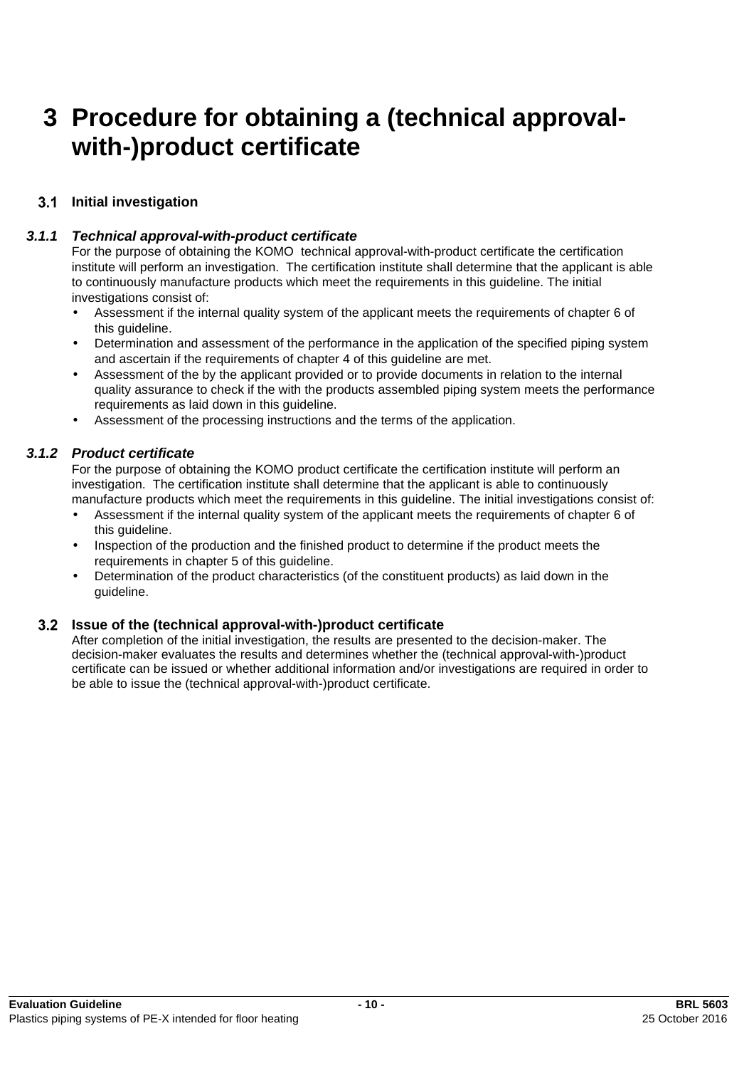# 3 Procedure for obtaining a (technical approval-with-)product certificate

## 3.1 Initial investigation

### *3.1.1 Technical approval-with-product certificate*

For the purpose of obtaining the KOMO technical approval-with-product certificate the certification institute will perform an investigation. The certification institute shall determine that the applicant is able to continuously manufacture products which meet the requirements in this guideline. The initial investigations consist of:

- Assessment if the internal quality system of the applicant meets the requirements of chapter 6 of this guideline.
- Determination and assessment of the performance in the application of the specified piping system and ascertain if the requirements of chapter 4 of this guideline are met.
- Assessment of the by the applicant provided or to provide documents in relation to the internal quality assurance to check if the with the products assembled piping system meets the performance requirements as laid down in this guideline.
- Assessment of the processing instructions and the terms of the application.

### *3.1.2 Product certificate*

For the purpose of obtaining the KOMO product certificate the certification institute will perform an investigation. The certification institute shall determine that the applicant is able to continuously manufacture products which meet the requirements in this guideline. The initial investigations consist of:

- Assessment if the internal quality system of the applicant meets the requirements of chapter 6 of this guideline.
- Inspection of the production and the finished product to determine if the product meets the requirements in chapter 5 of this guideline.
- Determination of the product characteristics (of the constituent products) as laid down in the guideline.

## 3.2 Issue of the (technical approval-with-)product certificate

After completion of the initial investigation, the results are presented to the decision-maker. The decision-maker evaluates the results and determines whether the (technical approval-with-)product certificate can be issued or whether additional information and/or investigations are required in order to be able to issue the (technical approval-with-)product certificate.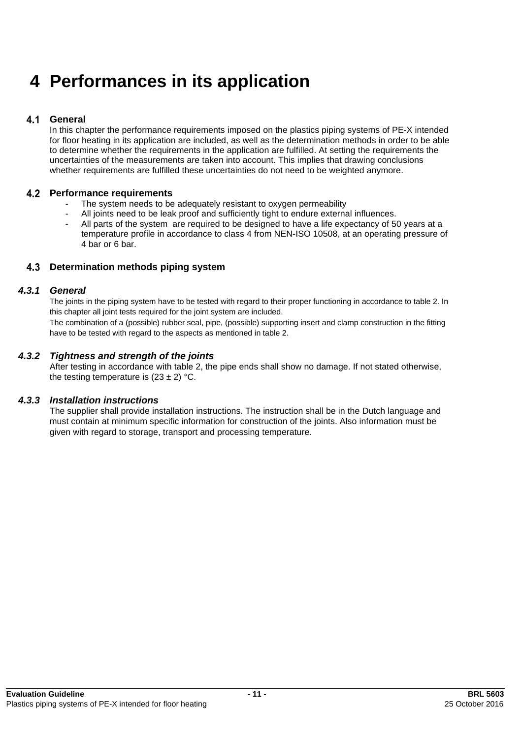# 4 Performances in its application

## 4.1 General

In this chapter the performance requirements imposed on the plastics piping systems of PE-X intended for floor heating in its application are included, as well as the determination methods in order to be able to determine whether the requirements in the application are fulfilled. At setting the requirements the uncertainties of the measurements are taken into account. This implies that drawing conclusions whether requirements are fulfilled these uncertainties do not need to be weighted anymore.

## 4.2 Performance requirements

- The system needs to be adequately resistant to oxygen permeability
- All joints need to be leak proof and sufficiently tight to endure external influences.
- All parts of the system are required to be designed to have a life expectancy of 50 years at a temperature profile in accordance to class 4 from NEN-ISO 10508, at an operating pressure of 4 bar or 6 bar.

## 4.3 Determination methods piping system

### *4.3.1 General*

The joints in the piping system have to be tested with regard to their proper functioning in accordance to table 2. In this chapter all joint tests required for the joint system are included.

The combination of a (possible) rubber seal, pipe, (possible) supporting insert and clamp construction in the fitting have to be tested with regard to the aspects as mentioned in table 2.

### *4.3.2 Tightness and strength of the joints*

After testing in accordance with table 2, the pipe ends shall show no damage. If not stated otherwise, the testing temperature is (23 ± 2) °C.

### *4.3.3 Installation instructions*

The supplier shall provide installation instructions. The instruction shall be in the Dutch language and must contain at minimum specific information for construction of the joints. Also information must be given with regard to storage, transport and processing temperature.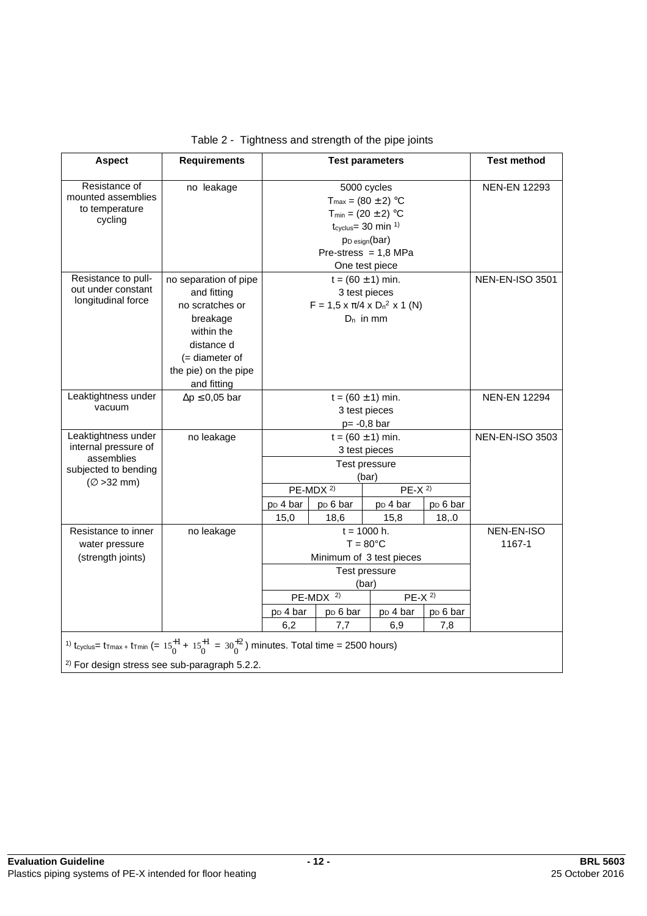Table 2 - Tightness and strength of the pipe joints

| Aspect | Requirements | Test parameters | | | | Test method |
|---|---|---|---|---|---|---|
| Resistance of mounted assemblies to temperature cycling | no leakage | 5000 cycles<br>$T_{max}$ = (80 ± 2) °C<br>$T_{min}$ = (20 ± 2) °C<br>$t_{cyclus}$= 30 min [1]<br>$p_{D\ esign}$(bar)<br>Pre-stress = 1,8 MPa<br>One test piece | | | | NEN-EN 12293 |
| Resistance to pull-out under constant longitudinal force | no separation of pipe and fitting<br>no scratches or breakage within the distance d (= diameter of the pie) on the pipe and fitting | t = (60 ± 1) min.<br>3 test pieces<br>F = 1,5 x π/4 x $D_n^2$ x 1 (N)<br>$D_n$ in mm | | | | NEN-EN-ISO 3501 |
| Leaktightness under vacuum | Δp ≤ 0,05 bar | t = (60 ± 1) min.<br>3 test pieces<br>p= -0,8 bar | | | | NEN-EN 12294 |
| Leaktightness under internal pressure of assemblies subjected to bending (∅ >32 mm) | no leakage | t = (60 ± 1) min.<br>3 test pieces | | | | NEN-EN-ISO 3503 |
| | | Test pressure (bar) | | | | |
| | | PE-MDX [2] | | PE-X [2] | | |
| | | $p_D$ 4 bar | $p_D$ 6 bar | $p_D$ 4 bar | $p_D$ 6 bar | |
| | | 15,0 | 18,6 | 15,8 | 18,.0 | |
| Resistance to inner water pressure (strength joints) | no leakage | t = 1000 h.<br>T = 80°C<br>Minimum of 3 test pieces | | | | NEN-EN-ISO 1167-1 |
| | | Test pressure (bar) | | | | |
| | | PE-MDX [2] | | PE-X [2] | | |
| | | $p_D$ 4 bar | $p_D$ 6 bar | $p_D$ 4 bar | $p_D$ 6 bar | |
| | | 6,2 | 7,7 | 6,9 | 7,8 | |

[1] $t_{cyclus}$= $t_{Tmax}$ + $t_{Tmin}$ (= $15_{0}^{+1} + 15_{0}^{+1} = 30_{0}^{+2}$) minutes. Total time = 2500 hours)

[2] For design stress see sub-paragraph 5.2.2.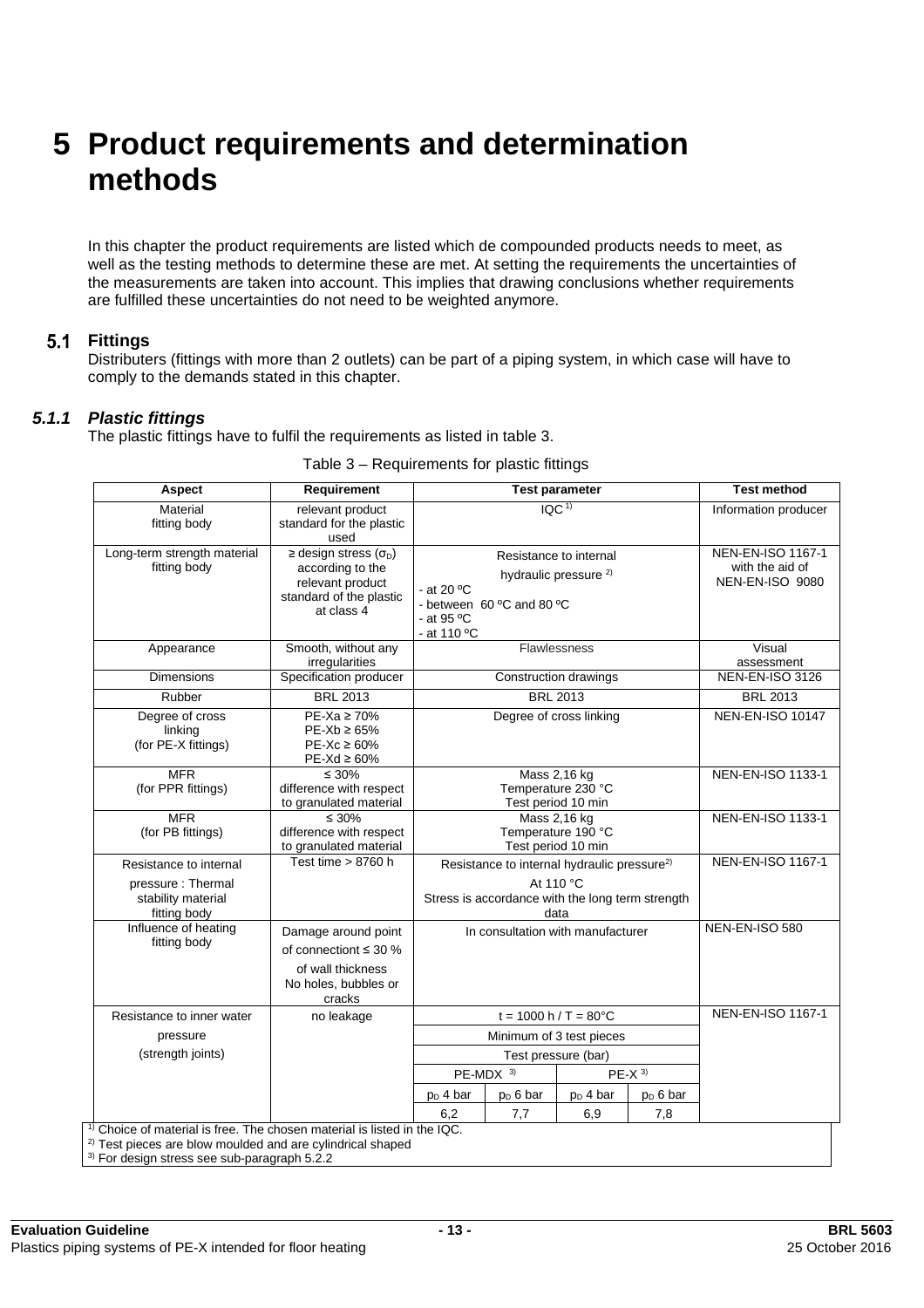# 5 Product requirements and determination methods

In this chapter the product requirements are listed which de compounded products needs to meet, as well as the testing methods to determine these are met. At setting the requirements the uncertainties of the measurements are taken into account. This implies that drawing conclusions whether requirements are fulfilled these uncertainties do not need to be weighted anymore.

## 5.1 Fittings

Distributers (fittings with more than 2 outlets) can be part of a piping system, in which case will have to comply to the demands stated in this chapter.

### 5.1.1 Plastic fittings

The plastic fittings have to fulfil the requirements as listed in table 3.

Table 3 – Requirements for plastic fittings

| Aspect | Requirement | Test parameter | | | | Test method |
|---|---|---|---|---|---|---|
| Material fitting body | relevant product standard for the plastic used | IQC [1] | | | | Information producer |
| Long-term strength material fitting body | ≥ design stress ($\sigma_D$) according to the relevant product standard for the plastic at class 4 | Resistance to internal hydraulic pressure [2]<br>- at 20 ºC<br>- between 60 ºC and 80 ºC<br>- at 95 ºC<br>- at 110 ºC | | | | NEN-EN-ISO 1167-1 with the aid of NEN-EN-ISO 9080 |
| Appearance | Smooth, without any irregularities | Flawlessness | | | | Visual assessment |
| Dimensions | Specification producer | Construction drawings | | | | NEN-EN-ISO 3126 |
| Rubber | BRL 2013 | BRL 2013 | | | | BRL 2013 |
| Degree of cross linking (for PE-X fittings) | PE-Xa ≥ 70%<br>PE-Xb ≥ 65%<br>PE-Xc ≥ 60%<br>PE-Xd ≥ 60% | Degree of cross linking | | | | NEN-EN-ISO 10147 |
| MFR (for PPR fittings) | ≤ 30% difference with respect to granulated material | Mass 2,16 kg<br>Temperature 230 °C<br>Test period 10 min | | | | NEN-EN-ISO 1133-1 |
| MFR (for PB fittings) | ≤ 30% difference with respect to granulated material | Mass 2,16 kg<br>Temperature 190 °C<br>Test period 10 min | | | | NEN-EN-ISO 1133-1 |
| Resistance to internal pressure : Thermal stability material fitting body | Test time > 8760 h | Resistance to internal hydraulic pressure[2]<br>At 110 °C<br>Stress is accordance with the long term strength data | | | | NEN-EN-ISO 1167-1 |
| Influence of heating fitting body | Damage around point of connectiont ≤ 30 % of wall thickness<br>No holes, bubbles or cracks | In consultation with manufacturer | | | | NEN-EN-ISO 580 |
| Resistance to inner water pressure (strength joints) | no leakage | t = 1000 h / T = 80°C | | | | NEN-EN-ISO 1167-1 |
| | | Minimum of 3 test pieces | | | | |
| | | Test pressure (bar) | | | | |
| | | PE-MDX [3] | | PE-X [3] | | |
| | | $p_D$ 4 bar | $p_D$ 6 bar | $p_D$ 4 bar | $p_D$ 6 bar | |
| | | 6,2 | 7,7 | 6,9 | 7,8 | |

[1] Choice of material is free. The chosen material is listed in the IQC.
[2] Test pieces are blow moulded and are cylindrical shaped
[3] For design stress see sub-paragraph 5.2.2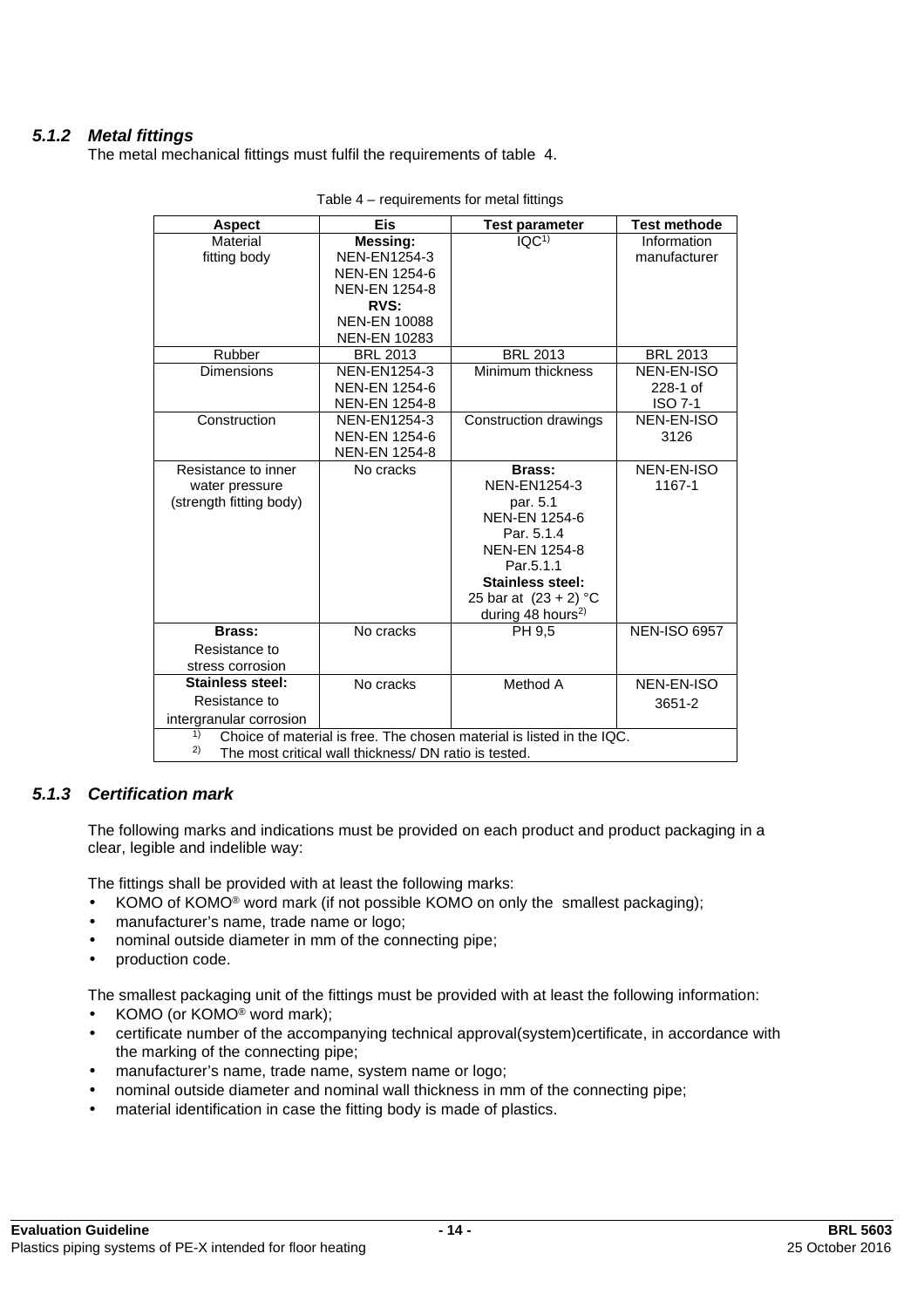### *5.1.2 Metal fittings*

The metal mechanical fittings must fulfil the requirements of table 4.

Table 4 – requirements for metal fittings

| Aspect | Eis | Test parameter | Test methode |
|---|---|---|---|
| Material fitting body | **Messing:** NEN-EN1254-3 NEN-EN 1254-6 NEN-EN 1254-8 **RVS:** NEN-EN 10088 NEN-EN 10283 | IQC[1)] | Information manufacturer |
| Rubber | BRL 2013 | BRL 2013 | BRL 2013 |
| Dimensions | NEN-EN1254-3 NEN-EN 1254-6 NEN-EN 1254-8 | Minimum thickness | NEN-EN-ISO 228-1 of ISO 7-1 |
| Construction | NEN-EN1254-3 NEN-EN 1254-6 NEN-EN 1254-8 | Construction drawings | NEN-EN-ISO 3126 |
| Resistance to inner water pressure (strength fitting body) | No cracks | **Brass:** NEN-EN1254-3 par. 5.1 NEN-EN 1254-6 Par. 5.1.4 NEN-EN 1254-8 Par.5.1.1 **Stainless steel:** 25 bar at (23 + 2) °C during 48 hours[2)] | NEN-EN-ISO 1167-1 |
| **Brass:** Resistance to stress corrosion | No cracks | PH 9,5 | NEN-ISO 6957 |
| **Stainless steel:** Resistance to intergranular corrosion | No cracks | Method A | NEN-EN-ISO 3651-2 |
| [1)] Choice of material is free. The chosen material is listed in the IQC. [2)] The most critical wall thickness/ DN ratio is tested. | | | |

### *5.1.3 Certification mark*

The following marks and indications must be provided on each product and product packaging in a clear, legible and indelible way:

The fittings shall be provided with at least the following marks:

- KOMO of KOMO® word mark (if not possible KOMO on only the smallest packaging);
- manufacturer's name, trade name or logo;
- nominal outside diameter in mm of the connecting pipe;
- production code.

The smallest packaging unit of the fittings must be provided with at least the following information:

- KOMO (or KOMO® word mark);
- certificate number of the accompanying technical approval(system)certificate, in accordance with the marking of the connecting pipe;
- manufacturer's name, trade name, system name or logo;
- nominal outside diameter and nominal wall thickness in mm of the connecting pipe;
- material identification in case the fitting body is made of plastics.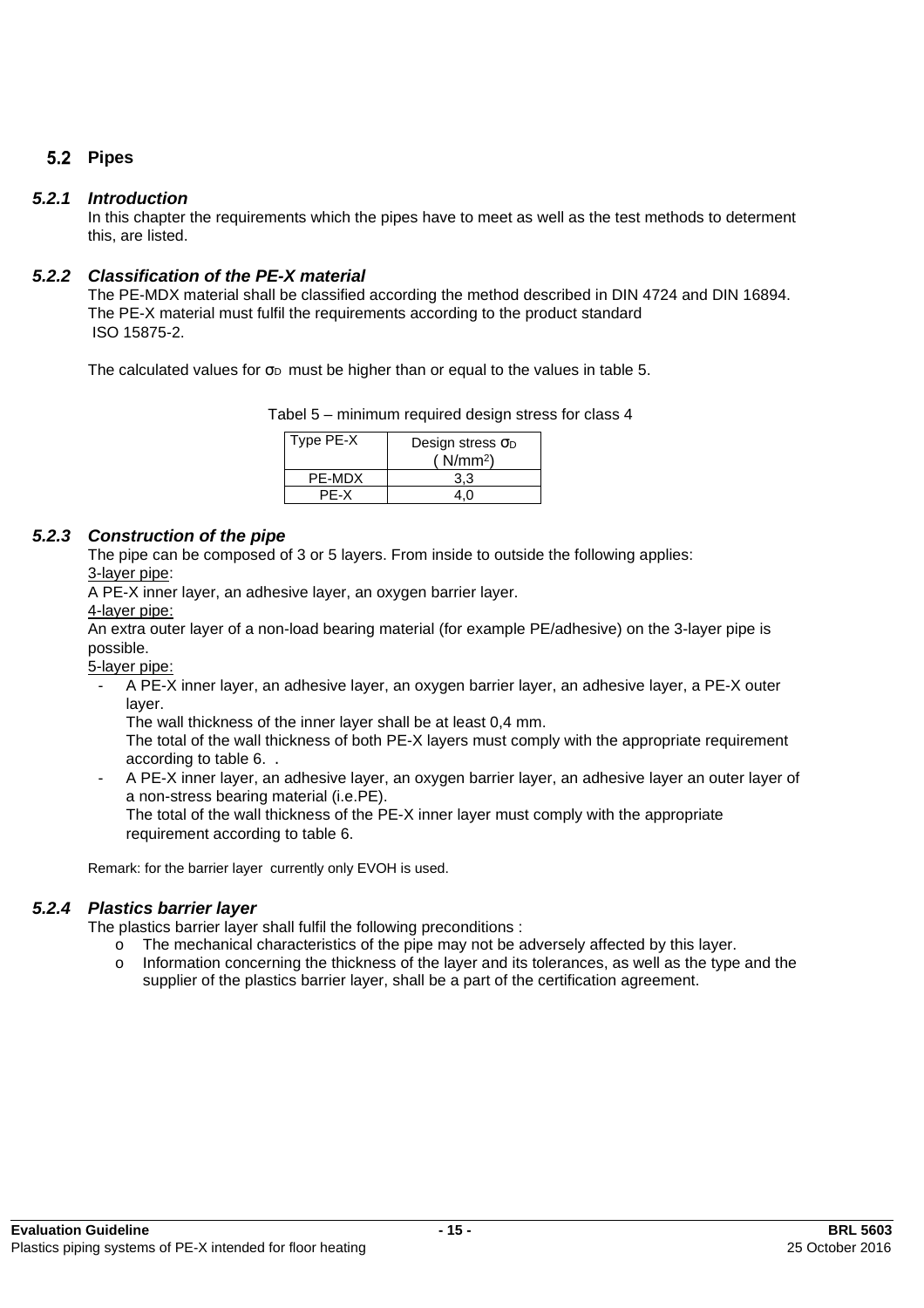## 5.2 Pipes

### *5.2.1 Introduction*

In this chapter the requirements which the pipes have to meet as well as the test methods to determent this, are listed.

### *5.2.2 Classification of the PE-X material*

The PE-MDX material shall be classified according the method described in DIN 4724 and DIN 16894.
The PE-X material must fulfil the requirements according to the product standard
ISO 15875-2.

The calculated values for $\sigma_D$ must be higher than or equal to the values in table 5.

Tabel 5 – minimum required design stress for class 4

| Type PE-X | Design stress $\sigma_D$ ( $N/mm^2$) |
|---|---|
| PE-MDX | 3,3 |
| PE-X | 4,0 |

### *5.2.3 Construction of the pipe*

The pipe can be composed of 3 or 5 layers. From inside to outside the following applies:

<u>3-layer pipe</u>:

A PE-X inner layer, an adhesive layer, an oxygen barrier layer.

<u>4-layer pipe:</u>

An extra outer layer of a non-load bearing material (for example PE/adhesive) on the 3-layer pipe is possible.

<u>5-layer pipe:</u>

- A PE-X inner layer, an adhesive layer, an oxygen barrier layer, an adhesive layer, a PE-X outer layer.
  The wall thickness of the inner layer shall be at least 0,4 mm.
  The total of the wall thickness of both PE-X layers must comply with the appropriate requirement according to table 6. .
- A PE-X inner layer, an adhesive layer, an oxygen barrier layer, an adhesive layer an outer layer of a non-stress bearing material (i.e.PE).
  The total of the wall thickness of the PE-X inner layer must comply with the appropriate requirement according to table 6.

Remark: for the barrier layer currently only EVOH is used.

### *5.2.4 Plastics barrier layer*

The plastics barrier layer shall fulfil the following preconditions :

- The mechanical characteristics of the pipe may not be adversely affected by this layer.
- Information concerning the thickness of the layer and its tolerances, as well as the type and the supplier of the plastics barrier layer, shall be a part of the certification agreement.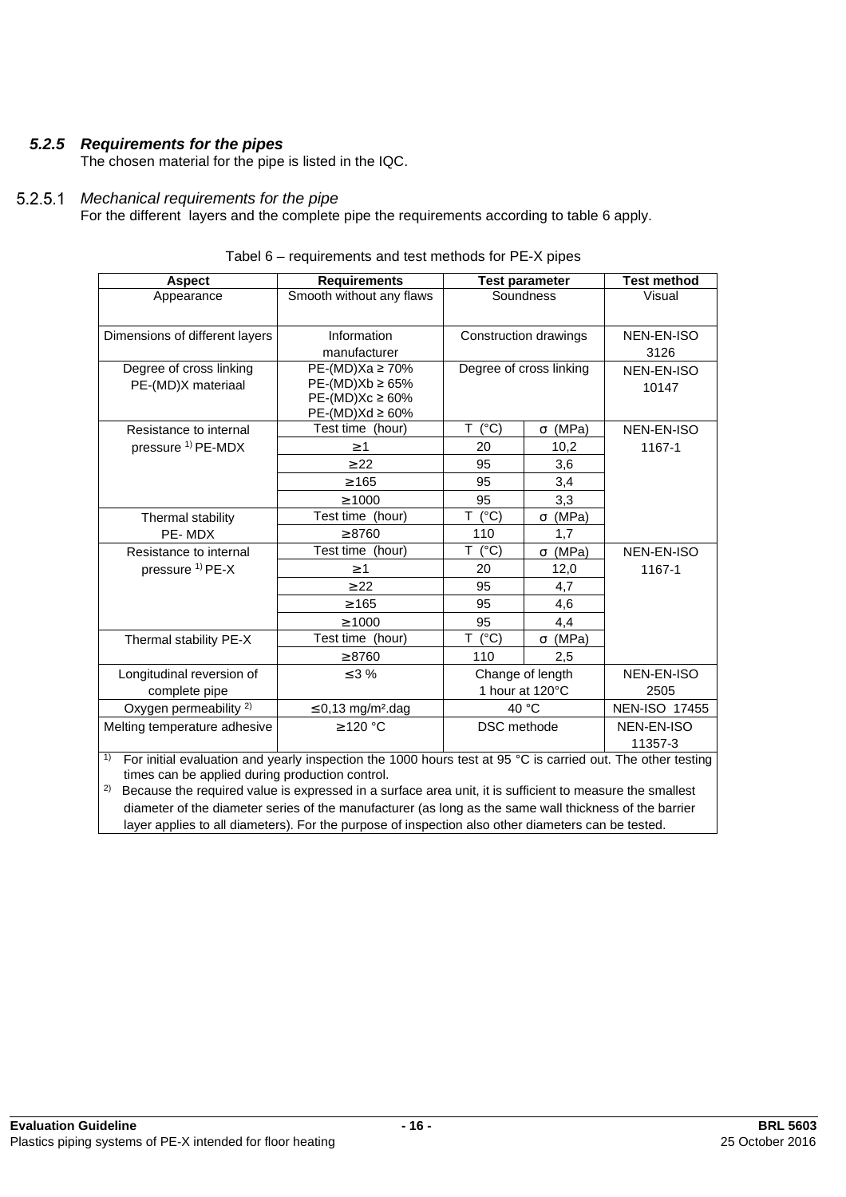### 5.2.5 *Requirements for the pipes*

The chosen material for the pipe is listed in the IQC.

#### 5.2.5.1 *Mechanical requirements for the pipe*

For the different layers and the complete pipe the requirements according to table 6 apply.

Tabel 6 – requirements and test methods for PE-X pipes

| Aspect | Requirements | Test parameter | | Test method |
|---|---|---|---|---|
| Appearance | Smooth without any flaws | Soundness | | Visual |
| Dimensions of different layers | Information manufacturer | Construction drawings | | NEN-EN-ISO 3126 |
| Degree of cross linking PE-(MD)X materiaal | PE-(MD)Xa ≥ 70%<br>PE-(MD)Xb ≥ 65%<br>PE-(MD)Xc ≥ 60%<br>PE-(MD)Xd ≥ 60% | Degree of cross linking | | NEN-EN-ISO 10147 |
| Resistance to internal pressure [1] PE-MDX | Test time (hour) | T (°C) | σ (MPa) | NEN-EN-ISO 1167-1 |
| | ≥ 1 | 20 | 10,2 | |
| | ≥ 22 | 95 | 3,6 | |
| | ≥ 165 | 95 | 3,4 | |
| | ≥ 1000 | 95 | 3,3 | |
| Thermal stability PE- MDX | Test time (hour) | T (°C) | σ (MPa) | |
| | ≥ 8760 | 110 | 1,7 | |
| Resistance to internal pressure [1] PE-X | Test time (hour) | T (°C) | σ (MPa) | NEN-EN-ISO 1167-1 |
| | ≥ 1 | 20 | 12,0 | |
| | ≥ 22 | 95 | 4,7 | |
| | ≥ 165 | 95 | 4,6 | |
| | ≥ 1000 | 95 | 4,4 | |
| Thermal stability PE-X | Test time (hour) | T (°C) | σ (MPa) | |
| | ≥ 8760 | 110 | 2,5 | |
| Longitudinal reversion of complete pipe | ≤ 3 % | Change of length 1 hour at 120°C | | NEN-EN-ISO 2505 |
| Oxygen permeability [2] | ≤ 0,13 mg/m².dag | 40 °C | | NEN-ISO 17455 |
| Melting temperature adhesive | ≥ 120 °C | DSC methode | | NEN-EN-ISO 11357-3 |

[1] For initial evaluation and yearly inspection the 1000 hours test at 95 °C is carried out. The other testing times can be applied during production control.

[2] Because the required value is expressed in a surface area unit, it is sufficient to measure the smallest diameter of the diameter series of the manufacturer (as long as the same wall thickness of the barrier layer applies to all diameters). For the purpose of inspection also other diameters can be tested.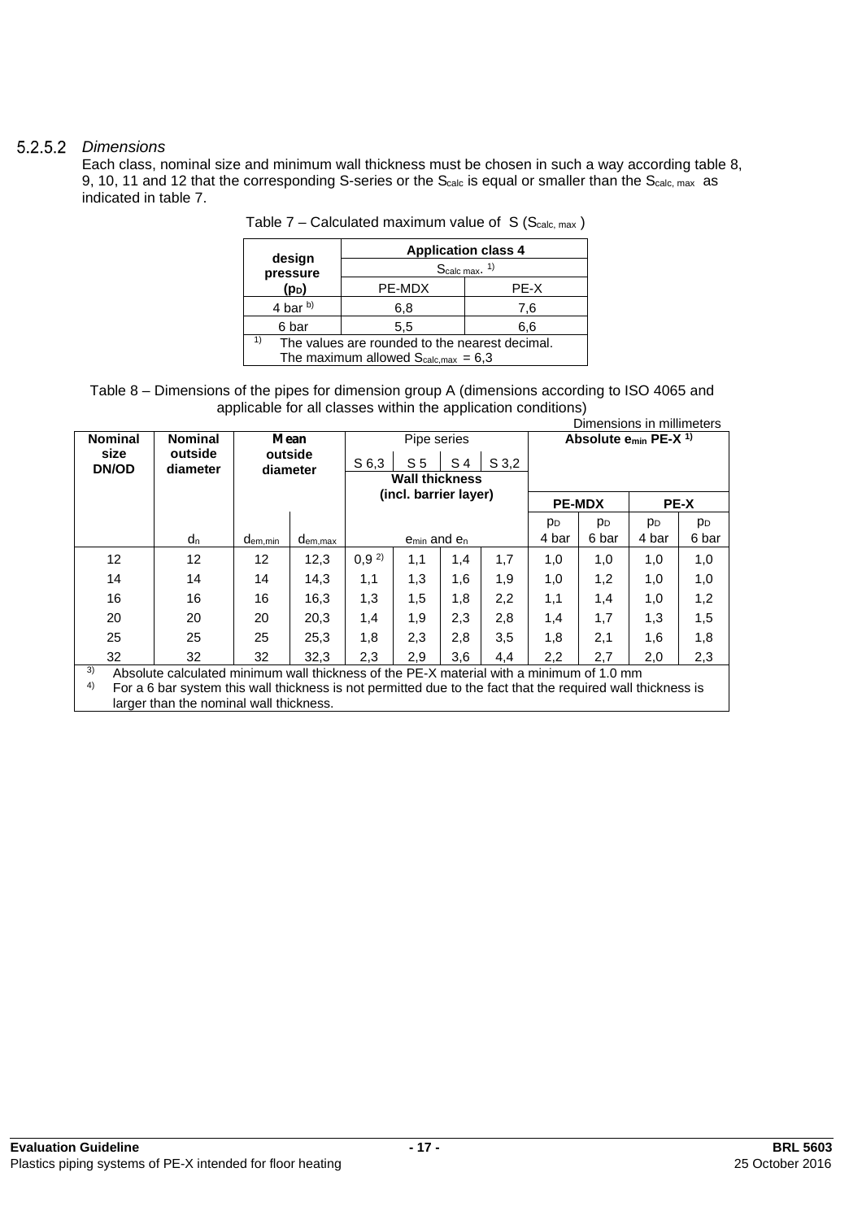### 5.2.5.2 *Dimensions*

Each class, nominal size and minimum wall thickness must be chosen in such a way according table 8, 9, 10, 11 and 12 that the corresponding S-series or the $S_{calc}$ is equal or smaller than the $S_{calc,\,max}$ as indicated in table 7.

Table 7 – Calculated maximum value of S ($S_{calc,\,max}$)

| design pressure ($p_D$) | Application class 4 | |
|---|---|---|
| | $S_{calc\,max}$. [1] | |
| | PE-MDX | PE-X |
| 4 bar [b] | 6,8 | 7,6 |
| 6 bar | 5,5 | 6,6 |

[1] The values are rounded to the nearest decimal. The maximum allowed $S_{calc,max}$ = 6,3

Table 8 – Dimensions of the pipes for dimension group A (dimensions according to ISO 4065 and applicable for all classes within the application conditions)

Dimensions in millimeters

| Nominal size DN/OD | Nominal outside diameter | Mean outside diameter | | Pipe series – Wall thickness (incl. barrier layer) | | | | Absolute $e_{min}$ PE-X [1] | | | |
|---|---|---|---|---|---|---|---|---|---|---|---|
| | | | | S 6,3 | S 5 | S 4 | S 3,2 | PE-MDX | | PE-X | |
| | $d_n$ | $d_{em,min}$ | $d_{em,max}$ | $e_{min}$ and $e_n$ | | | | $p_D$ 4 bar | $p_D$ 6 bar | $p_D$ 4 bar | $p_D$ 6 bar |
| 12 | 12 | 12 | 12,3 | 0,9 [2] | 1,1 | 1,4 | 1,7 | 1,0 | 1,0 | 1,0 | 1,0 |
| 14 | 14 | 14 | 14,3 | 1,1 | 1,3 | 1,6 | 1,9 | 1,0 | 1,2 | 1,0 | 1,0 |
| 16 | 16 | 16 | 16,3 | 1,3 | 1,5 | 1,8 | 2,2 | 1,1 | 1,4 | 1,0 | 1,2 |
| 20 | 20 | 20 | 20,3 | 1,4 | 1,9 | 2,3 | 2,8 | 1,4 | 1,7 | 1,3 | 1,5 |
| 25 | 25 | 25 | 25,3 | 1,8 | 2,3 | 2,8 | 3,5 | 1,8 | 2,1 | 1,6 | 1,8 |
| 32 | 32 | 32 | 32,3 | 2,3 | 2,9 | 3,6 | 4,4 | 2,2 | 2,7 | 2,0 | 2,3 |

[3] Absolute calculated minimum wall thickness of the PE-X material with a minimum of 1.0 mm

[4] For a 6 bar system this wall thickness is not permitted due to the fact that the required wall thickness is larger than the nominal wall thickness.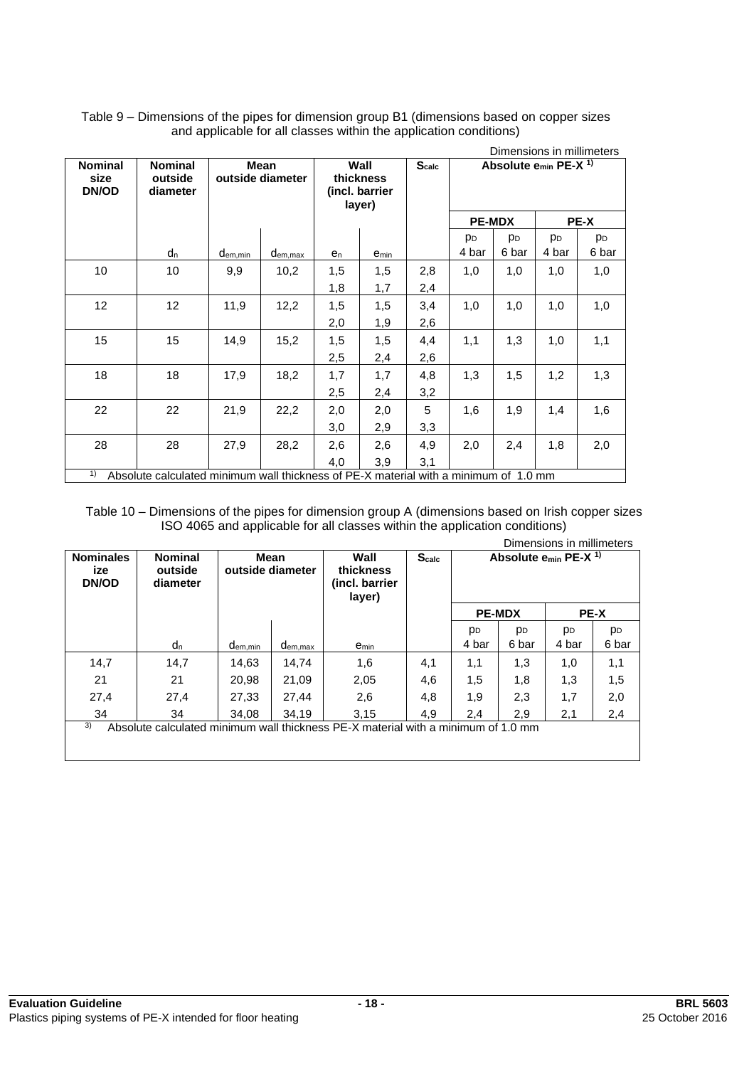Table 9 – Dimensions of the pipes for dimension group B1 (dimensions based on copper sizes and applicable for all classes within the application conditions)

Dimensions in millimeters

| Nominal size DN/OD | Nominal outside diameter | Mean outside diameter | | Wall thickness (incl. barrier layer) | | $S_{calc}$ | Absolute $e_{min}$ PE-X [1] | | | |
|---|---|---|---|---|---|---|---|---|---|---|
| | | | | | | | PE-MDX | | PE-X | |
| | $d_n$ | $d_{em,min}$ | $d_{em,max}$ | $e_n$ | $e_{min}$ | | $p_D$ 4 bar | $p_D$ 6 bar | $p_D$ 4 bar | $p_D$ 6 bar |
| 10 | 10 | 9,9 | 10,2 | 1,5 | 1,5 | 2,8 | 1,0 | 1,0 | 1,0 | 1,0 |
| | | | | 1,8 | 1,7 | 2,4 | | | | |
| 12 | 12 | 11,9 | 12,2 | 1,5 | 1,5 | 3,4 | 1,0 | 1,0 | 1,0 | 1,0 |
| | | | | 2,0 | 1,9 | 2,6 | | | | |
| 15 | 15 | 14,9 | 15,2 | 1,5 | 1,5 | 4,4 | 1,1 | 1,3 | 1,0 | 1,1 |
| | | | | 2,5 | 2,4 | 2,6 | | | | |
| 18 | 18 | 17,9 | 18,2 | 1,7 | 1,7 | 4,8 | 1,3 | 1,5 | 1,2 | 1,3 |
| | | | | 2,5 | 2,4 | 3,2 | | | | |
| 22 | 22 | 21,9 | 22,2 | 2,0 | 2,0 | 5 | 1,6 | 1,9 | 1,4 | 1,6 |
| | | | | 3,0 | 2,9 | 3,3 | | | | |
| 28 | 28 | 27,9 | 28,2 | 2,6 | 2,6 | 4,9 | 2,0 | 2,4 | 1,8 | 2,0 |
| | | | | 4,0 | 3,9 | 3,1 | | | | |

[1] Absolute calculated minimum wall thickness of PE-X material with a minimum of 1.0 mm

Table 10 – Dimensions of the pipes for dimension group A (dimensions based on Irish copper sizes ISO 4065 and applicable for all classes within the application conditions)

Dimensions in millimeters

| Nominales ize DN/OD | Nominal outside diameter | Mean outside diameter | | Wall thickness (incl. barrier layer) | $S_{calc}$ | Absolute $e_{min}$ PE-X [1] | | | |
|---|---|---|---|---|---|---|---|---|---|
| | | | | | | PE-MDX | | PE-X | |
| | $d_n$ | $d_{em,min}$ | $d_{em,max}$ | $e_{min}$ | | $p_D$ 4 bar | $p_D$ 6 bar | $p_D$ 4 bar | $p_D$ 6 bar |
| 14,7 | 14,7 | 14,63 | 14,74 | 1,6 | 4,1 | 1,1 | 1,3 | 1,0 | 1,1 |
| 21 | 21 | 20,98 | 21,09 | 2,05 | 4,6 | 1,5 | 1,8 | 1,3 | 1,5 |
| 27,4 | 27,4 | 27,33 | 27,44 | 2,6 | 4,8 | 1,9 | 2,3 | 1,7 | 2,0 |
| 34 | 34 | 34,08 | 34,19 | 3,15 | 4,9 | 2,4 | 2,9 | 2,1 | 2,4 |

[3] Absolute calculated minimum wall thickness PE-X material with a minimum of 1.0 mm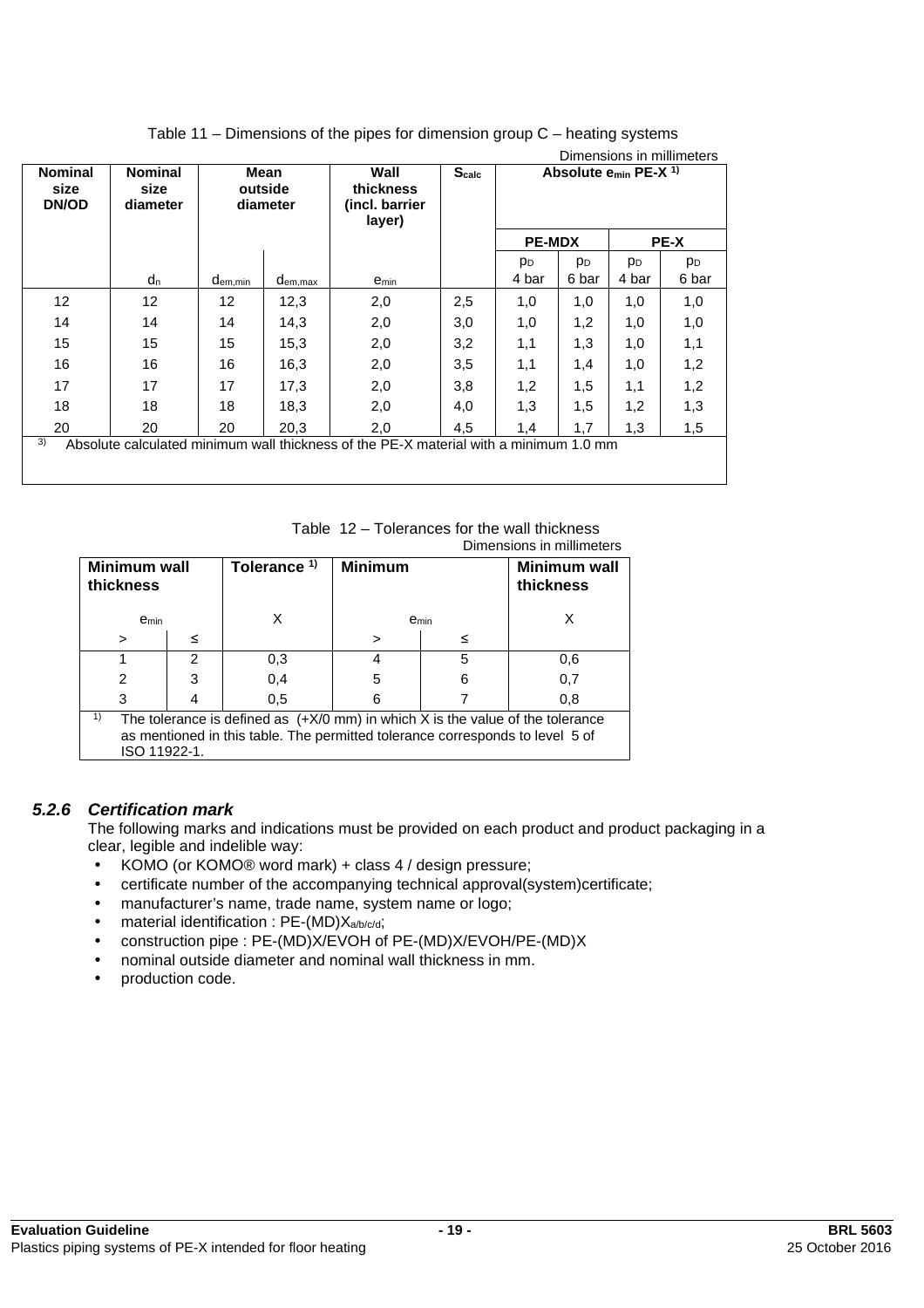Table 11 – Dimensions of the pipes for dimension group C – heating systems

Dimensions in millimeters

| Nominal size DN/OD | Nominal size diameter | Mean outside diameter | | Wall thickness (incl. barrier layer) | $S_{calc}$ | Absolute $e_{min}$ PE-X [1] | | | |
|---|---|---|---|---|---|---|---|---|---|
| | | | | | | PE-MDX | | PE-X | |
| | $d_n$ | $d_{em,min}$ | $d_{em,max}$ | $e_{min}$ | | $p_D$ 4 bar | $p_D$ 6 bar | $p_D$ 4 bar | $p_D$ 6 bar |
| 12 | 12 | 12 | 12,3 | 2,0 | 2,5 | 1,0 | 1,0 | 1,0 | 1,0 |
| 14 | 14 | 14 | 14,3 | 2,0 | 3,0 | 1,0 | 1,2 | 1,0 | 1,0 |
| 15 | 15 | 15 | 15,3 | 2,0 | 3,2 | 1,1 | 1,3 | 1,0 | 1,1 |
| 16 | 16 | 16 | 16,3 | 2,0 | 3,5 | 1,1 | 1,4 | 1,0 | 1,2 |
| 17 | 17 | 17 | 17,3 | 2,0 | 3,8 | 1,2 | 1,5 | 1,1 | 1,2 |
| 18 | 18 | 18 | 18,3 | 2,0 | 4,0 | 1,3 | 1,5 | 1,2 | 1,3 |
| 20 | 20 | 20 | 20,3 | 2,0 | 4,5 | 1,4 | 1,7 | 1,3 | 1,5 |

[3] Absolute calculated minimum wall thickness of the PE-X material with a minimum 1.0 mm

Table 12 – Tolerances for the wall thickness

Dimensions in millimeters

| Minimum wall thickness | | Tolerance [1] | Minimum | | Minimum wall thickness |
|---|---|---|---|---|---|
| $e_{min}$ | | X | $e_{min}$ | | X |
| > | ≤ | | > | ≤ | |
| 1 | 2 | 0,3 | 4 | 5 | 0,6 |
| 2 | 3 | 0,4 | 5 | 6 | 0,7 |
| 3 | 4 | 0,5 | 6 | 7 | 0,8 |

[1] The tolerance is defined as (+X/0 mm) in which X is the value of the tolerance as mentioned in this table. The permitted tolerance corresponds to level 5 of ISO 11922-1.

### *5.2.6 Certification mark*

The following marks and indications must be provided on each product and product packaging in a clear, legible and indelible way:

- KOMO (or KOMO® word mark) + class 4 / design pressure;
- certificate number of the accompanying technical approval(system)certificate;
- manufacturer's name, trade name, system name or logo;
- material identification : PE-(MD)$X_{a/b/c/d}$;
- construction pipe : PE-(MD)X/EVOH of PE-(MD)X/EVOH/PE-(MD)X
- nominal outside diameter and nominal wall thickness in mm.
- production code.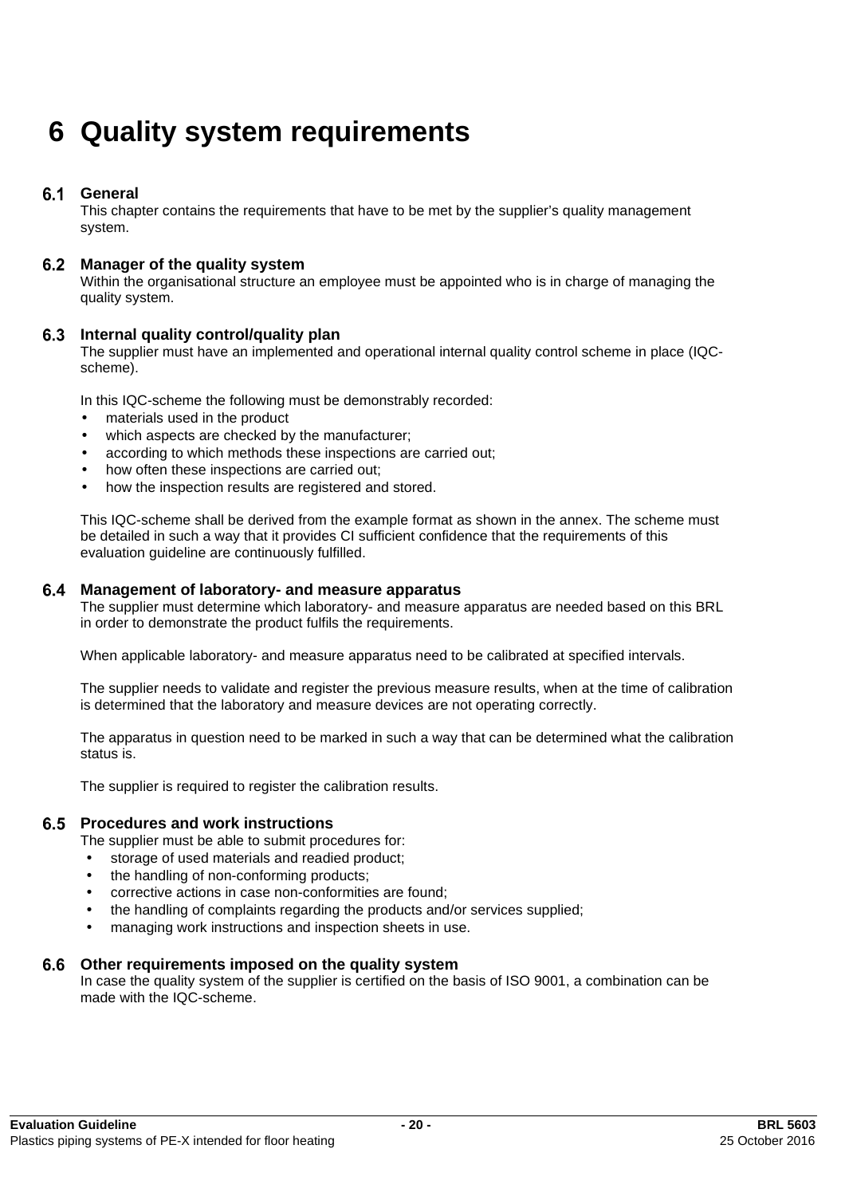# 6 Quality system requirements

## 6.1 General

This chapter contains the requirements that have to be met by the supplier's quality management system.

## 6.2 Manager of the quality system

Within the organisational structure an employee must be appointed who is in charge of managing the quality system.

## 6.3 Internal quality control/quality plan

The supplier must have an implemented and operational internal quality control scheme in place (IQC-scheme).

In this IQC-scheme the following must be demonstrably recorded:

- materials used in the product
- which aspects are checked by the manufacturer;
- according to which methods these inspections are carried out;
- how often these inspections are carried out;
- how the inspection results are registered and stored.

This IQC-scheme shall be derived from the example format as shown in the annex. The scheme must be detailed in such a way that it provides CI sufficient confidence that the requirements of this evaluation guideline are continuously fulfilled.

## 6.4 Management of laboratory- and measure apparatus

The supplier must determine which laboratory- and measure apparatus are needed based on this BRL in order to demonstrate the product fulfils the requirements.

When applicable laboratory- and measure apparatus need to be calibrated at specified intervals.

The supplier needs to validate and register the previous measure results, when at the time of calibration is determined that the laboratory and measure devices are not operating correctly.

The apparatus in question need to be marked in such a way that can be determined what the calibration status is.

The supplier is required to register the calibration results.

## 6.5 Procedures and work instructions

The supplier must be able to submit procedures for:

- storage of used materials and readied product;
- the handling of non-conforming products;
- corrective actions in case non-conformities are found;
- the handling of complaints regarding the products and/or services supplied;
- managing work instructions and inspection sheets in use.

## 6.6 Other requirements imposed on the quality system

In case the quality system of the supplier is certified on the basis of ISO 9001, a combination can be made with the IQC-scheme.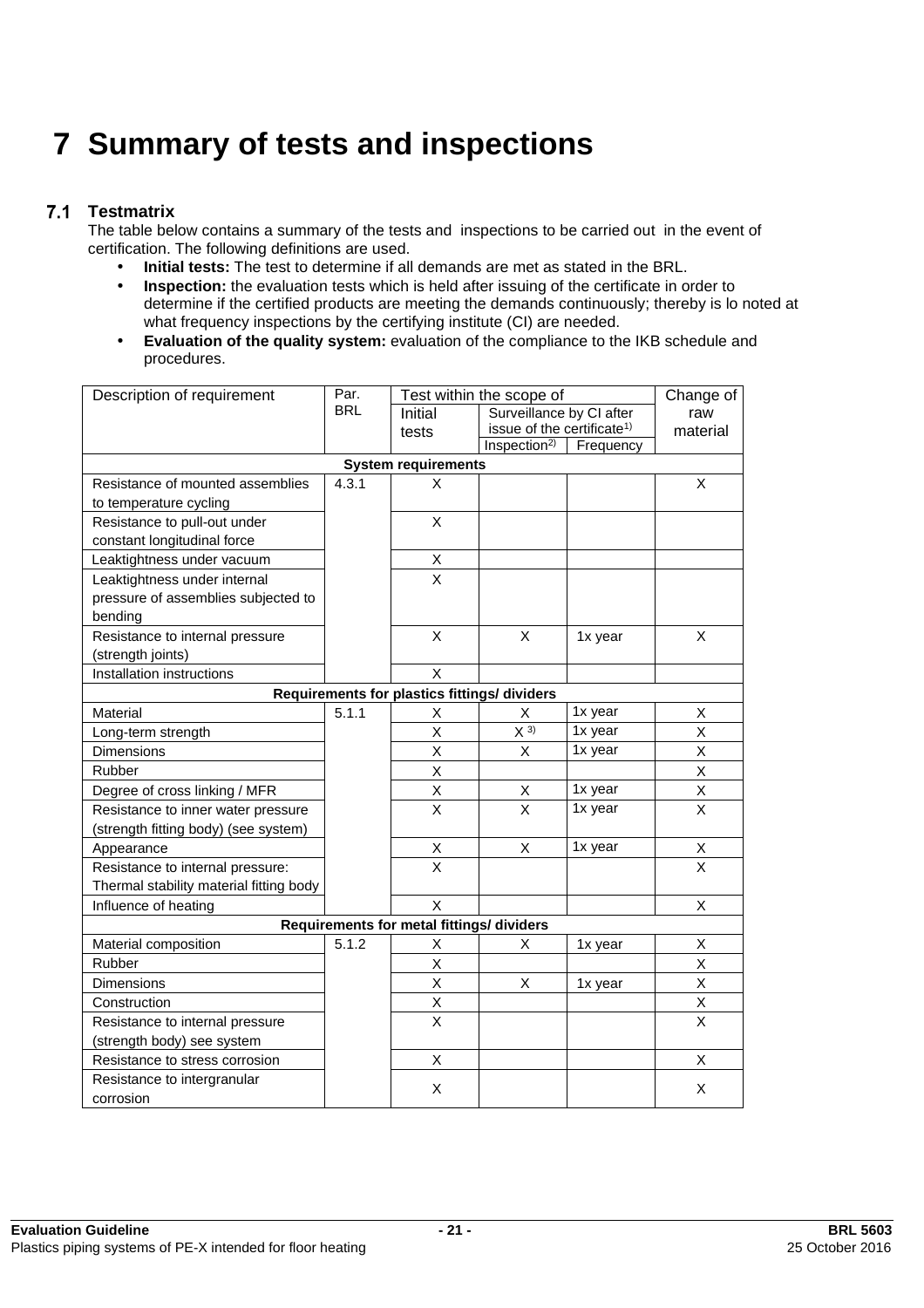# 7 Summary of tests and inspections

## 7.1 Testmatrix

The table below contains a summary of the tests and inspections to be carried out in the event of certification. The following definitions are used.

- **Initial tests:** The test to determine if all demands are met as stated in the BRL.
- **Inspection:** the evaluation tests which is held after issuing of the certificate in order to determine if the certified products are meeting the demands continuously; thereby is lo noted at what frequency inspections by the certifying institute (CI) are needed.
- **Evaluation of the quality system:** evaluation of the compliance to the IKB schedule and procedures.

| Description of requirement | Par. BRL | Test within the scope of | | | Change of raw material |
|---|---|---|---|---|---|
| | | Initial tests | Surveillance by CI after issue of the certificate[1] | | |
| | | | Inspection[2] | Frequency | |
| **System requirements** | | | | | |
| Resistance of mounted assemblies to temperature cycling | 4.3.1 | X | | | X |
| Resistance to pull-out under constant longitudinal force | | X | | | |
| Leaktightness under vacuum | | X | | | |
| Leaktightness under internal pressure of assemblies subjected to bending | | X | | | |
| Resistance to internal pressure (strength joints) | | X | X | 1x year | X |
| Installation instructions | | X | | | |
| **Requirements for plastics fittings/ dividers** | | | | | |
| Material | 5.1.1 | X | X | 1x year | X |
| Long-term strength | | X | X [3] | 1x year | X |
| Dimensions | | X | X | 1x year | X |
| Rubber | | X | | | X |
| Degree of cross linking / MFR | | X | X | 1x year | X |
| Resistance to inner water pressure (strength fitting body) (see system) | | X | X | 1x year | X |
| Appearance | | X | X | 1x year | X |
| Resistance to internal pressure: Thermal stability material fitting body | | X | | | X |
| Influence of heating | | X | | | X |
| **Requirements for metal fittings/ dividers** | | | | | |
| Material composition | 5.1.2 | X | X | 1x year | X |
| Rubber | | X | | | X |
| Dimensions | | X | X | 1x year | X |
| Construction | | X | | | X |
| Resistance to internal pressure (strength body) see system | | X | | | X |
| Resistance to stress corrosion | | X | | | X |
| Resistance to intergranular corrosion | | X | | | X |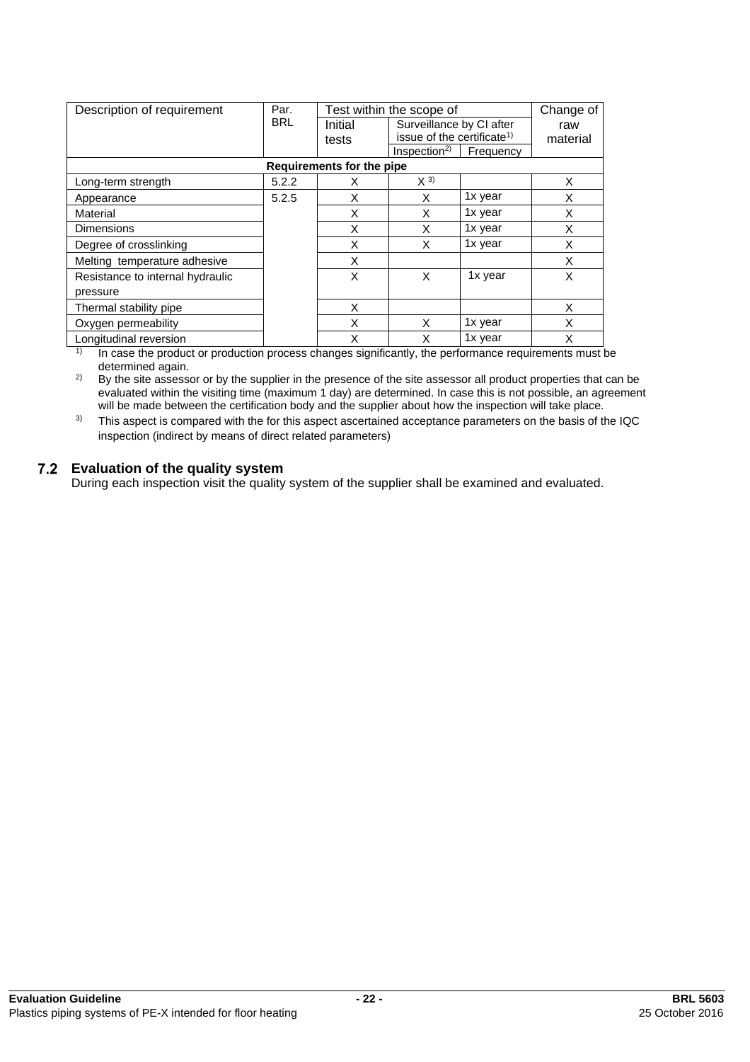| Description of requirement | Par. BRL | Test within the scope of | | | Change of raw material |
|---|---|---|---|---|---|
| | | Initial tests | Surveillance by CI after issue of the certificate[1)] | | |
| | | | Inspection[2)] | Frequency | |
| **Requirements for the pipe** | | | | | |
| Long-term strength | 5.2.2 | X | X [3)] | | X |
| Appearance | 5.2.5 | X | X | 1x year | X |
| Material | | X | X | 1x year | X |
| Dimensions | | X | X | 1x year | X |
| Degree of crosslinking | | X | X | 1x year | X |
| Melting temperature adhesive | | X | | | X |
| Resistance to internal hydraulic pressure | | X | X | 1x year | X |
| Thermal stability pipe | | X | | | X |
| Oxygen permeability | | X | X | 1x year | X |
| Longitudinal reversion | | X | X | 1x year | X |

1) In case the product or production process changes significantly, the performance requirements must be determined again.

2) By the site assessor or by the supplier in the presence of the site assessor all product properties that can be evaluated within the visiting time (maximum 1 day) are determined. In case this is not possible, an agreement will be made between the certification body and the supplier about how the inspection will take place.

3) This aspect is compared with the for this aspect ascertained acceptance parameters on the basis of the IQC inspection (indirect by means of direct related parameters)

## 7.2 Evaluation of the quality system

During each inspection visit the quality system of the supplier shall be examined and evaluated.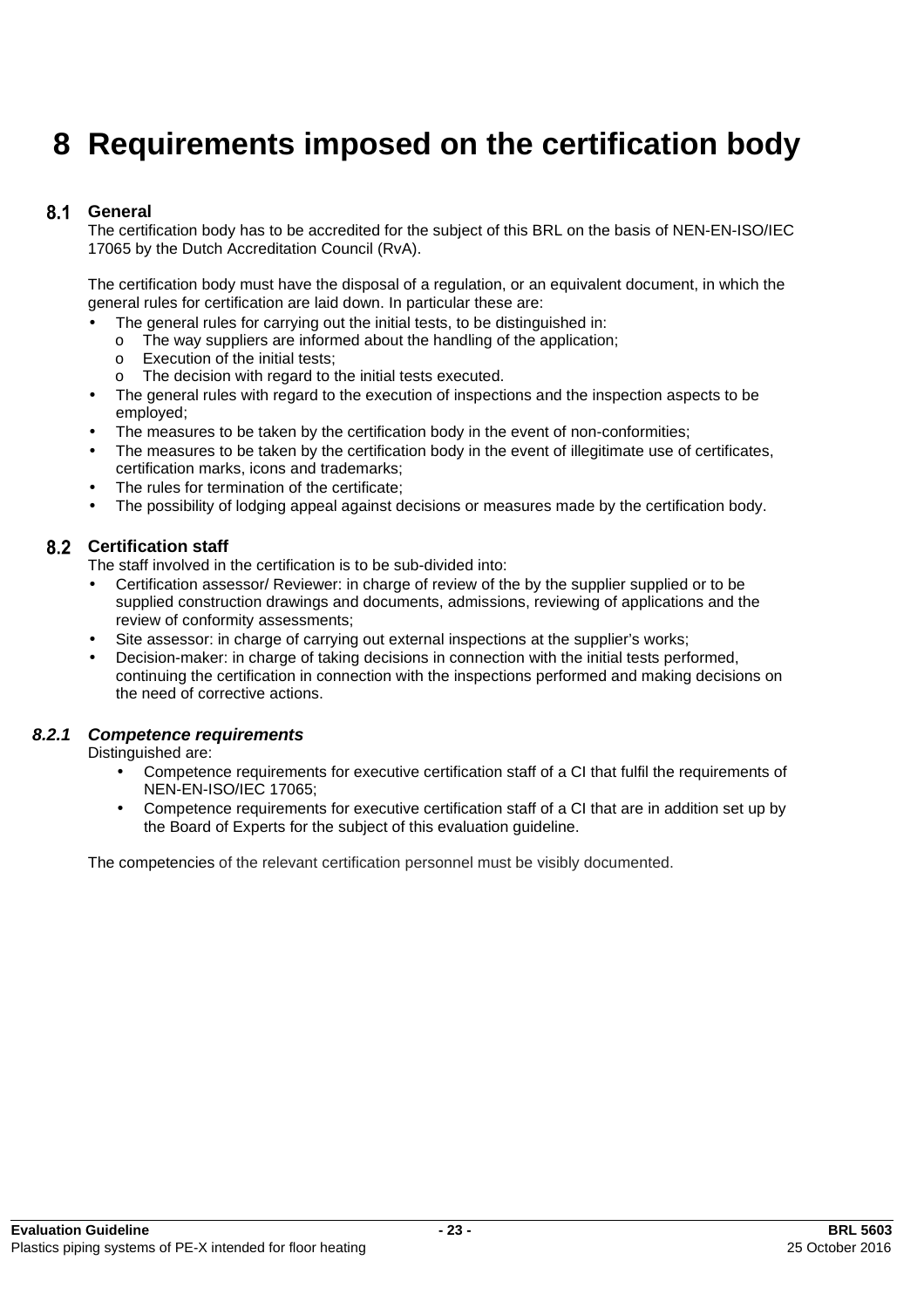# 8 Requirements imposed on the certification body

## 8.1 General

The certification body has to be accredited for the subject of this BRL on the basis of NEN-EN-ISO/IEC 17065 by the Dutch Accreditation Council (RvA).

The certification body must have the disposal of a regulation, or an equivalent document, in which the general rules for certification are laid down. In particular these are:

- The general rules for carrying out the initial tests, to be distinguished in:
  - The way suppliers are informed about the handling of the application;
  - Execution of the initial tests;
  - The decision with regard to the initial tests executed.
- The general rules with regard to the execution of inspections and the inspection aspects to be employed;
- The measures to be taken by the certification body in the event of non-conformities;
- The measures to be taken by the certification body in the event of illegitimate use of certificates, certification marks, icons and trademarks;
- The rules for termination of the certificate;
- The possibility of lodging appeal against decisions or measures made by the certification body.

## 8.2 Certification staff

The staff involved in the certification is to be sub-divided into:

- Certification assessor/ Reviewer: in charge of review of the by the supplier supplied or to be supplied construction drawings and documents, admissions, reviewing of applications and the review of conformity assessments;
- Site assessor: in charge of carrying out external inspections at the supplier's works;
- Decision-maker: in charge of taking decisions in connection with the initial tests performed, continuing the certification in connection with the inspections performed and making decisions on the need of corrective actions.

### *8.2.1 Competence requirements*

Distinguished are:

- Competence requirements for executive certification staff of a CI that fulfil the requirements of NEN-EN-ISO/IEC 17065;
- Competence requirements for executive certification staff of a CI that are in addition set up by the Board of Experts for the subject of this evaluation guideline.

The competencies of the relevant certification personnel must be visibly documented.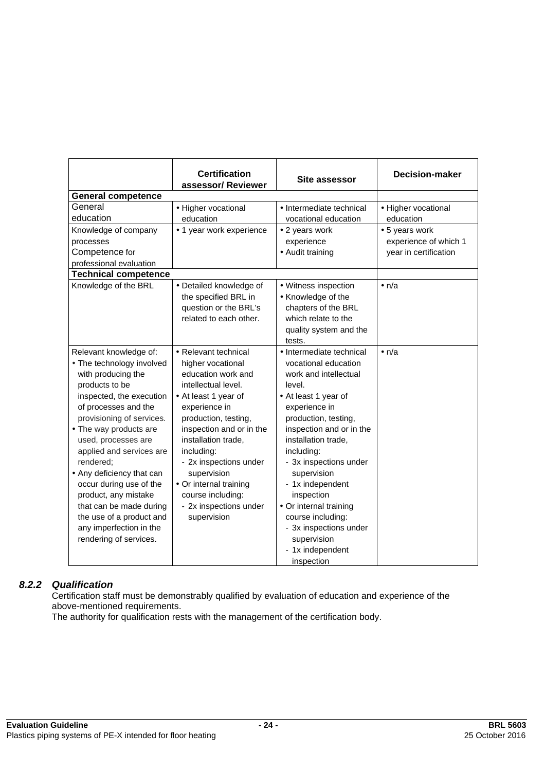| | Certification assessor/ Reviewer | Site assessor | Decision-maker |
|---|---|---|---|
| **General competence** | | | |
| General education | • Higher vocational education | • Intermediate technical vocational education | • Higher vocational education |
| Knowledge of company processes Competence for professional evaluation | • 1 year work experience | • 2 years work experience • Audit training | • 5 years work experience of which 1 year in certification |
| **Technical competence** | | | |
| Knowledge of the BRL | • Detailed knowledge of the specified BRL in question or the BRL's related to each other. | • Witness inspection • Knowledge of the chapters of the BRL which relate to the quality system and the tests. | • n/a |
| Relevant knowledge of: • The technology involved with producing the products to be inspected, the execution of processes and the provisioning of services. • The way products are used, processes are applied and services are rendered; • Any deficiency that can occur during use of the product, any mistake that can be made during the use of a product and any imperfection in the rendering of services. | • Relevant technical higher vocational education work and intellectual level. • At least 1 year of experience in production, testing, inspection and or in the installation trade, including: - 2x inspections under supervision • Or internal training course including: - 2x inspections under supervision | • Intermediate technical vocational education work and intellectual level. • At least 1 year of experience in production, testing, inspection and or in the installation trade, including: - 3x inspections under supervision - 1x independent inspection • Or internal training course including: - 3x inspections under supervision - 1x independent inspection | • n/a |

### *8.2.2 Qualification*

Certification staff must be demonstrably qualified by evaluation of education and experience of the above-mentioned requirements.
The authority for qualification rests with the management of the certification body.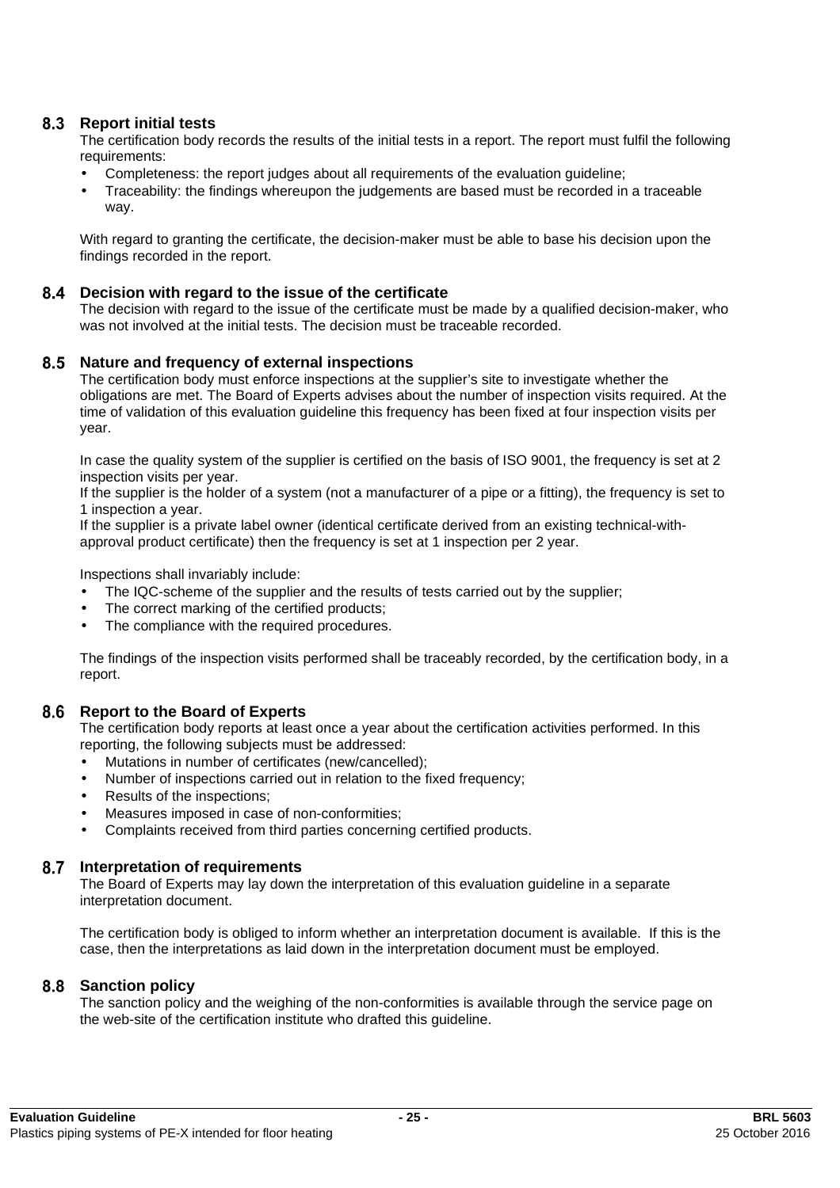## 8.3 Report initial tests

The certification body records the results of the initial tests in a report. The report must fulfil the following requirements:

- Completeness: the report judges about all requirements of the evaluation guideline;
- Traceability: the findings whereupon the judgements are based must be recorded in a traceable way.

With regard to granting the certificate, the decision-maker must be able to base his decision upon the findings recorded in the report.

## 8.4 Decision with regard to the issue of the certificate

The decision with regard to the issue of the certificate must be made by a qualified decision-maker, who was not involved at the initial tests. The decision must be traceable recorded.

## 8.5 Nature and frequency of external inspections

The certification body must enforce inspections at the supplier's site to investigate whether the obligations are met. The Board of Experts advises about the number of inspection visits required. At the time of validation of this evaluation guideline this frequency has been fixed at four inspection visits per year.

In case the quality system of the supplier is certified on the basis of ISO 9001, the frequency is set at 2 inspection visits per year.
If the supplier is the holder of a system (not a manufacturer of a pipe or a fitting), the frequency is set to 1 inspection a year.
If the supplier is a private label owner (identical certificate derived from an existing technical-with-approval product certificate) then the frequency is set at 1 inspection per 2 year.

Inspections shall invariably include:

- The IQC-scheme of the supplier and the results of tests carried out by the supplier;
- The correct marking of the certified products;
- The compliance with the required procedures.

The findings of the inspection visits performed shall be traceably recorded, by the certification body, in a report.

## 8.6 Report to the Board of Experts

The certification body reports at least once a year about the certification activities performed. In this reporting, the following subjects must be addressed:

- Mutations in number of certificates (new/cancelled);
- Number of inspections carried out in relation to the fixed frequency;
- Results of the inspections;
- Measures imposed in case of non-conformities;
- Complaints received from third parties concerning certified products.

## 8.7 Interpretation of requirements

The Board of Experts may lay down the interpretation of this evaluation guideline in a separate interpretation document.

The certification body is obliged to inform whether an interpretation document is available. If this is the case, then the interpretations as laid down in the interpretation document must be employed.

## 8.8 Sanction policy

The sanction policy and the weighing of the non-conformities is available through the service page on the web-site of the certification institute who drafted this guideline.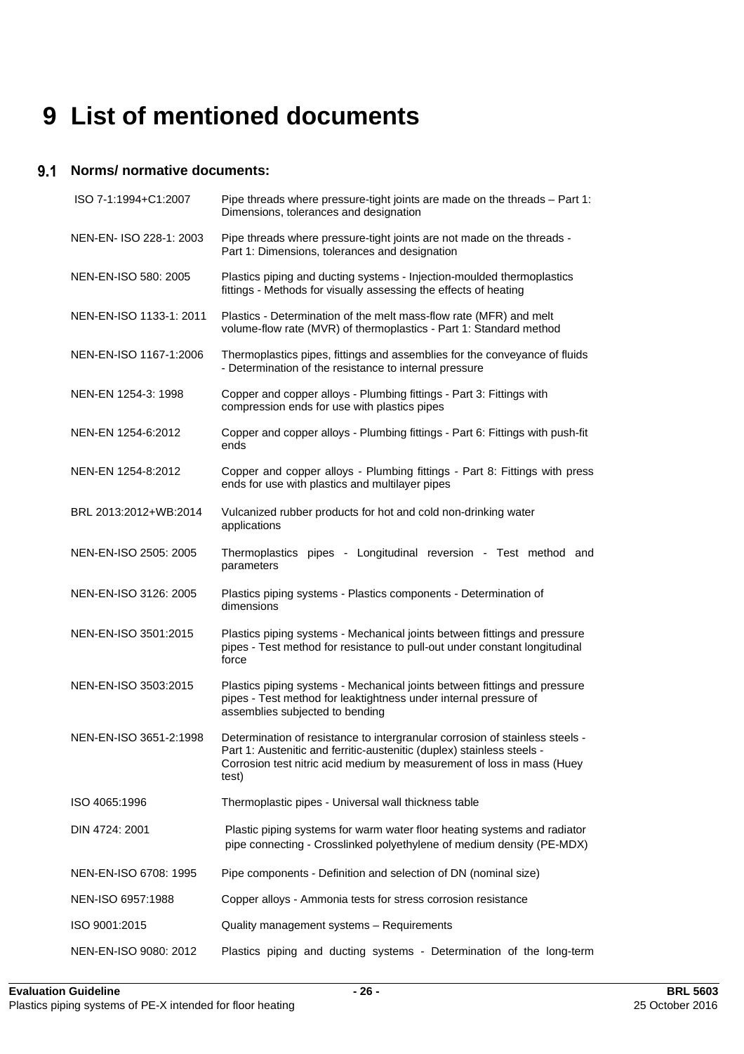# 9 List of mentioned documents

## 9.1 Norms/ normative documents:

| | |
|---|---|
| ISO 7-1:1994+C1:2007 | Pipe threads where pressure-tight joints are made on the threads – Part 1: Dimensions, tolerances and designation |
| NEN-EN- ISO 228-1: 2003 | Pipe threads where pressure-tight joints are not made on the threads - Part 1: Dimensions, tolerances and designation |
| NEN-EN-ISO 580: 2005 | Plastics piping and ducting systems - Injection-moulded thermoplastics fittings - Methods for visually assessing the effects of heating |
| NEN-EN-ISO 1133-1: 2011 | Plastics - Determination of the melt mass-flow rate (MFR) and melt volume-flow rate (MVR) of thermoplastics - Part 1: Standard method |
| NEN-EN-ISO 1167-1:2006 | Thermoplastics pipes, fittings and assemblies for the conveyance of fluids - Determination of the resistance to internal pressure |
| NEN-EN 1254-3: 1998 | Copper and copper alloys - Plumbing fittings - Part 3: Fittings with compression ends for use with plastics pipes |
| NEN-EN 1254-6:2012 | Copper and copper alloys - Plumbing fittings - Part 6: Fittings with push-fit ends |
| NEN-EN 1254-8:2012 | Copper and copper alloys - Plumbing fittings - Part 8: Fittings with press ends for use with plastics and multilayer pipes |
| BRL 2013:2012+WB:2014 | Vulcanized rubber products for hot and cold non-drinking water applications |
| NEN-EN-ISO 2505: 2005 | Thermoplastics pipes - Longitudinal reversion - Test method and parameters |
| NEN-EN-ISO 3126: 2005 | Plastics piping systems - Plastics components - Determination of dimensions |
| NEN-EN-ISO 3501:2015 | Plastics piping systems - Mechanical joints between fittings and pressure pipes - Test method for resistance to pull-out under constant longitudinal force |
| NEN-EN-ISO 3503:2015 | Plastics piping systems - Mechanical joints between fittings and pressure pipes - Test method for leaktightness under internal pressure of assemblies subjected to bending |
| NEN-EN-ISO 3651-2:1998 | Determination of resistance to intergranular corrosion of stainless steels - Part 1: Austenitic and ferritic-austenitic (duplex) stainless steels - Corrosion test nitric acid medium by measurement of loss in mass (Huey test) |
| ISO 4065:1996 | Thermoplastic pipes - Universal wall thickness table |
| DIN 4724: 2001 | Plastic piping systems for warm water floor heating systems and radiator pipe connecting - Crosslinked polyethylene of medium density (PE-MDX) |
| NEN-EN-ISO 6708: 1995 | Pipe components - Definition and selection of DN (nominal size) |
| NEN-ISO 6957:1988 | Copper alloys - Ammonia tests for stress corrosion resistance |
| ISO 9001:2015 | Quality management systems – Requirements |
| NEN-EN-ISO 9080: 2012 | Plastics piping and ducting systems - Determination of the long-term |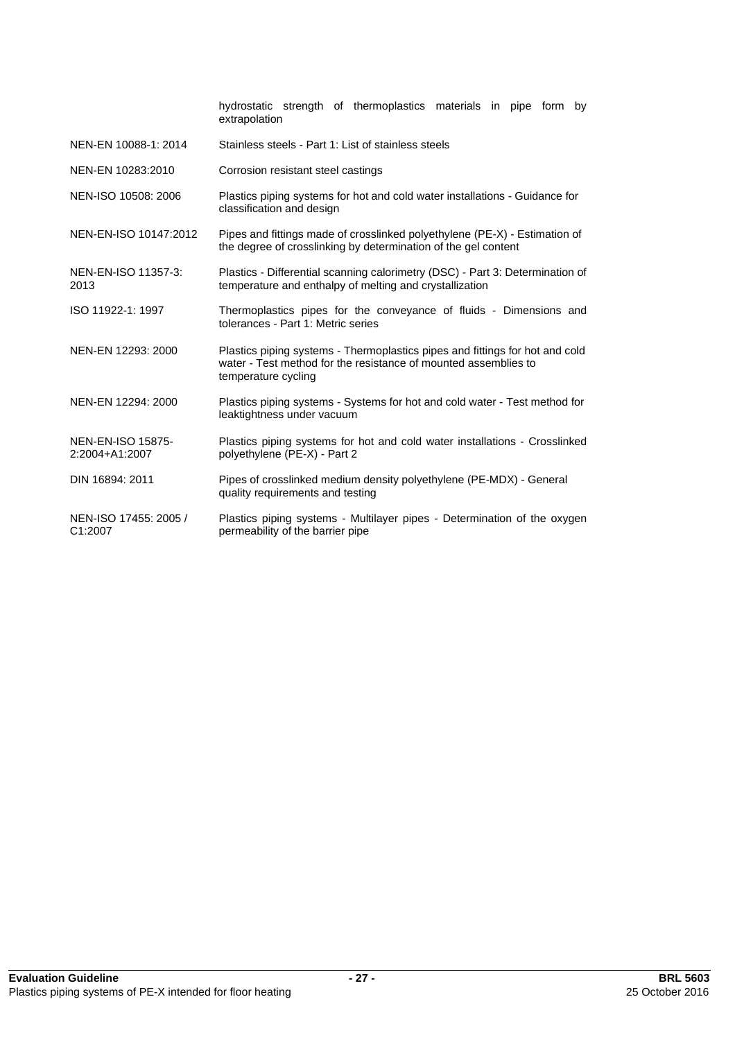| | |
|---|---|
| | hydrostatic strength of thermoplastics materials in pipe form by extrapolation |
| NEN-EN 10088-1: 2014 | Stainless steels - Part 1: List of stainless steels |
| NEN-EN 10283:2010 | Corrosion resistant steel castings |
| NEN-ISO 10508: 2006 | Plastics piping systems for hot and cold water installations - Guidance for classification and design |
| NEN-EN-ISO 10147:2012 | Pipes and fittings made of crosslinked polyethylene (PE-X) - Estimation of the degree of crosslinking by determination of the gel content |
| NEN-EN-ISO 11357-3: 2013 | Plastics - Differential scanning calorimetry (DSC) - Part 3: Determination of temperature and enthalpy of melting and crystallization |
| ISO 11922-1: 1997 | Thermoplastics pipes for the conveyance of fluids - Dimensions and tolerances - Part 1: Metric series |
| NEN-EN 12293: 2000 | Plastics piping systems - Thermoplastics pipes and fittings for hot and cold water - Test method for the resistance of mounted assemblies to temperature cycling |
| NEN-EN 12294: 2000 | Plastics piping systems - Systems for hot and cold water - Test method for leaktightness under vacuum |
| NEN-EN-ISO 15875-2:2004+A1:2007 | Plastics piping systems for hot and cold water installations - Crosslinked polyethylene (PE-X) - Part 2 |
| DIN 16894: 2011 | Pipes of crosslinked medium density polyethylene (PE-MDX) - General quality requirements and testing |
| NEN-ISO 17455: 2005 / C1:2007 | Plastics piping systems - Multilayer pipes - Determination of the oxygen permeability of the barrier pipe |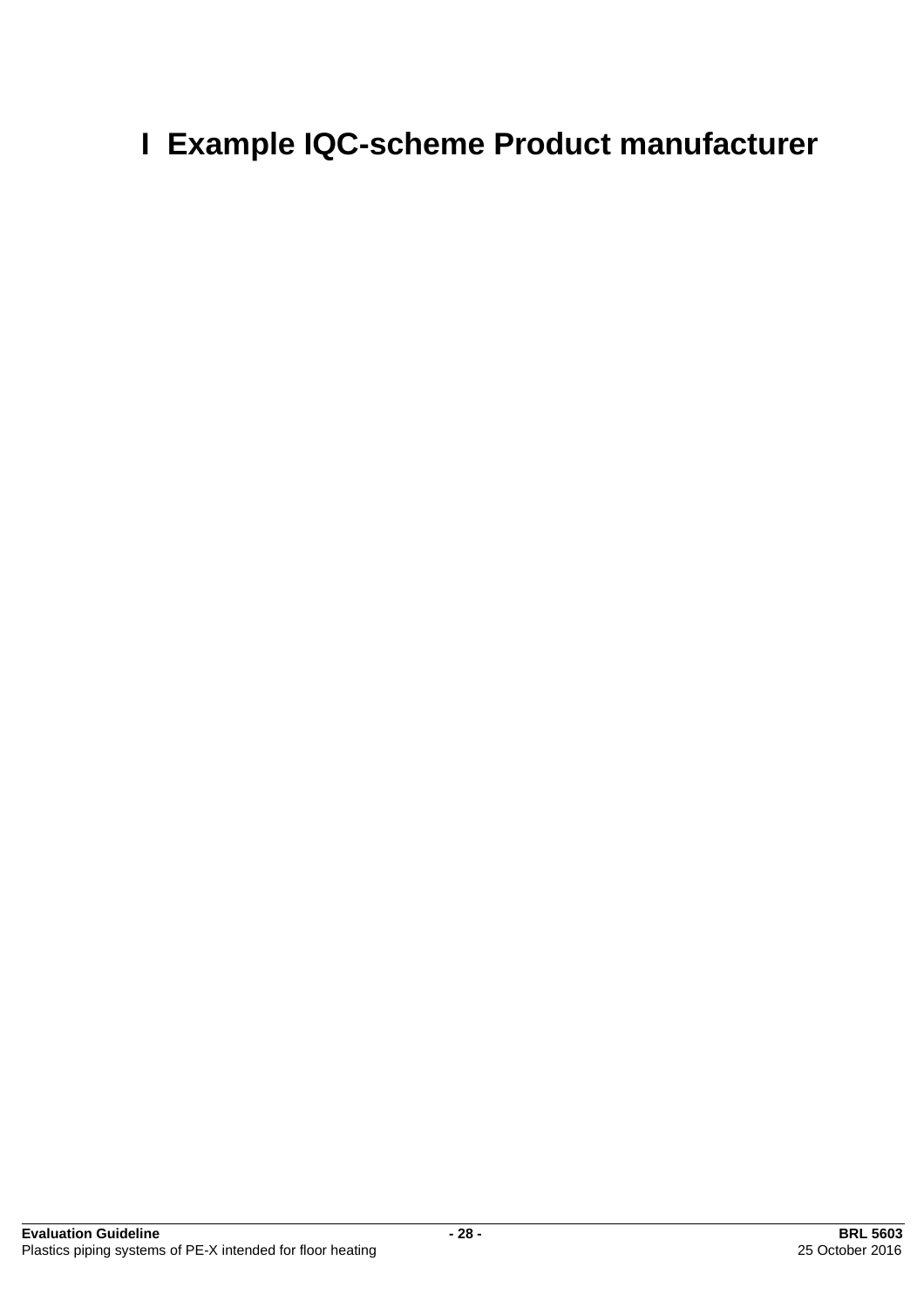# I Example IQC-scheme Product manufacturer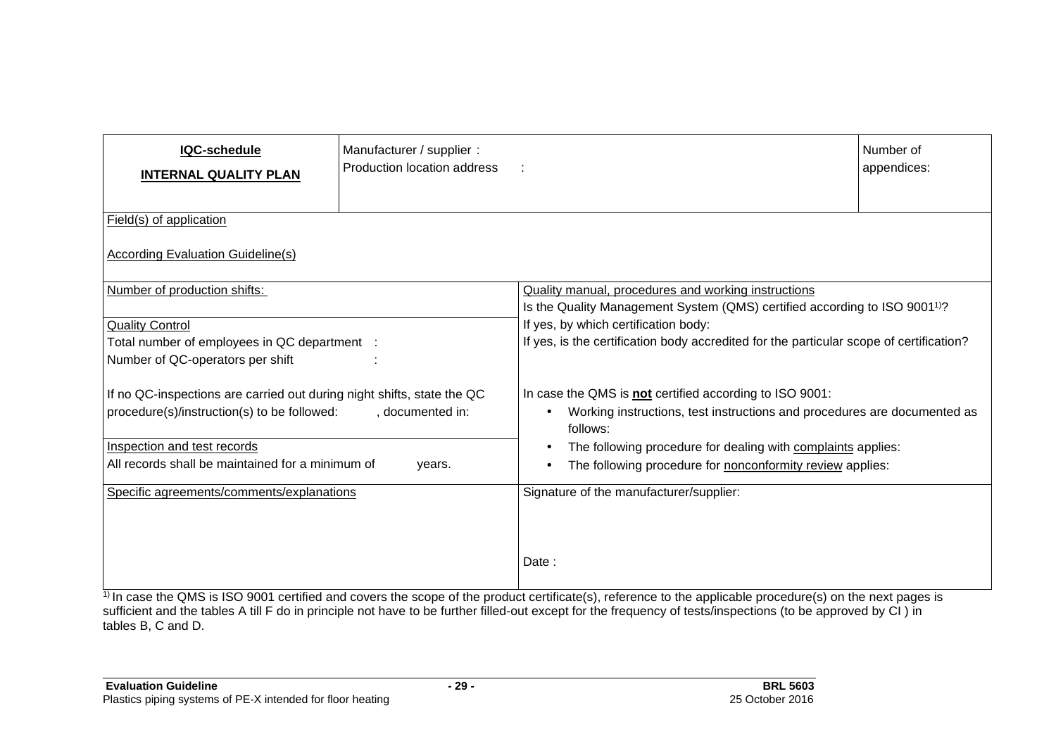| **IQC-schedule**<br>**INTERNAL QUALITY PLAN** | Manufacturer / supplier :<br>Production location address : | | Number of appendices: |
|---|---|---|---|
| Field(s) of application<br><br>According Evaluation Guideline(s) | | | |
| Number of production shifts:<br><br>Quality Control<br>Total number of employees in QC department :<br>Number of QC-operators per shift :<br><br>If no QC-inspections are carried out during night shifts, state the QC procedure(s)/instruction(s) to be followed: , documented in: | | Quality manual, procedures and working instructions<br>Is the Quality Management System (QMS) certified according to ISO 9001[1)]?<br>If yes, by which certification body:<br>If yes, is the certification body accredited for the particular scope of certification?<br><br>In case the QMS is **not** certified according to ISO 9001:<br>• Working instructions, test instructions and procedures are documented as follows:<br>• The following procedure for dealing with complaints applies:<br>• The following procedure for nonconformity review applies: | |
| Inspection and test records<br>All records shall be maintained for a minimum of years. | | | |
| Specific agreements/comments/explanations | | Signature of the manufacturer/supplier:<br><br><br>Date : | |

[1)] In case the QMS is ISO 9001 certified and covers the scope of the product certificate(s), reference to the applicable procedure(s) on the next pages is sufficient and the tables A till F do in principle not have to be further filled-out except for the frequency of tests/inspections (to be approved by CI ) in tables B, C and D.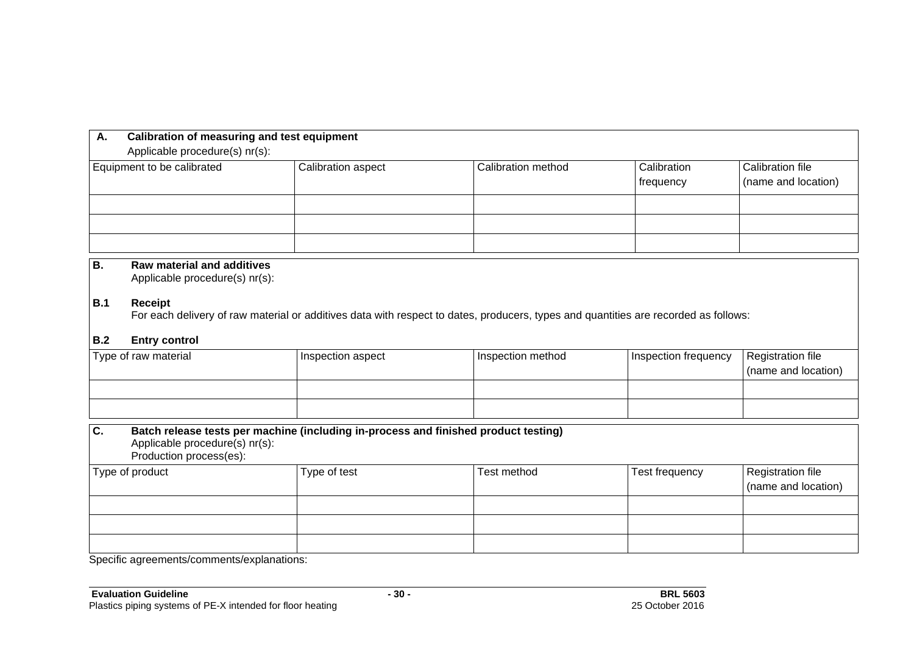**A. Calibration of measuring and test equipment**

Applicable procedure(s) nr(s):

| Equipment to be calibrated | Calibration aspect | Calibration method | Calibration frequency | Calibration file (name and location) |
| --- | --- | --- | --- | --- |
| | | | | |
| | | | | |
| | | | | |

**B. Raw material and additives**

Applicable procedure(s) nr(s):

**B.1 Receipt**

For each delivery of raw material or additives data with respect to dates, producers, types and quantities are recorded as follows:

**B.2 Entry control**

| Type of raw material | Inspection aspect | Inspection method | Inspection frequency | Registration file (name and location) |
| --- | --- | --- | --- | --- |
| | | | | |
| | | | | |

**C. Batch release tests per machine (including in-process and finished product testing)**

Applicable procedure(s) nr(s):

Production process(es):

| Type of product | Type of test | Test method | Test frequency | Registration file (name and location) |
| --- | --- | --- | --- | --- |
| | | | | |
| | | | | |
| | | | | |

Specific agreements/comments/explanations: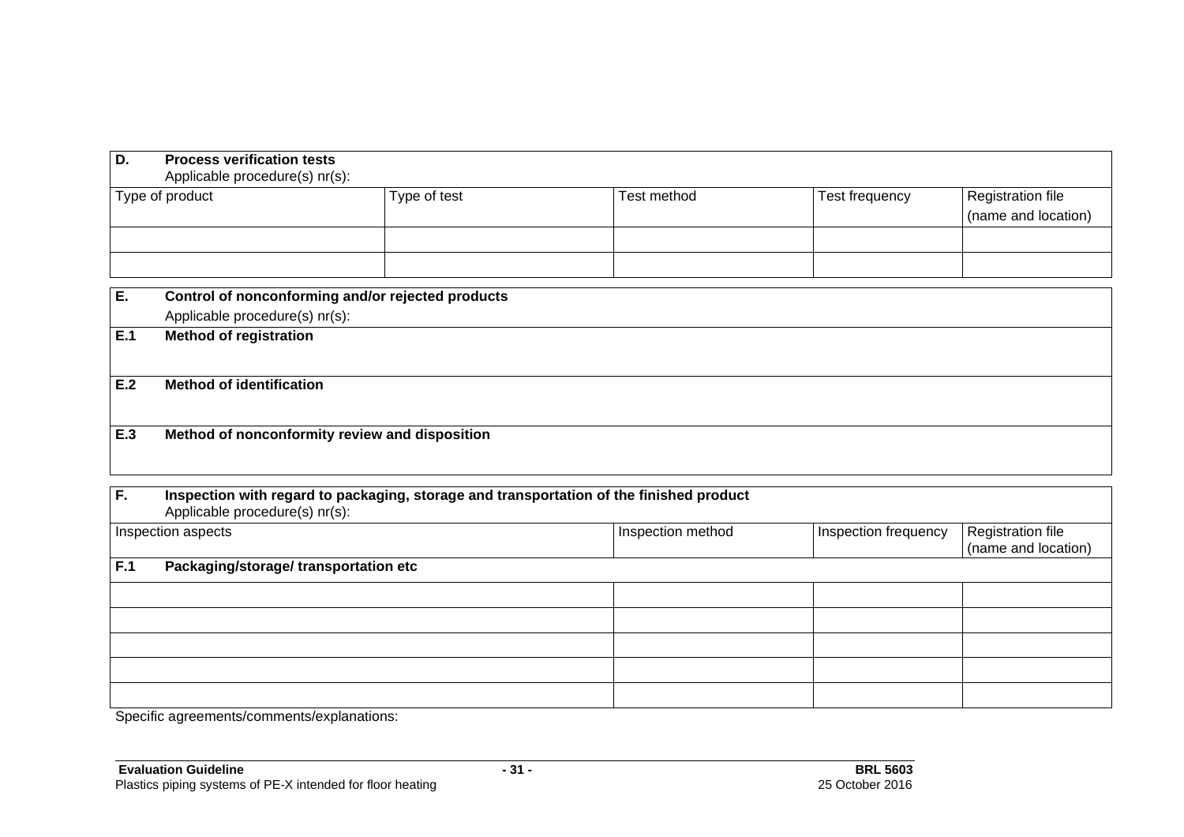| **D. Process verification tests**<br>Applicable procedure(s) nr(s): | | | | |
|---|---|---|---|---|
| Type of product | Type of test | Test method | Test frequency | Registration file (name and location) |
| | | | | |
| | | | | |

| **E. Control of nonconforming and/or rejected products**<br>Applicable procedure(s) nr(s): |
|---|
| **E.1 Method of registration** |
| **E.2 Method of identification** |
| **E.3 Method of nonconformity review and disposition** |

| **F. Inspection with regard to packaging, storage and transportation of the finished product**<br>Applicable procedure(s) nr(s): | | | |
|---|---|---|---|
| Inspection aspects | Inspection method | Inspection frequency | Registration file (name and location) |
| **F.1 Packaging/storage/ transportation etc** | | | |
| | | | |
| | | | |
| | | | |
| | | | |
| | | | |

Specific agreements/comments/explanations: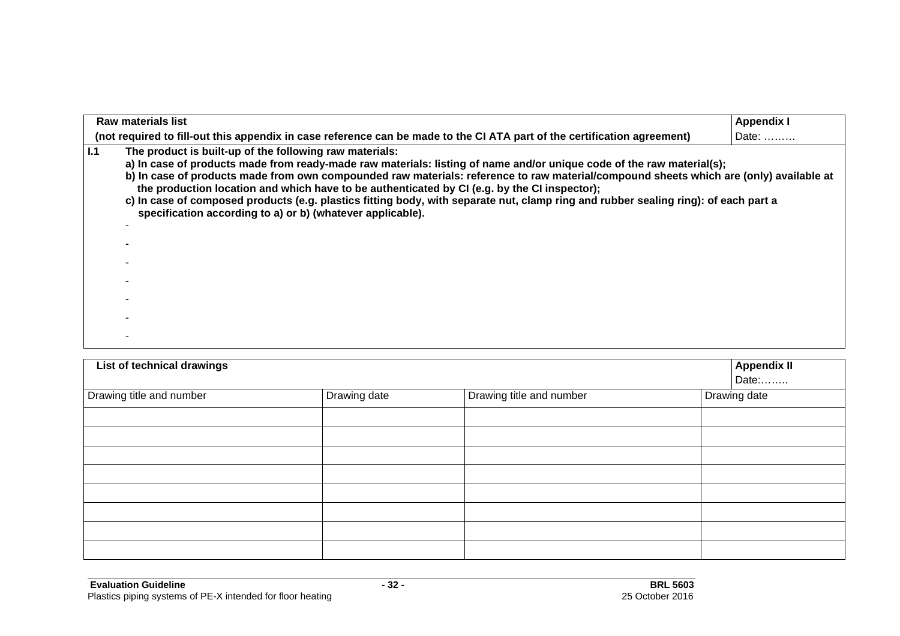| **Raw materials list** | **Appendix I** |
|---|---|
| **(not required to fill-out this appendix in case reference can be made to the CI ATA part of the certification agreement)** | Date: ……… |

**I.1** **The product is built-up of the following raw materials:**

**a) In case of products made from ready-made raw materials: listing of name and/or unique code of the raw material(s);**

**b) In case of products made from own compounded raw materials: reference to raw material/compound sheets which are (only) available at the production location and which have to be authenticated by CI (e.g. by the CI inspector);**

**c) In case of composed products (e.g. plastics fitting body, with separate nut, clamp ring and rubber sealing ring): of each part a specification according to a) or b) (whatever applicable).**

-
-
-
-
-
-
-

| **List of technical drawings** | | | **Appendix II** Date:…….. |
|---|---|---|---|
| Drawing title and number | Drawing date | Drawing title and number | Drawing date |
| | | | |
| | | | |
| | | | |
| | | | |
| | | | |
| | | | |
| | | | |
| | | | |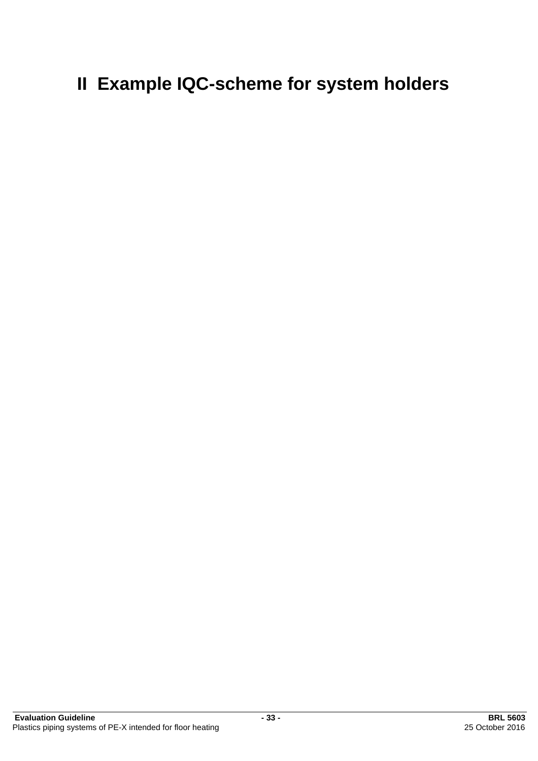# II Example IQC-scheme for system holders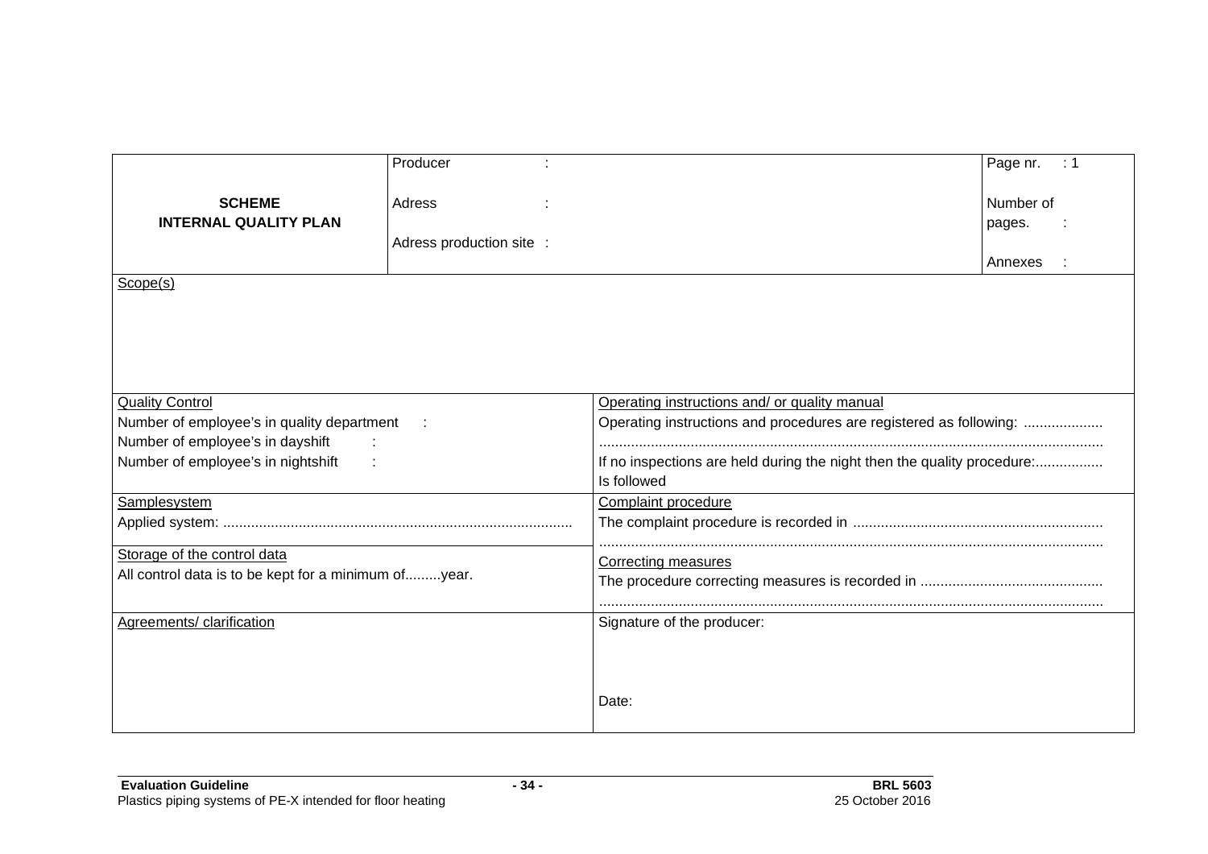| **SCHEME INTERNAL QUALITY PLAN** | Producer : <br><br> Adress : <br><br> Adress production site : | Page nr. : 1 <br><br> Number of pages. : <br><br> Annexes : |
|---|---|---|

Scope(s)

| | |
|---|---|
| Quality Control<br>Number of employee's in quality department :<br>Number of employee's in dayshift :<br>Number of employee's in nightshift : | Operating instructions and/ or quality manual<br>Operating instructions and procedures are registered as following: ....................<br>.............................................................................................................................<br>If no inspections are held during the night then the quality procedure:.................<br>Is followed |
| Samplesystem<br>Applied system: ........................................................................................ | Complaint procedure<br>The complaint procedure is recorded in ..............................................................<br>............................................................................................................................. |
| Storage of the control data<br>All control data is to be kept for a minimum of.........year. | Correcting measures<br>The procedure correcting measures is recorded in .............................................<br>............................................................................................................................. |
| Agreements/ clarification | Signature of the producer:<br><br><br>Date: |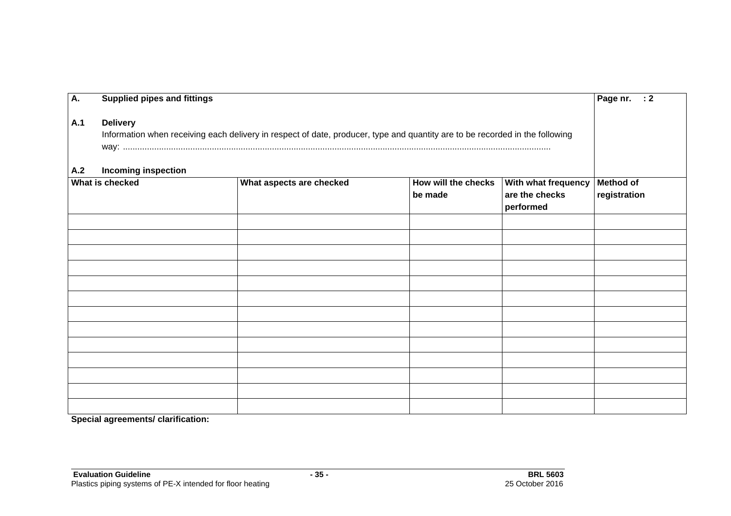| **A.** | **Supplied pipes and fittings** | **Page nr. : 2** |
|---|---|---|

**A.1 Delivery**

Information when receiving each delivery in respect of date, producer, type and quantity are to be recorded in the following way: ..................................................................................................................................................................

**A.2 Incoming inspection**

| **What is checked** | **What aspects are checked** | **How will the checks be made** | **With what frequency are the checks performed** | **Method of registration** |
|---|---|---|---|---|
| | | | | |
| | | | | |
| | | | | |
| | | | | |
| | | | | |
| | | | | |
| | | | | |
| | | | | |
| | | | | |
| | | | | |
| | | | | |
| | | | | |
| | | | | |

**Special agreements/ clarification:**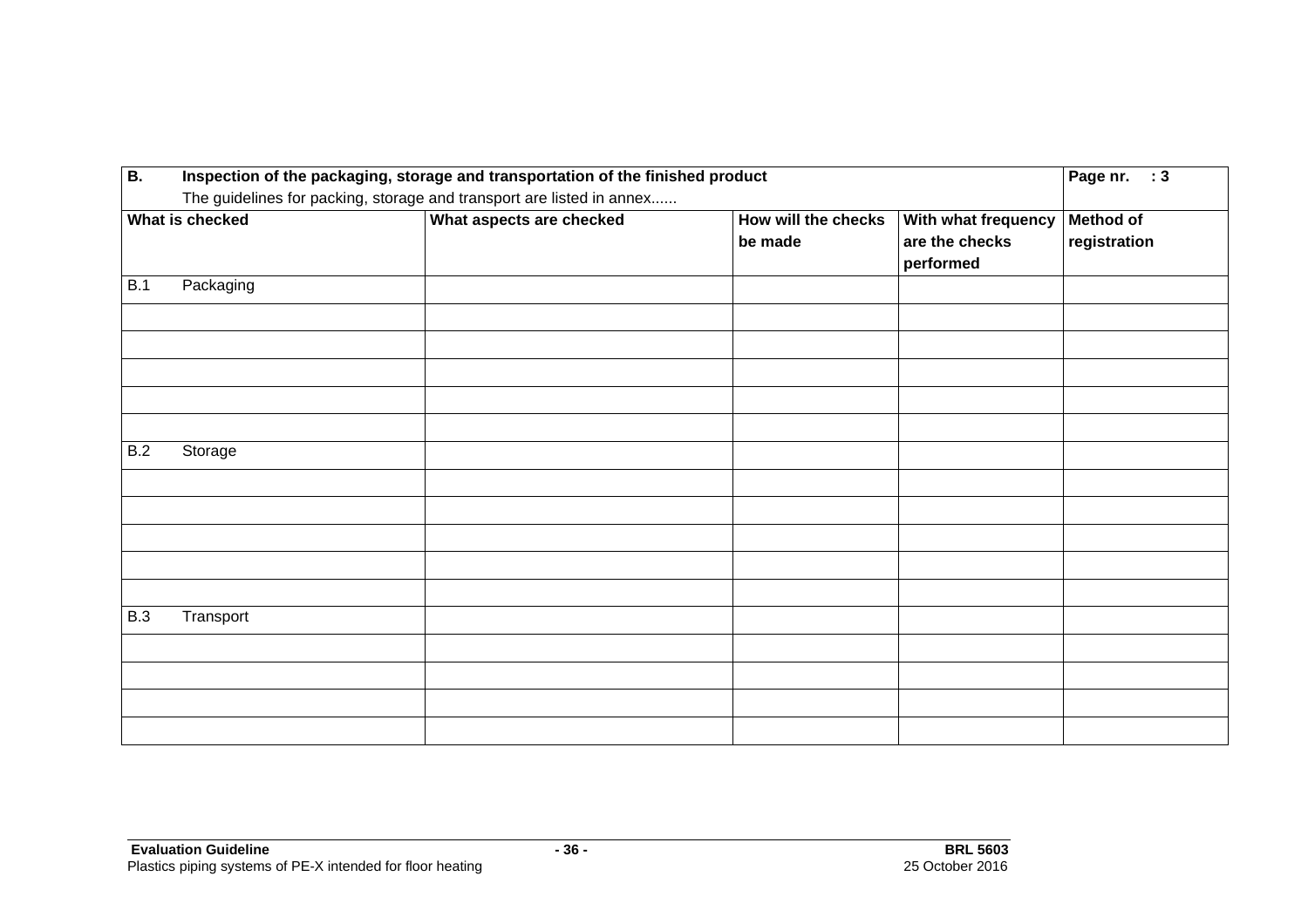| **B. Inspection of the packaging, storage and transportation of the finished product**<br>The guidelines for packing, storage and transport are listed in annex...... | | | | **Page nr. : 3** |
|---|---|---|---|---|
| **What is checked** | **What aspects are checked** | **How will the checks be made** | **With what frequency are the checks performed** | **Method of registration** |
| B.1 Packaging | | | | |
| | | | | |
| | | | | |
| | | | | |
| | | | | |
| | | | | |
| B.2 Storage | | | | |
| | | | | |
| | | | | |
| | | | | |
| | | | | |
| | | | | |
| B.3 Transport | | | | |
| | | | | |
| | | | | |
| | | | | |
| | | | | |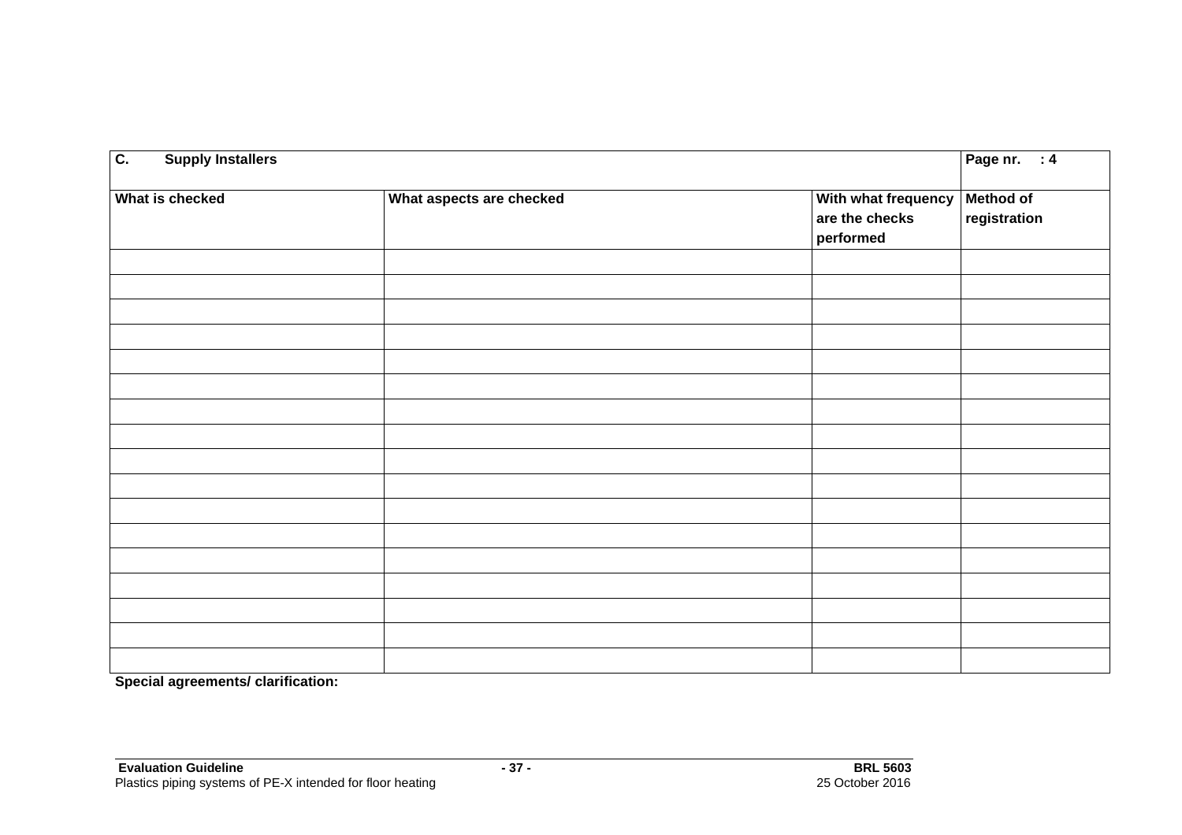| **C. Supply Installers** | | | **Page nr. : 4** |
|---|---|---|---|
| **What is checked** | **What aspects are checked** | **With what frequency are the checks performed** | **Method of registration** |
| | | | |
| | | | |
| | | | |
| | | | |
| | | | |
| | | | |
| | | | |
| | | | |
| | | | |
| | | | |
| | | | |
| | | | |
| | | | |
| | | | |
| | | | |
| | | | |
| | | | |

**Special agreements/ clarification:**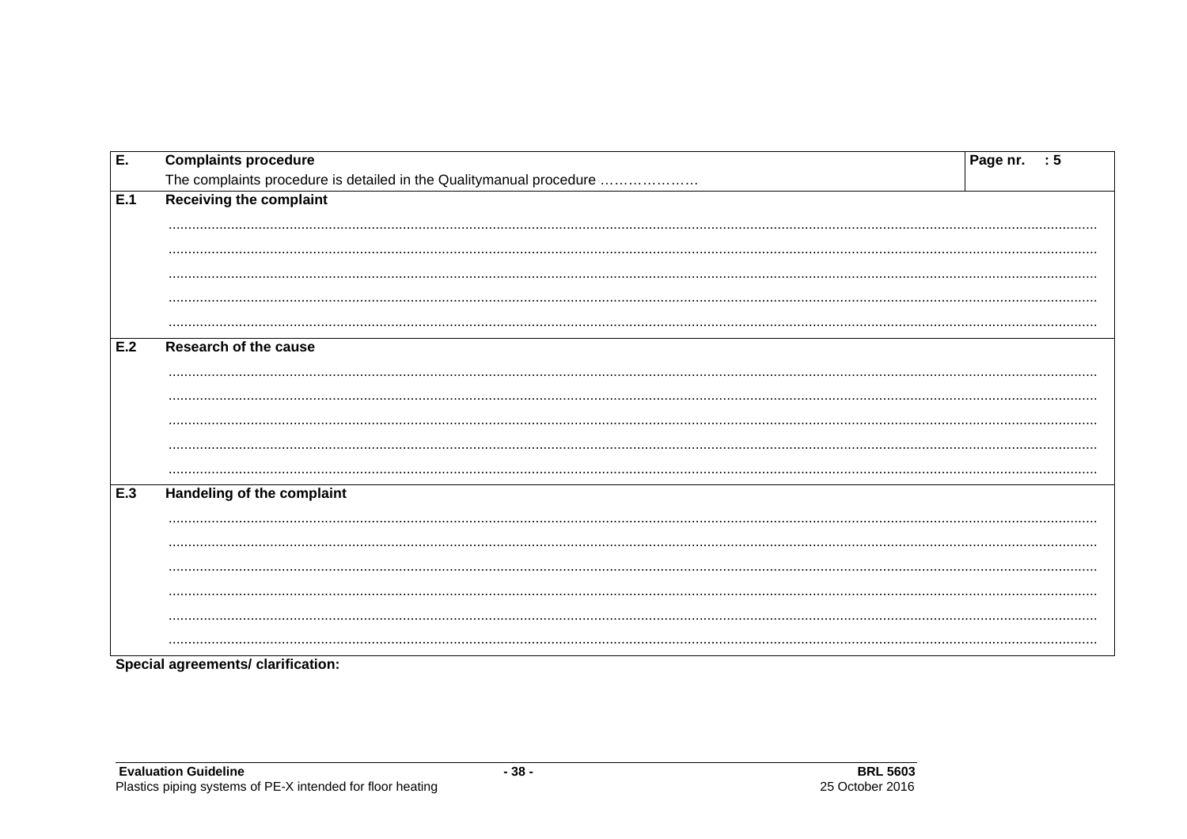| E. | Complaints procedure | Page nr. : 5 |
| --- | --- | --- |
| | The complaints procedure is detailed in the Qualitymanual procedure ……………….. | |
| E.1 | Receiving the complaint | |
| | .......................................................................................................................................................................................................... | |
| | .......................................................................................................................................................................................................... | |
| | .......................................................................................................................................................................................................... | |
| | .......................................................................................................................................................................................................... | |
| | .......................................................................................................................................................................................................... | |
| E.2 | Research of the cause | |
| | .......................................................................................................................................................................................................... | |
| | .......................................................................................................................................................................................................... | |
| | .......................................................................................................................................................................................................... | |
| | .......................................................................................................................................................................................................... | |
| | .......................................................................................................................................................................................................... | |
| E.3 | Handeling of the complaint | |
| | .......................................................................................................................................................................................................... | |
| | .......................................................................................................................................................................................................... | |
| | .......................................................................................................................................................................................................... | |
| | .......................................................................................................................................................................................................... | |
| | .......................................................................................................................................................................................................... | |
| | .......................................................................................................................................................................................................... | |

**Special agreements/ clarification:**